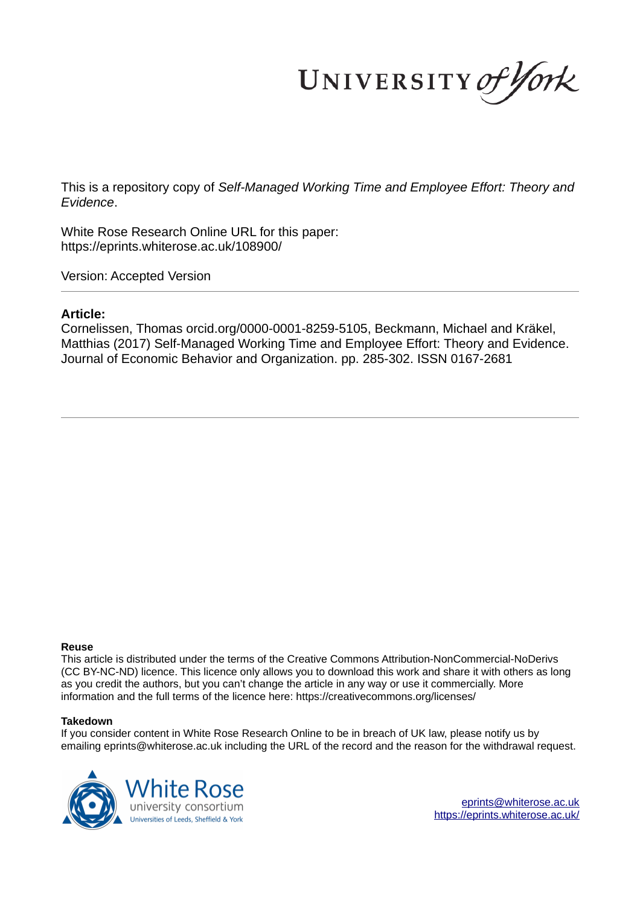UNIVERSITY of York

This is a repository copy of *Self-Managed Working Time and Employee Effort: Theory and Evidence*.

White Rose Research Online URL for this paper:
https://eprints.whiterose.ac.uk/108900/

Version: Accepted Version

**Article:**

Cornelissen, Thomas orcid.org/0000-0001-8259-5105, Beckmann, Michael and Kräkel, Matthias (2017) Self-Managed Working Time and Employee Effort: Theory and Evidence. Journal of Economic Behavior and Organization. pp. 285-302. ISSN 0167-2681

---

**Reuse**

This article is distributed under the terms of the Creative Commons Attribution-NonCommercial-NoDerivs (CC BY-NC-ND) licence. This licence only allows you to download this work and share it with others as long as you credit the authors, but you can't change the article in any way or use it commercially. More information and the full terms of the licence here: https://creativecommons.org/licenses/

**Takedown**

If you consider content in White Rose Research Online to be in breach of UK law, please notify us by emailing eprints@whiterose.ac.uk including the URL of the record and the reason for the withdrawal request.

White Rose university consortium
Universities of Leeds, Sheffield & York

eprints@whiterose.ac.uk
https://eprints.whiterose.ac.uk/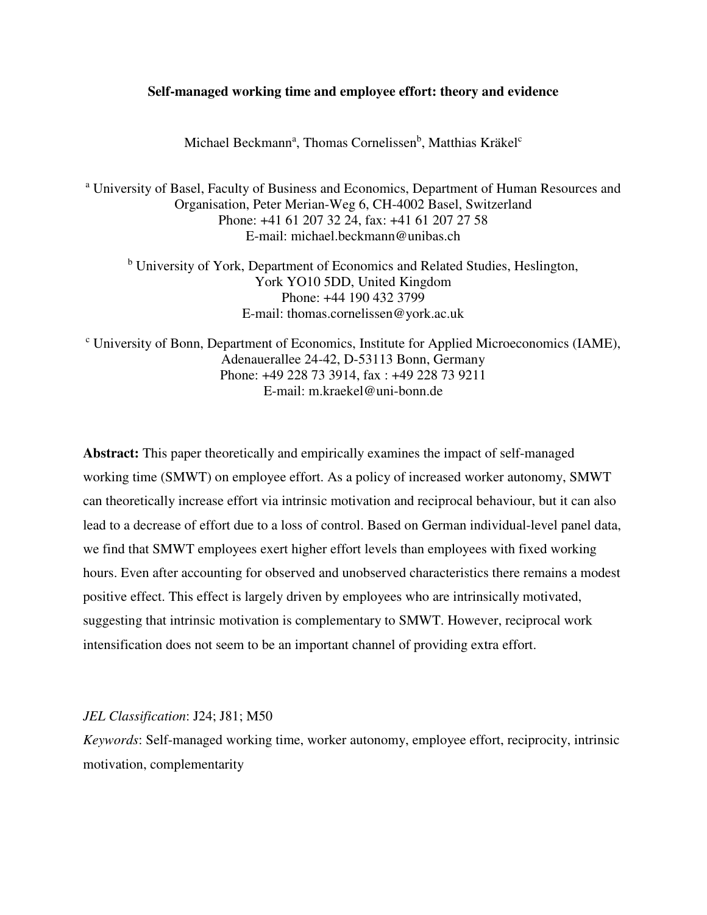**Self-managed working time and employee effort: theory and evidence**

Michael Beckmann[a], Thomas Cornelissen[b], Matthias Kräkel[c]

[a] University of Basel, Faculty of Business and Economics, Department of Human Resources and Organisation, Peter Merian-Weg 6, CH-4002 Basel, Switzerland
Phone: +41 61 207 32 24, fax: +41 61 207 27 58
E-mail: michael.beckmann@unibas.ch

[b] University of York, Department of Economics and Related Studies, Heslington, York YO10 5DD, United Kingdom
Phone: +44 190 432 3799
E-mail: thomas.cornelissen@york.ac.uk

[c] University of Bonn, Department of Economics, Institute for Applied Microeconomics (IAME), Adenauerallee 24-42, D-53113 Bonn, Germany
Phone: +49 228 73 3914, fax : +49 228 73 9211
E-mail: m.kraekel@uni-bonn.de

**Abstract:** This paper theoretically and empirically examines the impact of self-managed working time (SMWT) on employee effort. As a policy of increased worker autonomy, SMWT can theoretically increase effort via intrinsic motivation and reciprocal behaviour, but it can also lead to a decrease of effort due to a loss of control. Based on German individual-level panel data, we find that SMWT employees exert higher effort levels than employees with fixed working hours. Even after accounting for observed and unobserved characteristics there remains a modest positive effect. This effect is largely driven by employees who are intrinsically motivated, suggesting that intrinsic motivation is complementary to SMWT. However, reciprocal work intensification does not seem to be an important channel of providing extra effort.

*JEL Classification*: J24; J81; M50

*Keywords*: Self-managed working time, worker autonomy, employee effort, reciprocity, intrinsic motivation, complementarity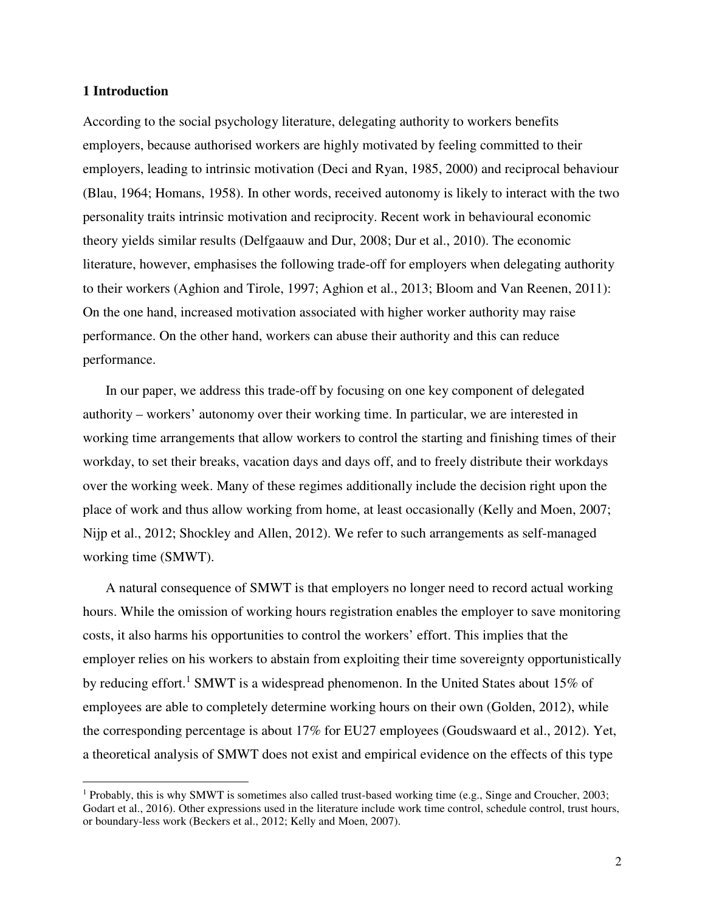## 1 Introduction

According to the social psychology literature, delegating authority to workers benefits employers, because authorised workers are highly motivated by feeling committed to their employers, leading to intrinsic motivation (Deci and Ryan, 1985, 2000) and reciprocal behaviour (Blau, 1964; Homans, 1958). In other words, received autonomy is likely to interact with the two personality traits intrinsic motivation and reciprocity. Recent work in behavioural economic theory yields similar results (Delfgaauw and Dur, 2008; Dur et al., 2010). The economic literature, however, emphasises the following trade-off for employers when delegating authority to their workers (Aghion and Tirole, 1997; Aghion et al., 2013; Bloom and Van Reenen, 2011): On the one hand, increased motivation associated with higher worker authority may raise performance. On the other hand, workers can abuse their authority and this can reduce performance.

In our paper, we address this trade-off by focusing on one key component of delegated authority – workers' autonomy over their working time. In particular, we are interested in working time arrangements that allow workers to control the starting and finishing times of their workday, to set their breaks, vacation days and days off, and to freely distribute their workdays over the working week. Many of these regimes additionally include the decision right upon the place of work and thus allow working from home, at least occasionally (Kelly and Moen, 2007; Nijp et al., 2012; Shockley and Allen, 2012). We refer to such arrangements as self-managed working time (SMWT).

A natural consequence of SMWT is that employers no longer need to record actual working hours. While the omission of working hours registration enables the employer to save monitoring costs, it also harms his opportunities to control the workers' effort. This implies that the employer relies on his workers to abstain from exploiting their time sovereignty opportunistically by reducing effort.[1] SMWT is a widespread phenomenon. In the United States about 15% of employees are able to completely determine working hours on their own (Golden, 2012), while the corresponding percentage is about 17% for EU27 employees (Goudswaard et al., 2012). Yet, a theoretical analysis of SMWT does not exist and empirical evidence on the effects of this type

[1] Probably, this is why SMWT is sometimes also called trust-based working time (e.g., Singe and Croucher, 2003; Godart et al., 2016). Other expressions used in the literature include work time control, schedule control, trust hours, or boundary-less work (Beckers et al., 2012; Kelly and Moen, 2007).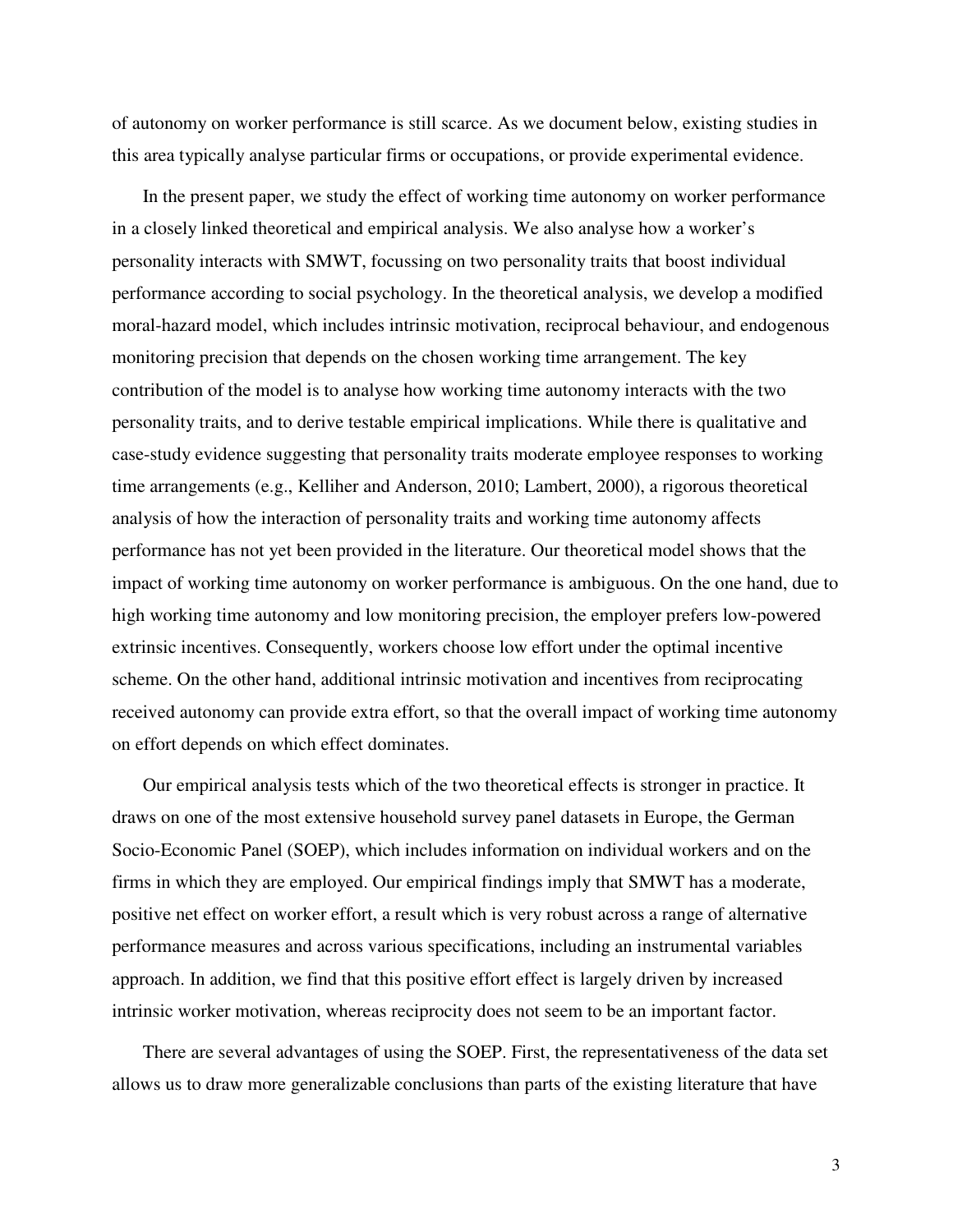of autonomy on worker performance is still scarce. As we document below, existing studies in this area typically analyse particular firms or occupations, or provide experimental evidence.

In the present paper, we study the effect of working time autonomy on worker performance in a closely linked theoretical and empirical analysis. We also analyse how a worker's personality interacts with SMWT, focussing on two personality traits that boost individual performance according to social psychology. In the theoretical analysis, we develop a modified moral-hazard model, which includes intrinsic motivation, reciprocal behaviour, and endogenous monitoring precision that depends on the chosen working time arrangement. The key contribution of the model is to analyse how working time autonomy interacts with the two personality traits, and to derive testable empirical implications. While there is qualitative and case-study evidence suggesting that personality traits moderate employee responses to working time arrangements (e.g., Kelliher and Anderson, 2010; Lambert, 2000), a rigorous theoretical analysis of how the interaction of personality traits and working time autonomy affects performance has not yet been provided in the literature. Our theoretical model shows that the impact of working time autonomy on worker performance is ambiguous. On the one hand, due to high working time autonomy and low monitoring precision, the employer prefers low-powered extrinsic incentives. Consequently, workers choose low effort under the optimal incentive scheme. On the other hand, additional intrinsic motivation and incentives from reciprocating received autonomy can provide extra effort, so that the overall impact of working time autonomy on effort depends on which effect dominates.

Our empirical analysis tests which of the two theoretical effects is stronger in practice. It draws on one of the most extensive household survey panel datasets in Europe, the German Socio-Economic Panel (SOEP), which includes information on individual workers and on the firms in which they are employed. Our empirical findings imply that SMWT has a moderate, positive net effect on worker effort, a result which is very robust across a range of alternative performance measures and across various specifications, including an instrumental variables approach. In addition, we find that this positive effort effect is largely driven by increased intrinsic worker motivation, whereas reciprocity does not seem to be an important factor.

There are several advantages of using the SOEP. First, the representativeness of the data set allows us to draw more generalizable conclusions than parts of the existing literature that have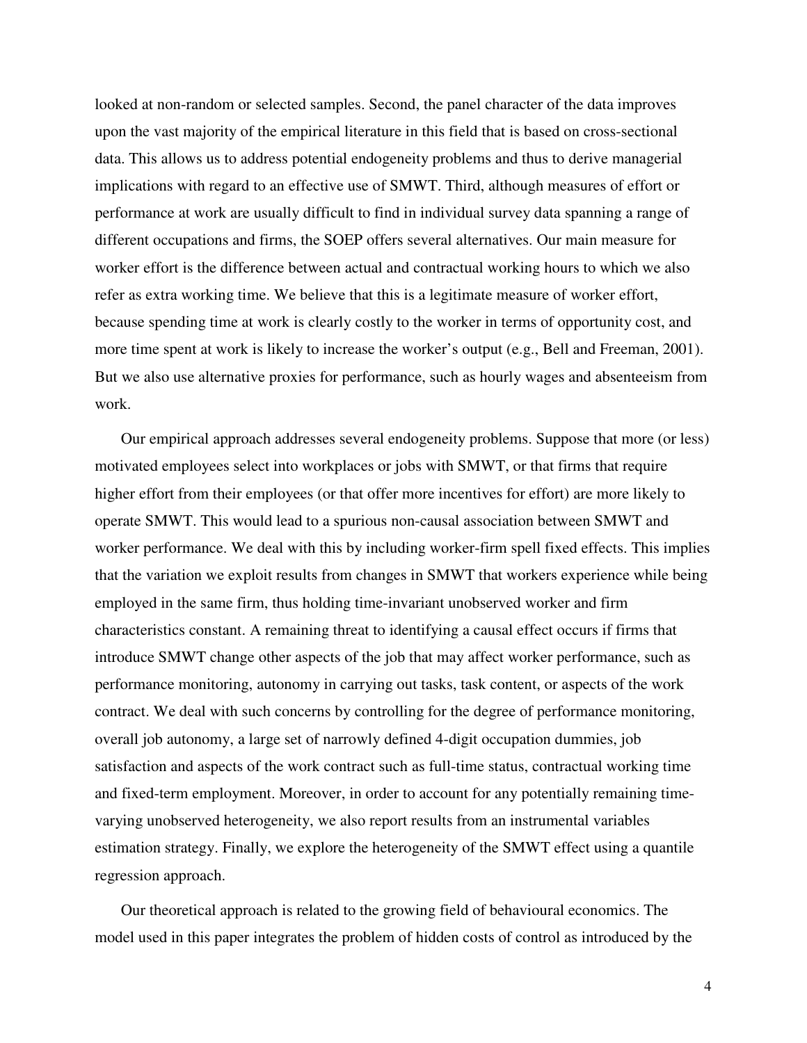looked at non-random or selected samples. Second, the panel character of the data improves upon the vast majority of the empirical literature in this field that is based on cross-sectional data. This allows us to address potential endogeneity problems and thus to derive managerial implications with regard to an effective use of SMWT. Third, although measures of effort or performance at work are usually difficult to find in individual survey data spanning a range of different occupations and firms, the SOEP offers several alternatives. Our main measure for worker effort is the difference between actual and contractual working hours to which we also refer as extra working time. We believe that this is a legitimate measure of worker effort, because spending time at work is clearly costly to the worker in terms of opportunity cost, and more time spent at work is likely to increase the worker's output (e.g., Bell and Freeman, 2001). But we also use alternative proxies for performance, such as hourly wages and absenteeism from work.

Our empirical approach addresses several endogeneity problems. Suppose that more (or less) motivated employees select into workplaces or jobs with SMWT, or that firms that require higher effort from their employees (or that offer more incentives for effort) are more likely to operate SMWT. This would lead to a spurious non-causal association between SMWT and worker performance. We deal with this by including worker-firm spell fixed effects. This implies that the variation we exploit results from changes in SMWT that workers experience while being employed in the same firm, thus holding time-invariant unobserved worker and firm characteristics constant. A remaining threat to identifying a causal effect occurs if firms that introduce SMWT change other aspects of the job that may affect worker performance, such as performance monitoring, autonomy in carrying out tasks, task content, or aspects of the work contract. We deal with such concerns by controlling for the degree of performance monitoring, overall job autonomy, a large set of narrowly defined 4-digit occupation dummies, job satisfaction and aspects of the work contract such as full-time status, contractual working time and fixed-term employment. Moreover, in order to account for any potentially remaining time-varying unobserved heterogeneity, we also report results from an instrumental variables estimation strategy. Finally, we explore the heterogeneity of the SMWT effect using a quantile regression approach.

Our theoretical approach is related to the growing field of behavioural economics. The model used in this paper integrates the problem of hidden costs of control as introduced by the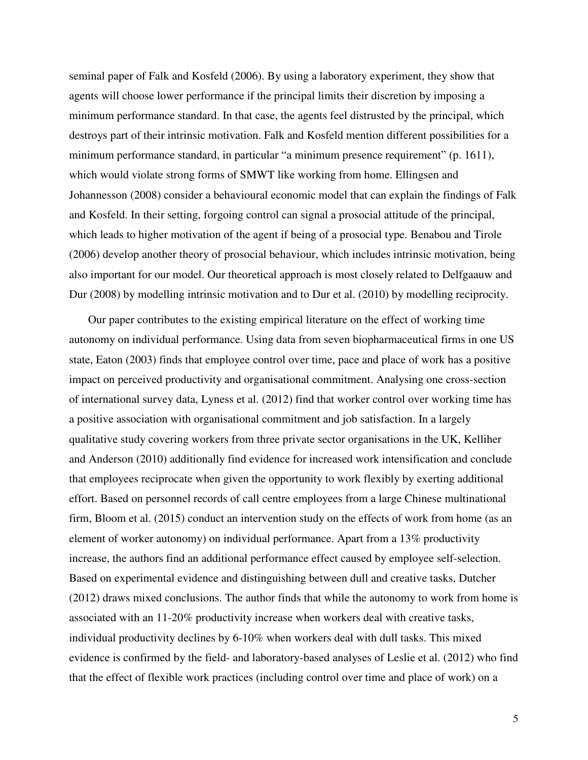seminal paper of Falk and Kosfeld (2006). By using a laboratory experiment, they show that agents will choose lower performance if the principal limits their discretion by imposing a minimum performance standard. In that case, the agents feel distrusted by the principal, which destroys part of their intrinsic motivation. Falk and Kosfeld mention different possibilities for a minimum performance standard, in particular "a minimum presence requirement" (p. 1611), which would violate strong forms of SMWT like working from home. Ellingsen and Johannesson (2008) consider a behavioural economic model that can explain the findings of Falk and Kosfeld. In their setting, forgoing control can signal a prosocial attitude of the principal, which leads to higher motivation of the agent if being of a prosocial type. Benabou and Tirole (2006) develop another theory of prosocial behaviour, which includes intrinsic motivation, being also important for our model. Our theoretical approach is most closely related to Delfgaauw and Dur (2008) by modelling intrinsic motivation and to Dur et al. (2010) by modelling reciprocity.

Our paper contributes to the existing empirical literature on the effect of working time autonomy on individual performance. Using data from seven biopharmaceutical firms in one US state, Eaton (2003) finds that employee control over time, pace and place of work has a positive impact on perceived productivity and organisational commitment. Analysing one cross-section of international survey data, Lyness et al. (2012) find that worker control over working time has a positive association with organisational commitment and job satisfaction. In a largely qualitative study covering workers from three private sector organisations in the UK, Kelliher and Anderson (2010) additionally find evidence for increased work intensification and conclude that employees reciprocate when given the opportunity to work flexibly by exerting additional effort. Based on personnel records of call centre employees from a large Chinese multinational firm, Bloom et al. (2015) conduct an intervention study on the effects of work from home (as an element of worker autonomy) on individual performance. Apart from a 13% productivity increase, the authors find an additional performance effect caused by employee self-selection. Based on experimental evidence and distinguishing between dull and creative tasks, Dutcher (2012) draws mixed conclusions. The author finds that while the autonomy to work from home is associated with an 11-20% productivity increase when workers deal with creative tasks, individual productivity declines by 6-10% when workers deal with dull tasks. This mixed evidence is confirmed by the field- and laboratory-based analyses of Leslie et al. (2012) who find that the effect of flexible work practices (including control over time and place of work) on a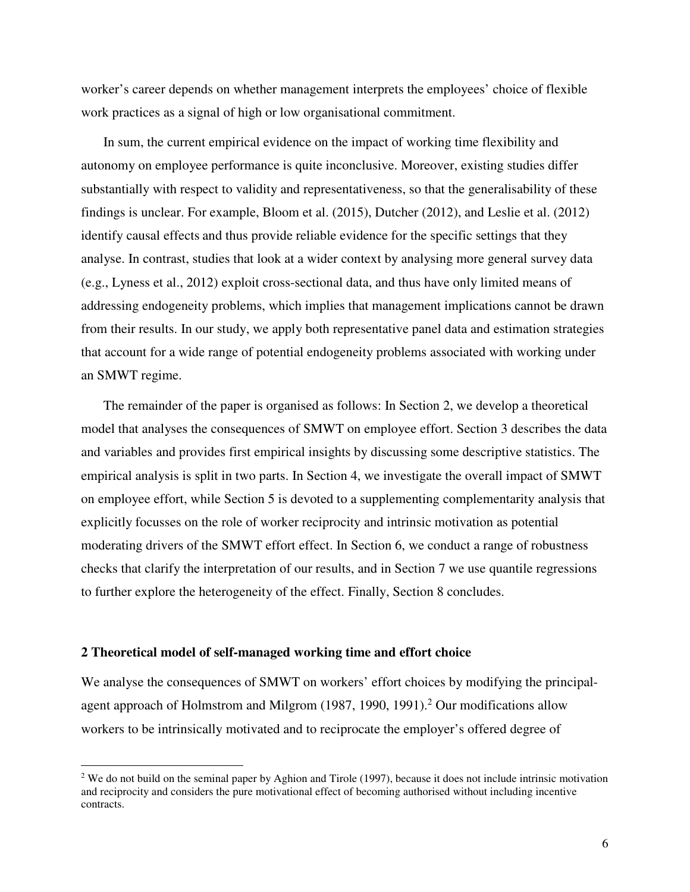worker's career depends on whether management interprets the employees' choice of flexible work practices as a signal of high or low organisational commitment.

In sum, the current empirical evidence on the impact of working time flexibility and autonomy on employee performance is quite inconclusive. Moreover, existing studies differ substantially with respect to validity and representativeness, so that the generalisability of these findings is unclear. For example, Bloom et al. (2015), Dutcher (2012), and Leslie et al. (2012) identify causal effects and thus provide reliable evidence for the specific settings that they analyse. In contrast, studies that look at a wider context by analysing more general survey data (e.g., Lyness et al., 2012) exploit cross-sectional data, and thus have only limited means of addressing endogeneity problems, which implies that management implications cannot be drawn from their results. In our study, we apply both representative panel data and estimation strategies that account for a wide range of potential endogeneity problems associated with working under an SMWT regime.

The remainder of the paper is organised as follows: In Section 2, we develop a theoretical model that analyses the consequences of SMWT on employee effort. Section 3 describes the data and variables and provides first empirical insights by discussing some descriptive statistics. The empirical analysis is split in two parts. In Section 4, we investigate the overall impact of SMWT on employee effort, while Section 5 is devoted to a supplementing complementarity analysis that explicitly focusses on the role of worker reciprocity and intrinsic motivation as potential moderating drivers of the SMWT effort effect. In Section 6, we conduct a range of robustness checks that clarify the interpretation of our results, and in Section 7 we use quantile regressions to further explore the heterogeneity of the effect. Finally, Section 8 concludes.

## 2 Theoretical model of self-managed working time and effort choice

We analyse the consequences of SMWT on workers' effort choices by modifying the principal-agent approach of Holmstrom and Milgrom (1987, 1990, 1991).[2] Our modifications allow workers to be intrinsically motivated and to reciprocate the employer's offered degree of

[2] We do not build on the seminal paper by Aghion and Tirole (1997), because it does not include intrinsic motivation and reciprocity and considers the pure motivational effect of becoming authorised without including incentive contracts.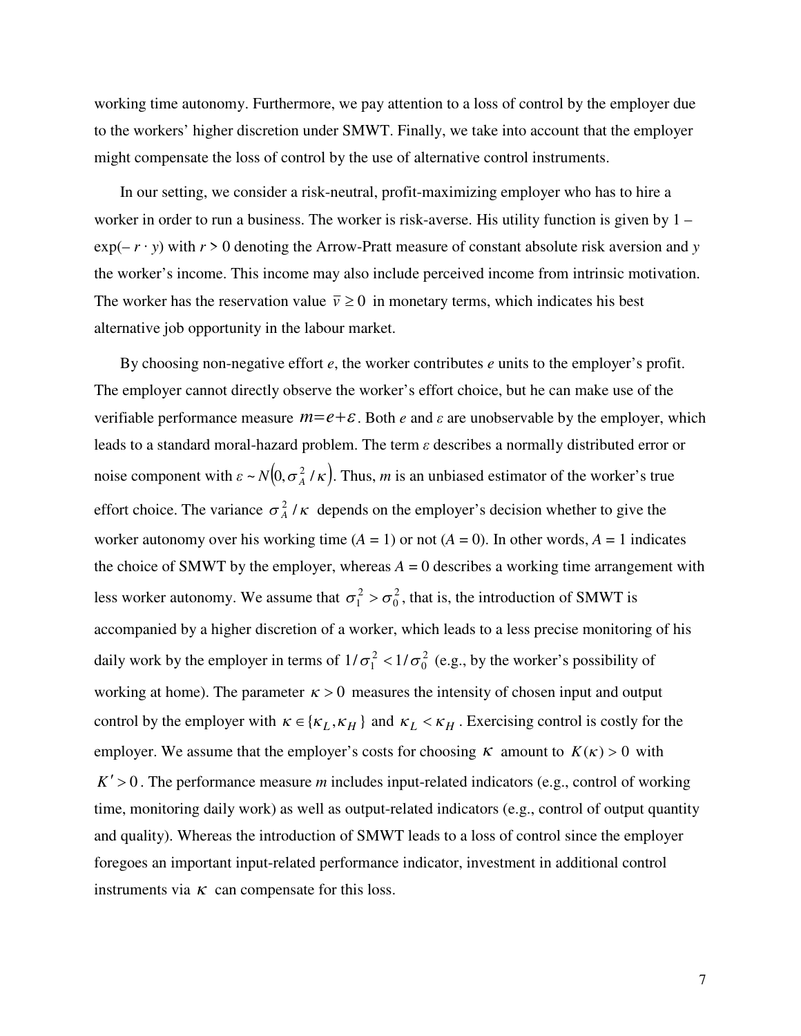working time autonomy. Furthermore, we pay attention to a loss of control by the employer due to the workers' higher discretion under SMWT. Finally, we take into account that the employer might compensate the loss of control by the use of alternative control instruments.

In our setting, we consider a risk-neutral, profit-maximizing employer who has to hire a worker in order to run a business. The worker is risk-averse. His utility function is given by $1 - \exp(-r \cdot y)$ with $r > 0$ denoting the Arrow-Pratt measure of constant absolute risk aversion and $y$ the worker's income. This income may also include perceived income from intrinsic motivation. The worker has the reservation value $\bar{v} \geq 0$ in monetary terms, which indicates his best alternative job opportunity in the labour market.

By choosing non-negative effort $e$, the worker contributes $e$ units to the employer's profit. The employer cannot directly observe the worker's effort choice, but he can make use of the verifiable performance measure $m = e + \varepsilon$. Both $e$ and $\varepsilon$ are unobservable by the employer, which leads to a standard moral-hazard problem. The term $\varepsilon$ describes a normally distributed error or noise component with $\varepsilon \sim N(0, \sigma_A^2 / \kappa)$. Thus, $m$ is an unbiased estimator of the worker's true effort choice. The variance $\sigma_A^2 / \kappa$ depends on the employer's decision whether to give the worker autonomy over his working time ($A = 1$) or not ($A = 0$). In other words, $A = 1$ indicates the choice of SMWT by the employer, whereas $A = 0$ describes a working time arrangement with less worker autonomy. We assume that $\sigma_1^2 > \sigma_0^2$, that is, the introduction of SMWT is accompanied by a higher discretion of a worker, which leads to a less precise monitoring of his daily work by the employer in terms of $1/\sigma_1^2 < 1/\sigma_0^2$ (e.g., by the worker's possibility of working at home). The parameter $\kappa > 0$ measures the intensity of chosen input and output control by the employer with $\kappa \in \{\kappa_L, \kappa_H\}$ and $\kappa_L < \kappa_H$. Exercising control is costly for the employer. We assume that the employer's costs for choosing $\kappa$ amount to $K(\kappa) > 0$ with $K' > 0$. The performance measure $m$ includes input-related indicators (e.g., control of working time, monitoring daily work) as well as output-related indicators (e.g., control of output quantity and quality). Whereas the introduction of SMWT leads to a loss of control since the employer foregoes an important input-related performance indicator, investment in additional control instruments via $\kappa$ can compensate for this loss.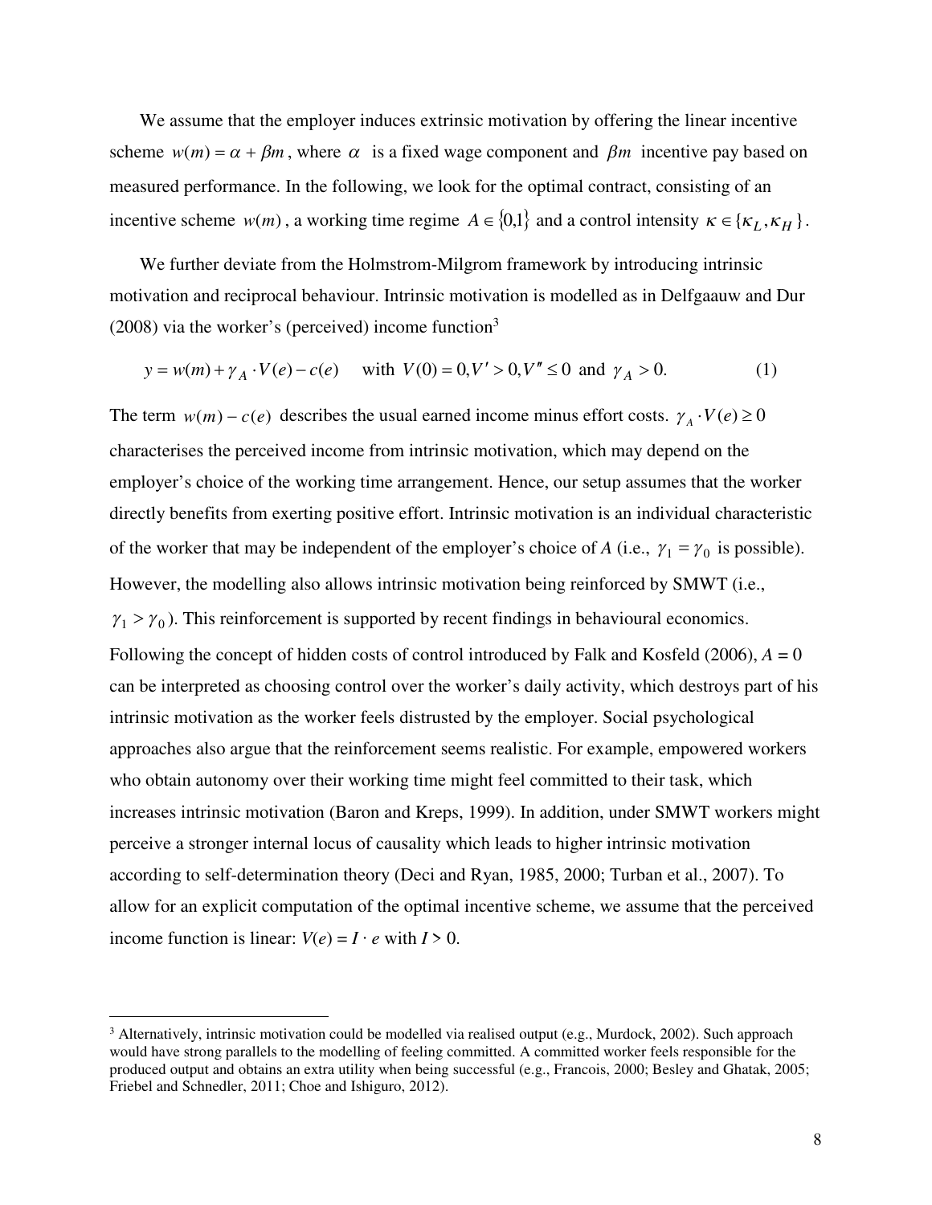We assume that the employer induces extrinsic motivation by offering the linear incentive scheme $w(m) = \alpha + \beta m$, where $\alpha$ is a fixed wage component and $\beta m$ incentive pay based on measured performance. In the following, we look for the optimal contract, consisting of an incentive scheme $w(m)$, a working time regime $A \in \{0,1\}$ and a control intensity $\kappa \in \{\kappa_L, \kappa_H\}$.

We further deviate from the Holmstrom-Milgrom framework by introducing intrinsic motivation and reciprocal behaviour. Intrinsic motivation is modelled as in Delfgaauw and Dur (2008) via the worker's (perceived) income function[3]

$$y = w(m) + \gamma_A \cdot V(e) - c(e) \quad \text{with } V(0) = 0, V' > 0, V'' \leq 0 \text{ and } \gamma_A > 0. \tag{1}$$

The term $w(m) - c(e)$ describes the usual earned income minus effort costs. $\gamma_A \cdot V(e) \geq 0$ characterises the perceived income from intrinsic motivation, which may depend on the employer's choice of the working time arrangement. Hence, our setup assumes that the worker directly benefits from exerting positive effort. Intrinsic motivation is an individual characteristic of the worker that may be independent of the employer's choice of $A$ (i.e., $\gamma_1 = \gamma_0$ is possible). However, the modelling also allows intrinsic motivation being reinforced by SMWT (i.e., $\gamma_1 > \gamma_0$). This reinforcement is supported by recent findings in behavioural economics. Following the concept of hidden costs of control introduced by Falk and Kosfeld (2006), $A = 0$ can be interpreted as choosing control over the worker's daily activity, which destroys part of his intrinsic motivation as the worker feels distrusted by the employer. Social psychological approaches also argue that the reinforcement seems realistic. For example, empowered workers who obtain autonomy over their working time might feel committed to their task, which increases intrinsic motivation (Baron and Kreps, 1999). In addition, under SMWT workers might perceive a stronger internal locus of causality which leads to higher intrinsic motivation according to self-determination theory (Deci and Ryan, 1985, 2000; Turban et al., 2007). To allow for an explicit computation of the optimal incentive scheme, we assume that the perceived income function is linear: $V(e) = I \cdot e$ with $I > 0$.

[3] Alternatively, intrinsic motivation could be modelled via realised output (e.g., Murdock, 2002). Such approach would have strong parallels to the modelling of feeling committed. A committed worker feels responsible for the produced output and obtains an extra utility when being successful (e.g., Francois, 2000; Besley and Ghatak, 2005; Friebel and Schnedler, 2011; Choe and Ishiguro, 2012).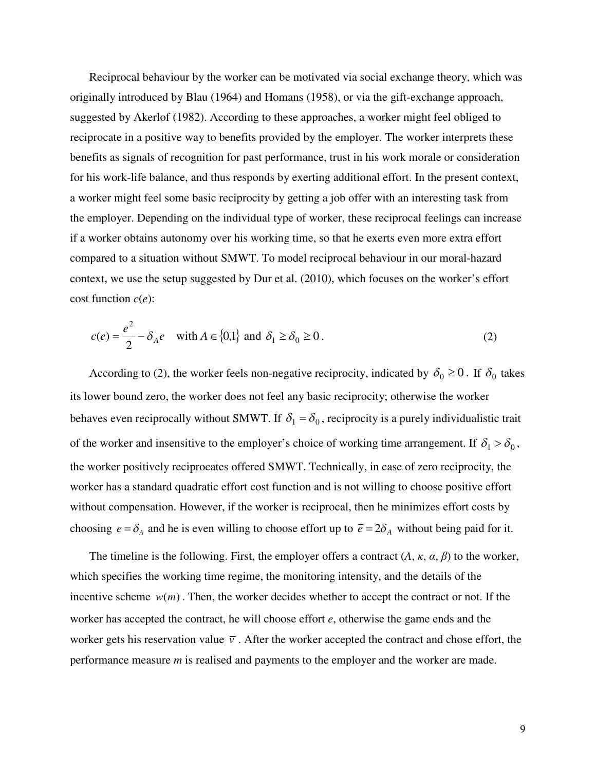Reciprocal behaviour by the worker can be motivated via social exchange theory, which was originally introduced by Blau (1964) and Homans (1958), or via the gift-exchange approach, suggested by Akerlof (1982). According to these approaches, a worker might feel obliged to reciprocate in a positive way to benefits provided by the employer. The worker interprets these benefits as signals of recognition for past performance, trust in his work morale or consideration for his work-life balance, and thus responds by exerting additional effort. In the present context, a worker might feel some basic reciprocity by getting a job offer with an interesting task from the employer. Depending on the individual type of worker, these reciprocal feelings can increase if a worker obtains autonomy over his working time, so that he exerts even more extra effort compared to a situation without SMWT. To model reciprocal behaviour in our moral-hazard context, we use the setup suggested by Dur et al. (2010), which focuses on the worker's effort cost function $c(e)$:

$$c(e) = \frac{e^2}{2} - \delta_A e \quad \text{with } A \in \{0,1\} \text{ and } \delta_1 \geq \delta_0 \geq 0\,. \tag{2}$$

According to (2), the worker feels non-negative reciprocity, indicated by $\delta_0 \geq 0$. If $\delta_0$ takes its lower bound zero, the worker does not feel any basic reciprocity; otherwise the worker behaves even reciprocally without SMWT. If $\delta_1 = \delta_0$, reciprocity is a purely individualistic trait of the worker and insensitive to the employer's choice of working time arrangement. If $\delta_1 > \delta_0$, the worker positively reciprocates offered SMWT. Technically, in case of zero reciprocity, the worker has a standard quadratic effort cost function and is not willing to choose positive effort without compensation. However, if the worker is reciprocal, then he minimizes effort costs by choosing $e = \delta_A$ and he is even willing to choose effort up to $\bar{e} = 2\delta_A$ without being paid for it.

The timeline is the following. First, the employer offers a contract ($A$, $\kappa$, $\alpha$, $\beta$) to the worker, which specifies the working time regime, the monitoring intensity, and the details of the incentive scheme $w(m)$. Then, the worker decides whether to accept the contract or not. If the worker has accepted the contract, he will choose effort $e$, otherwise the game ends and the worker gets his reservation value $\bar{v}$. After the worker accepted the contract and chose effort, the performance measure $m$ is realised and payments to the employer and the worker are made.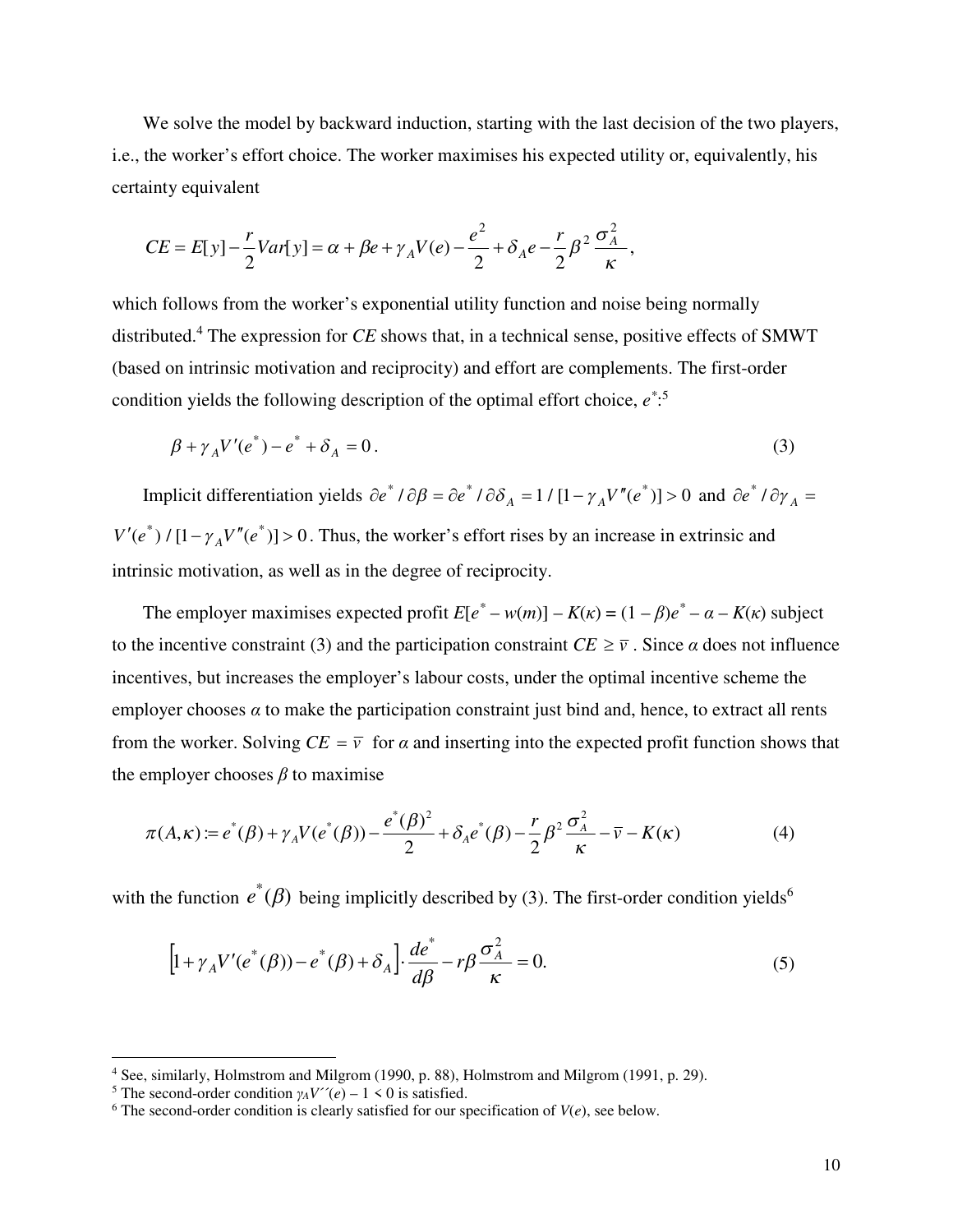We solve the model by backward induction, starting with the last decision of the two players, i.e., the worker's effort choice. The worker maximises his expected utility or, equivalently, his certainty equivalent

$$CE = E[y] - \frac{r}{2}Var[y] = \alpha + \beta e + \gamma_A V(e) - \frac{e^2}{2} + \delta_A e - \frac{r}{2}\beta^2 \frac{\sigma_A^2}{\kappa},$$

which follows from the worker's exponential utility function and noise being normally distributed.[4] The expression for *CE* shows that, in a technical sense, positive effects of SMWT (based on intrinsic motivation and reciprocity) and effort are complements. The first-order condition yields the following description of the optimal effort choice, $e^*$:[5]

$$\beta + \gamma_A V'(e^*) - e^* + \delta_A = 0. \tag{3}$$

Implicit differentiation yields $\partial e^* / \partial \beta = \partial e^* / \partial \delta_A = 1/[1 - \gamma_A V''(e^*)] > 0$ and $\partial e^* / \partial \gamma_A = V'(e^*)/[1 - \gamma_A V''(e^*)] > 0$. Thus, the worker's effort rises by an increase in extrinsic and intrinsic motivation, as well as in the degree of reciprocity.

The employer maximises expected profit $E[e^* - w(m)] - K(\kappa) = (1 - \beta)e^* - \alpha - K(\kappa)$ subject to the incentive constraint (3) and the participation constraint $CE \geq \bar{v}$. Since $\alpha$ does not influence incentives, but increases the employer's labour costs, under the optimal incentive scheme the employer chooses $\alpha$ to make the participation constraint just bind and, hence, to extract all rents from the worker. Solving $CE = \bar{v}$ for $\alpha$ and inserting into the expected profit function shows that the employer chooses $\beta$ to maximise

$$\pi(A, \kappa) := e^*(\beta) + \gamma_A V(e^*(\beta)) - \frac{e^*(\beta)^2}{2} + \delta_A e^*(\beta) - \frac{r}{2}\beta^2 \frac{\sigma_A^2}{\kappa} - \bar{v} - K(\kappa) \tag{4}$$

with the function $e^*(\beta)$ being implicitly described by (3). The first-order condition yields[6]

$$\left[1 + \gamma_A V'(e^*(\beta)) - e^*(\beta) + \delta_A\right] \cdot \frac{de^*}{d\beta} - r\beta \frac{\sigma_A^2}{\kappa} = 0. \tag{5}$$

---

[4] See, similarly, Holmstrom and Milgrom (1990, p. 88), Holmstrom and Milgrom (1991, p. 29).

[5] The second-order condition $\gamma_A V''(e) - 1 < 0$ is satisfied.

[6] The second-order condition is clearly satisfied for our specification of $V(e)$, see below.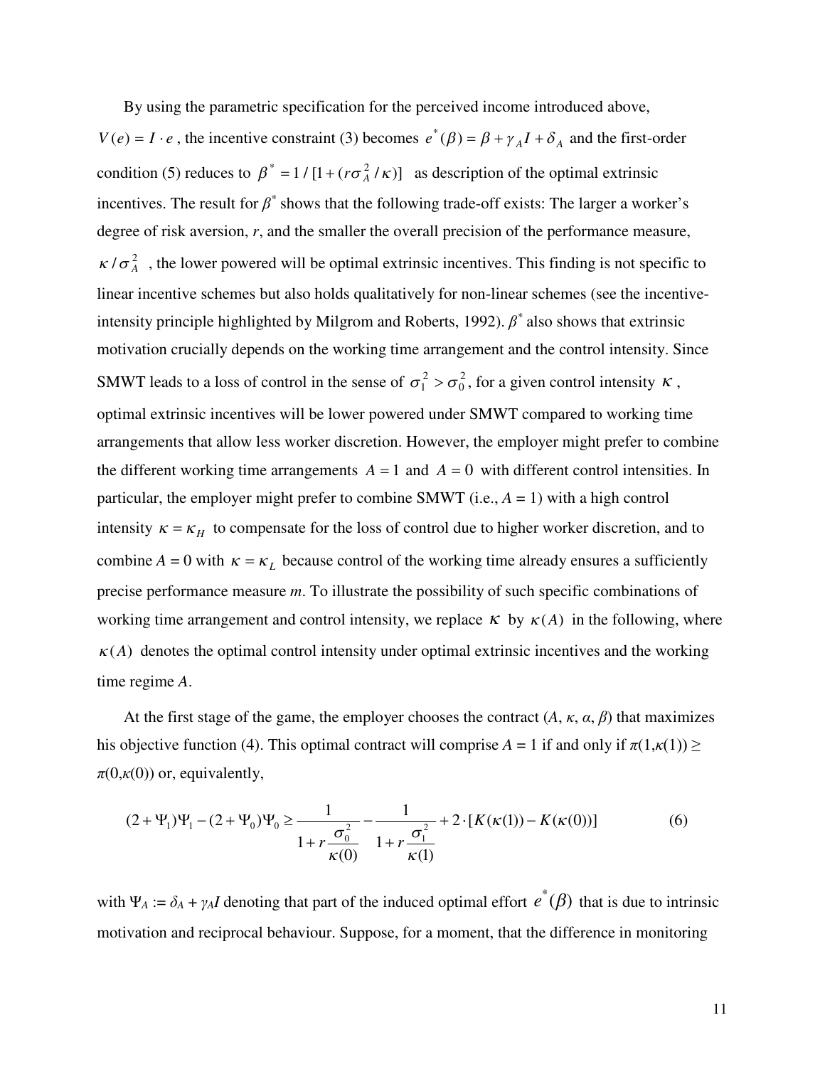By using the parametric specification for the perceived income introduced above, $V(e) = I \cdot e$, the incentive constraint (3) becomes $e^*(\beta) = \beta + \gamma_A I + \delta_A$ and the first-order condition (5) reduces to $\beta^* = 1/[1 + (r\sigma_A^2/\kappa)]$ as description of the optimal extrinsic incentives. The result for $\beta^*$ shows that the following trade-off exists: The larger a worker's degree of risk aversion, *r*, and the smaller the overall precision of the performance measure, $\kappa/\sigma_A^2$, the lower powered will be optimal extrinsic incentives. This finding is not specific to linear incentive schemes but also holds qualitatively for non-linear schemes (see the incentive-intensity principle highlighted by Milgrom and Roberts, 1992). $\beta^*$ also shows that extrinsic motivation crucially depends on the working time arrangement and the control intensity. Since SMWT leads to a loss of control in the sense of $\sigma_1^2 > \sigma_0^2$, for a given control intensity $\kappa$, optimal extrinsic incentives will be lower powered under SMWT compared to working time arrangements that allow less worker discretion. However, the employer might prefer to combine the different working time arrangements $A = 1$ and $A = 0$ with different control intensities. In particular, the employer might prefer to combine SMWT (i.e., $A = 1$) with a high control intensity $\kappa = \kappa_H$ to compensate for the loss of control due to higher worker discretion, and to combine $A = 0$ with $\kappa = \kappa_L$ because control of the working time already ensures a sufficiently precise performance measure *m*. To illustrate the possibility of such specific combinations of working time arrangement and control intensity, we replace $\kappa$ by $\kappa(A)$ in the following, where $\kappa(A)$ denotes the optimal control intensity under optimal extrinsic incentives and the working time regime *A*.

At the first stage of the game, the employer chooses the contract ($A$, $\kappa$, $\alpha$, $\beta$) that maximizes his objective function (4). This optimal contract will comprise $A = 1$ if and only if $\pi(1,\kappa(1)) \geq \pi(0,\kappa(0))$ or, equivalently,

$$(2 + \Psi_1)\Psi_1 - (2 + \Psi_0)\Psi_0 \geq \frac{1}{1 + r\dfrac{\sigma_0^2}{\kappa(0)}} - \frac{1}{1 + r\dfrac{\sigma_1^2}{\kappa(1)}} + 2 \cdot [K(\kappa(1)) - K(\kappa(0))] \tag{6}$$

with $\Psi_A := \delta_A + \gamma_A I$ denoting that part of the induced optimal effort $e^*(\beta)$ that is due to intrinsic motivation and reciprocal behaviour. Suppose, for a moment, that the difference in monitoring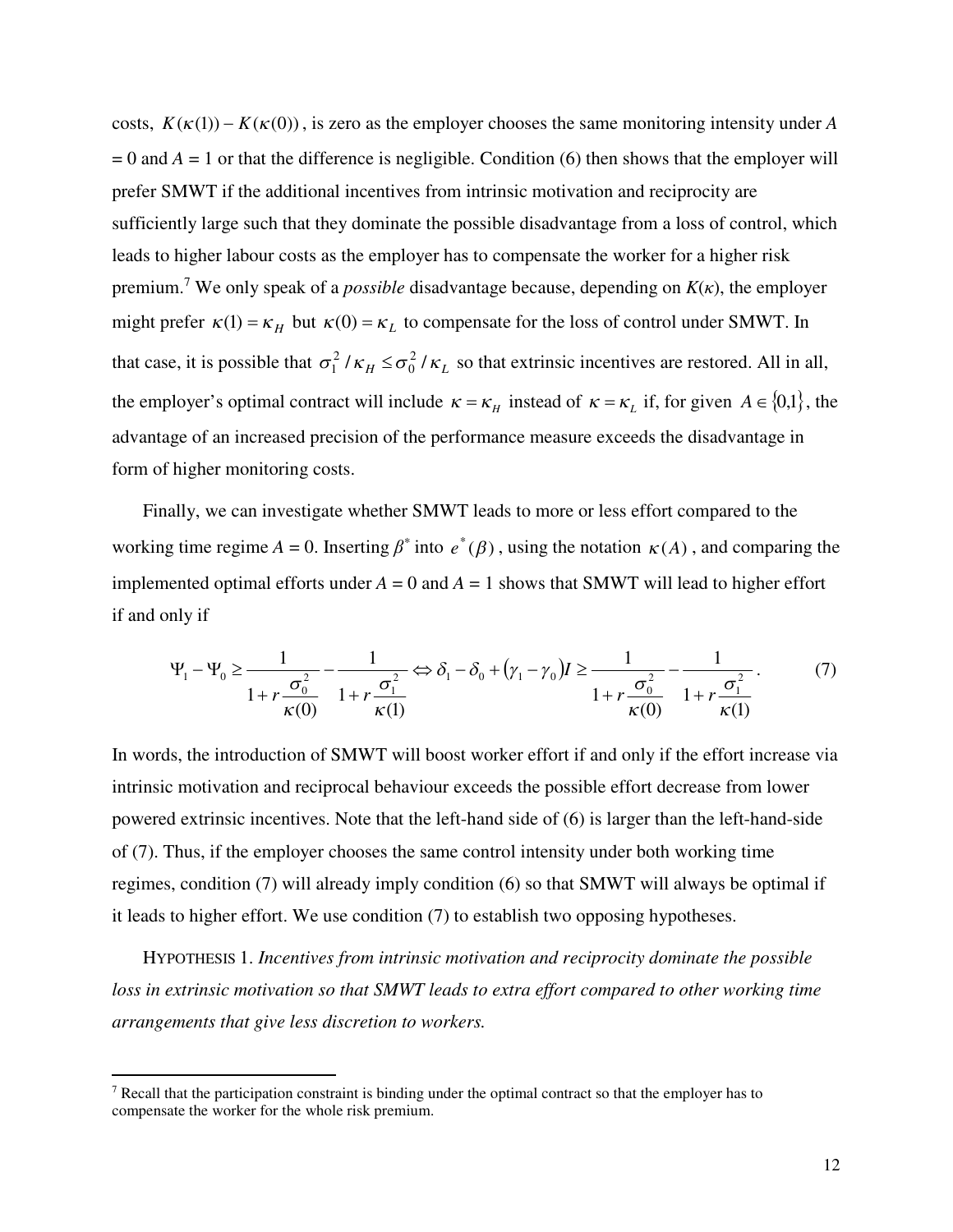costs, $K(\kappa(1)) - K(\kappa(0))$, is zero as the employer chooses the same monitoring intensity under $A = 0$ and $A = 1$ or that the difference is negligible. Condition (6) then shows that the employer will prefer SMWT if the additional incentives from intrinsic motivation and reciprocity are sufficiently large such that they dominate the possible disadvantage from a loss of control, which leads to higher labour costs as the employer has to compensate the worker for a higher risk premium.[7] We only speak of a *possible* disadvantage because, depending on $K(\kappa)$, the employer might prefer $\kappa(1) = \kappa_H$ but $\kappa(0) = \kappa_L$ to compensate for the loss of control under SMWT. In that case, it is possible that $\sigma_1^2 / \kappa_H \leq \sigma_0^2 / \kappa_L$ so that extrinsic incentives are restored. All in all, the employer's optimal contract will include $\kappa = \kappa_H$ instead of $\kappa = \kappa_L$ if, for given $A \in \{0,1\}$, the advantage of an increased precision of the performance measure exceeds the disadvantage in form of higher monitoring costs.

Finally, we can investigate whether SMWT leads to more or less effort compared to the working time regime $A = 0$. Inserting $\beta^*$ into $e^*(\beta)$, using the notation $\kappa(A)$, and comparing the implemented optimal efforts under $A = 0$ and $A = 1$ shows that SMWT will lead to higher effort if and only if

$$\Psi_1 - \Psi_0 \geq \frac{1}{1 + r\frac{\sigma_0^2}{\kappa(0)}} - \frac{1}{1 + r\frac{\sigma_1^2}{\kappa(1)}} \Leftrightarrow \delta_1 - \delta_0 + (\gamma_1 - \gamma_0)I \geq \frac{1}{1 + r\frac{\sigma_0^2}{\kappa(0)}} - \frac{1}{1 + r\frac{\sigma_1^2}{\kappa(1)}}. \tag{7}$$

In words, the introduction of SMWT will boost worker effort if and only if the effort increase via intrinsic motivation and reciprocal behaviour exceeds the possible effort decrease from lower powered extrinsic incentives. Note that the left-hand side of (6) is larger than the left-hand-side of (7). Thus, if the employer chooses the same control intensity under both working time regimes, condition (7) will already imply condition (6) so that SMWT will always be optimal if it leads to higher effort. We use condition (7) to establish two opposing hypotheses.

HYPOTHESIS 1. *Incentives from intrinsic motivation and reciprocity dominate the possible loss in extrinsic motivation so that SMWT leads to extra effort compared to other working time arrangements that give less discretion to workers.*

---

[7] Recall that the participation constraint is binding under the optimal contract so that the employer has to compensate the worker for the whole risk premium.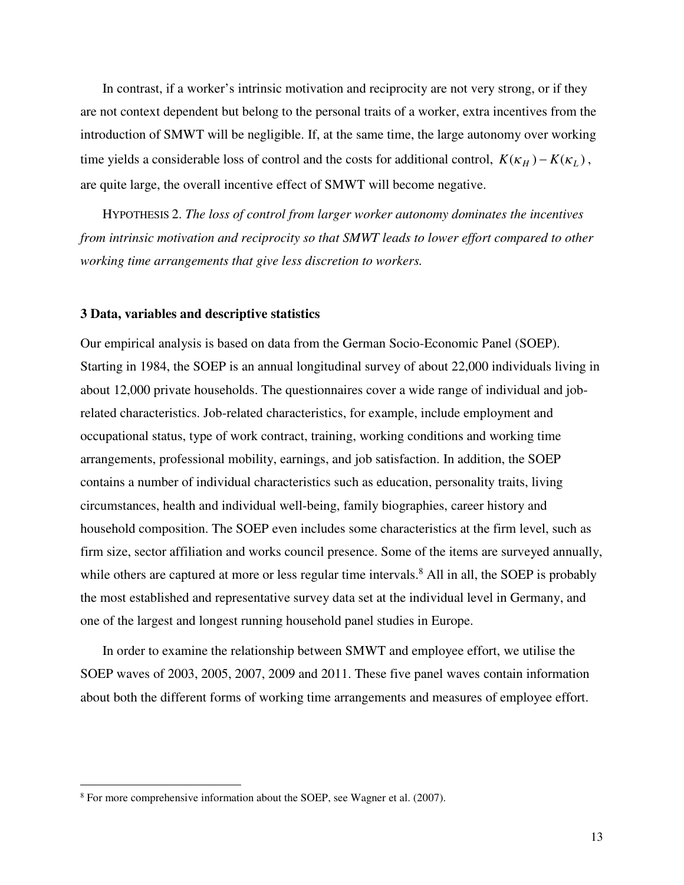In contrast, if a worker's intrinsic motivation and reciprocity are not very strong, or if they are not context dependent but belong to the personal traits of a worker, extra incentives from the introduction of SMWT will be negligible. If, at the same time, the large autonomy over working time yields a considerable loss of control and the costs for additional control, $K(\kappa_H) - K(\kappa_L)$, are quite large, the overall incentive effect of SMWT will become negative.

HYPOTHESIS 2. *The loss of control from larger worker autonomy dominates the incentives from intrinsic motivation and reciprocity so that SMWT leads to lower effort compared to other working time arrangements that give less discretion to workers.*

## 3 Data, variables and descriptive statistics

Our empirical analysis is based on data from the German Socio-Economic Panel (SOEP). Starting in 1984, the SOEP is an annual longitudinal survey of about 22,000 individuals living in about 12,000 private households. The questionnaires cover a wide range of individual and job-related characteristics. Job-related characteristics, for example, include employment and occupational status, type of work contract, training, working conditions and working time arrangements, professional mobility, earnings, and job satisfaction. In addition, the SOEP contains a number of individual characteristics such as education, personality traits, living circumstances, health and individual well-being, family biographies, career history and household composition. The SOEP even includes some characteristics at the firm level, such as firm size, sector affiliation and works council presence. Some of the items are surveyed annually, while others are captured at more or less regular time intervals.[8] All in all, the SOEP is probably the most established and representative survey data set at the individual level in Germany, and one of the largest and longest running household panel studies in Europe.

In order to examine the relationship between SMWT and employee effort, we utilise the SOEP waves of 2003, 2005, 2007, 2009 and 2011. These five panel waves contain information about both the different forms of working time arrangements and measures of employee effort.

[8] For more comprehensive information about the SOEP, see Wagner et al. (2007).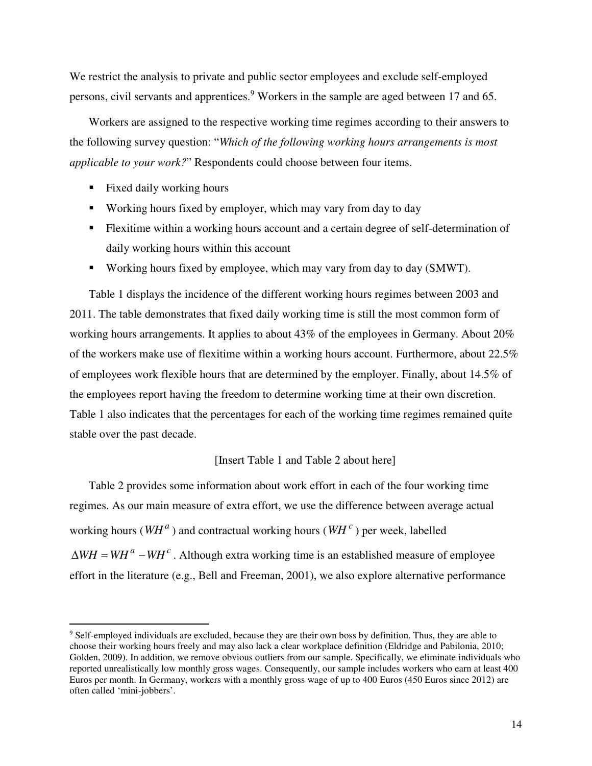We restrict the analysis to private and public sector employees and exclude self-employed persons, civil servants and apprentices.[9] Workers in the sample are aged between 17 and 65.

Workers are assigned to the respective working time regimes according to their answers to the following survey question: "*Which of the following working hours arrangements is most applicable to your work?*" Respondents could choose between four items.

- Fixed daily working hours
- Working hours fixed by employer, which may vary from day to day
- Flexitime within a working hours account and a certain degree of self-determination of daily working hours within this account
- Working hours fixed by employee, which may vary from day to day (SMWT).

Table 1 displays the incidence of the different working hours regimes between 2003 and 2011. The table demonstrates that fixed daily working time is still the most common form of working hours arrangements. It applies to about 43% of the employees in Germany. About 20% of the workers make use of flexitime within a working hours account. Furthermore, about 22.5% of employees work flexible hours that are determined by the employer. Finally, about 14.5% of the employees report having the freedom to determine working time at their own discretion. Table 1 also indicates that the percentages for each of the working time regimes remained quite stable over the past decade.

[Insert Table 1 and Table 2 about here]

Table 2 provides some information about work effort in each of the four working time regimes. As our main measure of extra effort, we use the difference between average actual working hours ($WH^a$) and contractual working hours ($WH^c$) per week, labelled $\Delta WH = WH^a - WH^c$. Although extra working time is an established measure of employee effort in the literature (e.g., Bell and Freeman, 2001), we also explore alternative performance

---

[9] Self-employed individuals are excluded, because they are their own boss by definition. Thus, they are able to choose their working hours freely and may also lack a clear workplace definition (Eldridge and Pabilonia, 2010; Golden, 2009). In addition, we remove obvious outliers from our sample. Specifically, we eliminate individuals who reported unrealistically low monthly gross wages. Consequently, our sample includes workers who earn at least 400 Euros per month. In Germany, workers with a monthly gross wage of up to 400 Euros (450 Euros since 2012) are often called 'mini-jobbers'.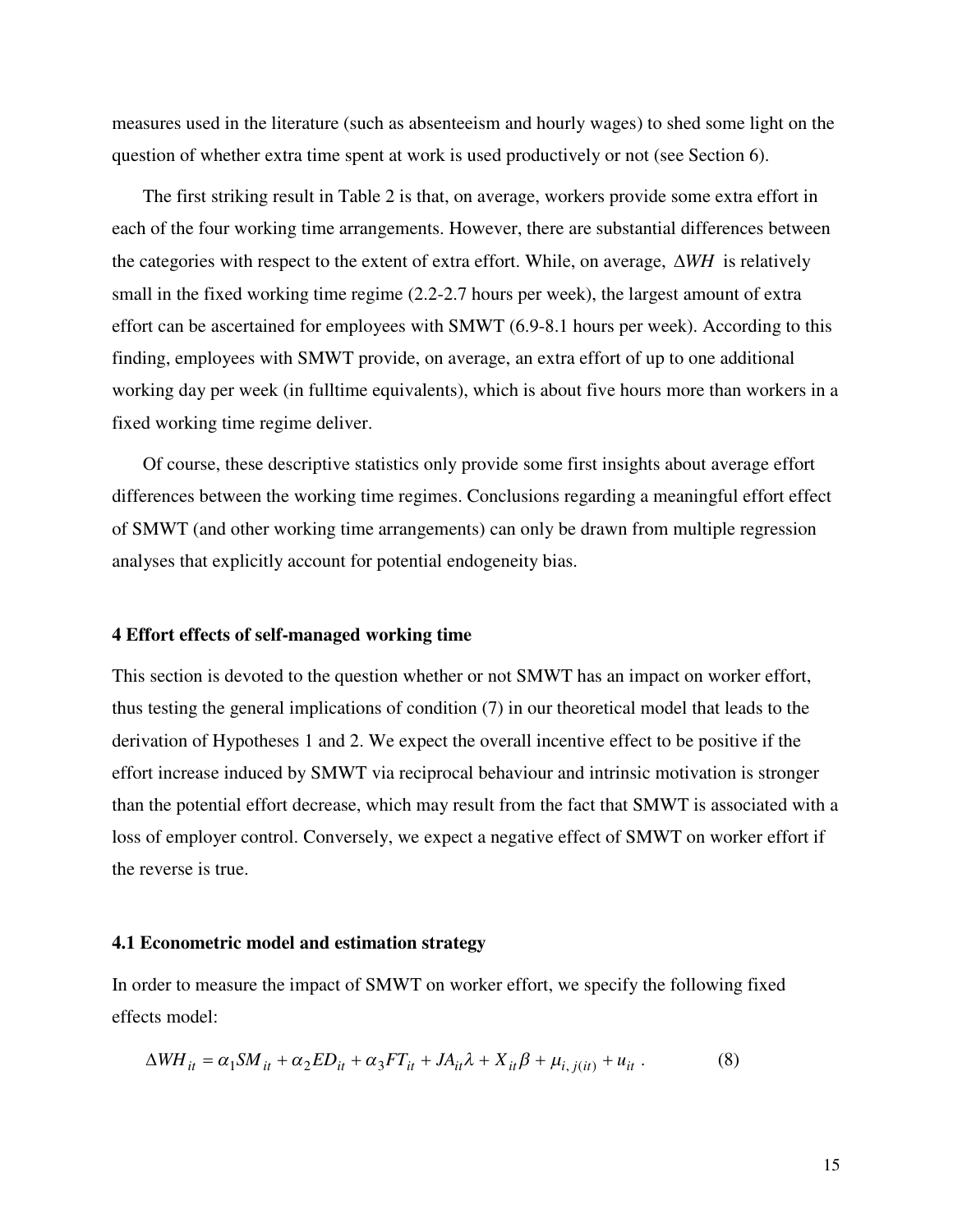measures used in the literature (such as absenteeism and hourly wages) to shed some light on the question of whether extra time spent at work is used productively or not (see Section 6).

The first striking result in Table 2 is that, on average, workers provide some extra effort in each of the four working time arrangements. However, there are substantial differences between the categories with respect to the extent of extra effort. While, on average, $\Delta WH$ is relatively small in the fixed working time regime (2.2-2.7 hours per week), the largest amount of extra effort can be ascertained for employees with SMWT (6.9-8.1 hours per week). According to this finding, employees with SMWT provide, on average, an extra effort of up to one additional working day per week (in fulltime equivalents), which is about five hours more than workers in a fixed working time regime deliver.

Of course, these descriptive statistics only provide some first insights about average effort differences between the working time regimes. Conclusions regarding a meaningful effort effect of SMWT (and other working time arrangements) can only be drawn from multiple regression analyses that explicitly account for potential endogeneity bias.

## 4 Effort effects of self-managed working time

This section is devoted to the question whether or not SMWT has an impact on worker effort, thus testing the general implications of condition (7) in our theoretical model that leads to the derivation of Hypotheses 1 and 2. We expect the overall incentive effect to be positive if the effort increase induced by SMWT via reciprocal behaviour and intrinsic motivation is stronger than the potential effort decrease, which may result from the fact that SMWT is associated with a loss of employer control. Conversely, we expect a negative effect of SMWT on worker effort if the reverse is true.

### 4.1 Econometric model and estimation strategy

In order to measure the impact of SMWT on worker effort, we specify the following fixed effects model:

$$\Delta WH_{it} = \alpha_1 SM_{it} + \alpha_2 ED_{it} + \alpha_3 FT_{it} + JA_{it}\lambda + X_{it}\beta + \mu_{i,\,j(it)} + u_{it}\ . \qquad (8)$$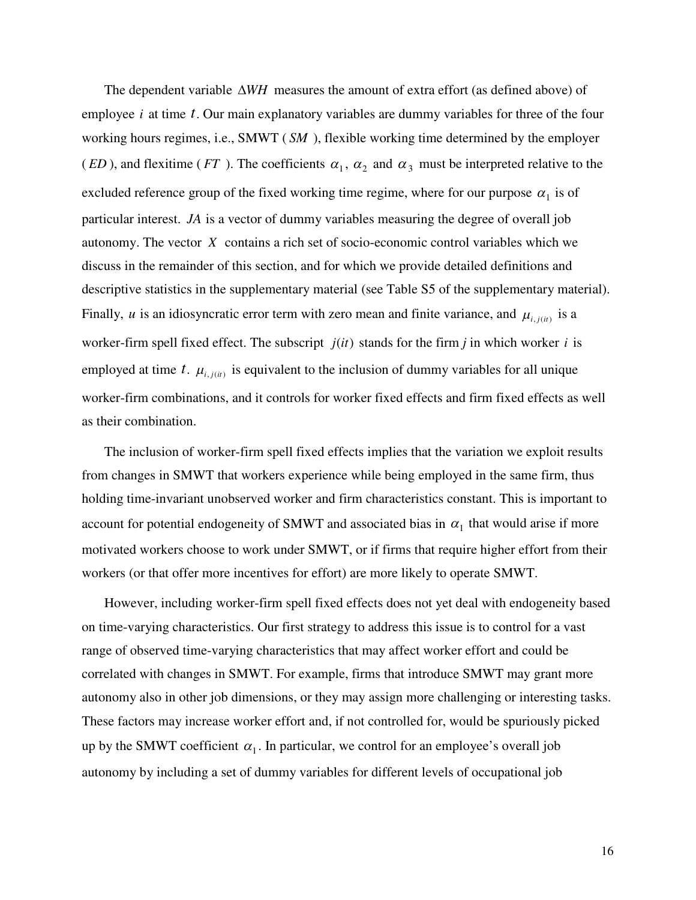The dependent variable $\Delta WH$ measures the amount of extra effort (as defined above) of employee $i$ at time $t$. Our main explanatory variables are dummy variables for three of the four working hours regimes, i.e., SMWT ( $SM$ ), flexible working time determined by the employer ( $ED$ ), and flexitime ( $FT$ ). The coefficients $\alpha_1$, $\alpha_2$ and $\alpha_3$ must be interpreted relative to the excluded reference group of the fixed working time regime, where for our purpose $\alpha_1$ is of particular interest. $JA$ is a vector of dummy variables measuring the degree of overall job autonomy. The vector $X$ contains a rich set of socio-economic control variables which we discuss in the remainder of this section, and for which we provide detailed definitions and descriptive statistics in the supplementary material (see Table S5 of the supplementary material). Finally, $u$ is an idiosyncratic error term with zero mean and finite variance, and $\mu_{i,j(it)}$ is a worker-firm spell fixed effect. The subscript $j(it)$ stands for the firm $j$ in which worker $i$ is employed at time $t$. $\mu_{i,j(it)}$ is equivalent to the inclusion of dummy variables for all unique worker-firm combinations, and it controls for worker fixed effects and firm fixed effects as well as their combination.

The inclusion of worker-firm spell fixed effects implies that the variation we exploit results from changes in SMWT that workers experience while being employed in the same firm, thus holding time-invariant unobserved worker and firm characteristics constant. This is important to account for potential endogeneity of SMWT and associated bias in $\alpha_1$ that would arise if more motivated workers choose to work under SMWT, or if firms that require higher effort from their workers (or that offer more incentives for effort) are more likely to operate SMWT.

However, including worker-firm spell fixed effects does not yet deal with endogeneity based on time-varying characteristics. Our first strategy to address this issue is to control for a vast range of observed time-varying characteristics that may affect worker effort and could be correlated with changes in SMWT. For example, firms that introduce SMWT may grant more autonomy also in other job dimensions, or they may assign more challenging or interesting tasks. These factors may increase worker effort and, if not controlled for, would be spuriously picked up by the SMWT coefficient $\alpha_1$. In particular, we control for an employee's overall job autonomy by including a set of dummy variables for different levels of occupational job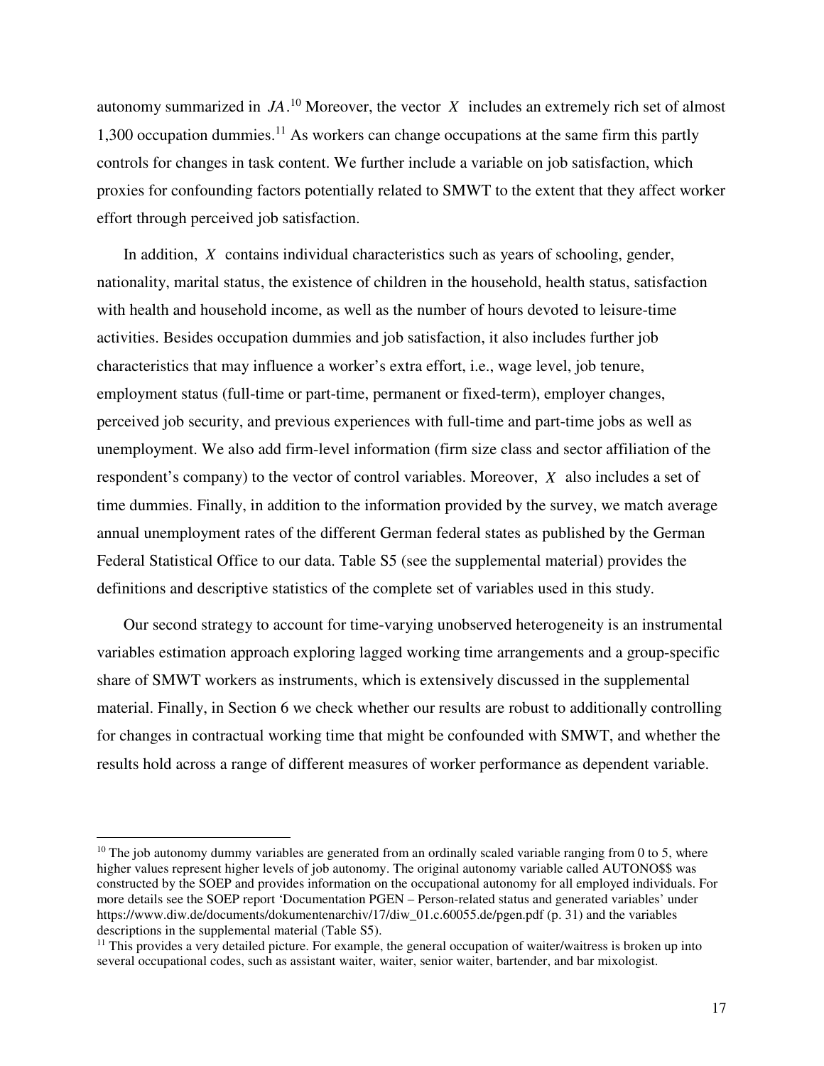autonomy summarized in $JA$.[10] Moreover, the vector $X$ includes an extremely rich set of almost 1,300 occupation dummies.[11] As workers can change occupations at the same firm this partly controls for changes in task content. We further include a variable on job satisfaction, which proxies for confounding factors potentially related to SMWT to the extent that they affect worker effort through perceived job satisfaction.

In addition, $X$ contains individual characteristics such as years of schooling, gender, nationality, marital status, the existence of children in the household, health status, satisfaction with health and household income, as well as the number of hours devoted to leisure-time activities. Besides occupation dummies and job satisfaction, it also includes further job characteristics that may influence a worker's extra effort, i.e., wage level, job tenure, employment status (full-time or part-time, permanent or fixed-term), employer changes, perceived job security, and previous experiences with full-time and part-time jobs as well as unemployment. We also add firm-level information (firm size class and sector affiliation of the respondent's company) to the vector of control variables. Moreover, $X$ also includes a set of time dummies. Finally, in addition to the information provided by the survey, we match average annual unemployment rates of the different German federal states as published by the German Federal Statistical Office to our data. Table S5 (see the supplemental material) provides the definitions and descriptive statistics of the complete set of variables used in this study.

Our second strategy to account for time-varying unobserved heterogeneity is an instrumental variables estimation approach exploring lagged working time arrangements and a group-specific share of SMWT workers as instruments, which is extensively discussed in the supplemental material. Finally, in Section 6 we check whether our results are robust to additionally controlling for changes in contractual working time that might be confounded with SMWT, and whether the results hold across a range of different measures of worker performance as dependent variable.

---

[10] The job autonomy dummy variables are generated from an ordinally scaled variable ranging from 0 to 5, where higher values represent higher levels of job autonomy. The original autonomy variable called AUTONO$$ was constructed by the SOEP and provides information on the occupational autonomy for all employed individuals. For more details see the SOEP report 'Documentation PGEN – Person-related status and generated variables' under https://www.diw.de/documents/dokumentenarchiv/17/diw_01.c.60055.de/pgen.pdf (p. 31) and the variables descriptions in the supplemental material (Table S5).

[11] This provides a very detailed picture. For example, the general occupation of waiter/waitress is broken up into several occupational codes, such as assistant waiter, waiter, senior waiter, bartender, and bar mixologist.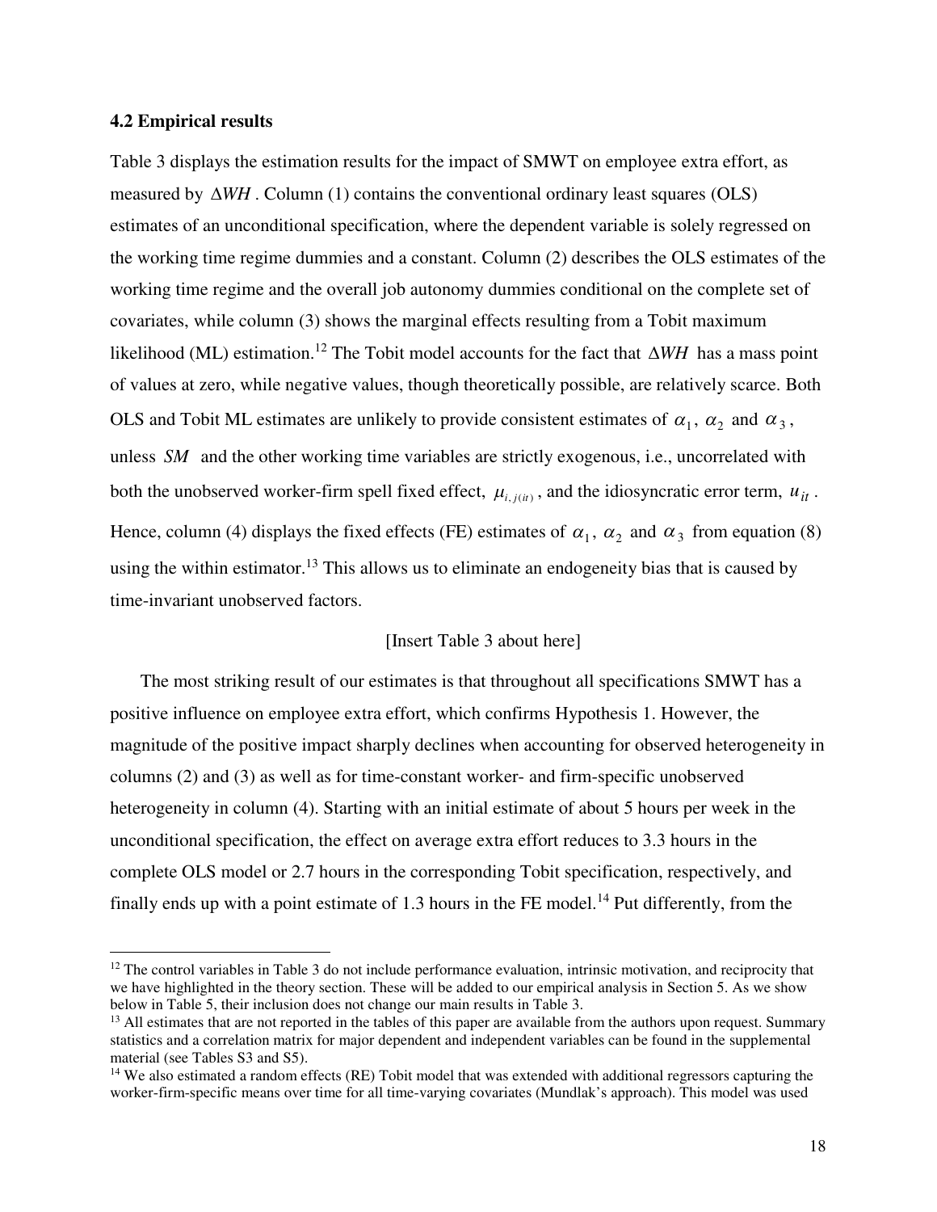### 4.2 Empirical results

Table 3 displays the estimation results for the impact of SMWT on employee extra effort, as measured by $\Delta WH$. Column (1) contains the conventional ordinary least squares (OLS) estimates of an unconditional specification, where the dependent variable is solely regressed on the working time regime dummies and a constant. Column (2) describes the OLS estimates of the working time regime and the overall job autonomy dummies conditional on the complete set of covariates, while column (3) shows the marginal effects resulting from a Tobit maximum likelihood (ML) estimation.[12] The Tobit model accounts for the fact that $\Delta WH$ has a mass point of values at zero, while negative values, though theoretically possible, are relatively scarce. Both OLS and Tobit ML estimates are unlikely to provide consistent estimates of $\alpha_1$, $\alpha_2$ and $\alpha_3$, unless $SM$ and the other working time variables are strictly exogenous, i.e., uncorrelated with both the unobserved worker-firm spell fixed effect, $\mu_{i,j(it)}$, and the idiosyncratic error term, $u_{it}$. Hence, column (4) displays the fixed effects (FE) estimates of $\alpha_1$, $\alpha_2$ and $\alpha_3$ from equation (8) using the within estimator.[13] This allows us to eliminate an endogeneity bias that is caused by time-invariant unobserved factors.

[Insert Table 3 about here]

The most striking result of our estimates is that throughout all specifications SMWT has a positive influence on employee extra effort, which confirms Hypothesis 1. However, the magnitude of the positive impact sharply declines when accounting for observed heterogeneity in columns (2) and (3) as well as for time-constant worker- and firm-specific unobserved heterogeneity in column (4). Starting with an initial estimate of about 5 hours per week in the unconditional specification, the effect on average extra effort reduces to 3.3 hours in the complete OLS model or 2.7 hours in the corresponding Tobit specification, respectively, and finally ends up with a point estimate of 1.3 hours in the FE model.[14] Put differently, from the

---

[12] The control variables in Table 3 do not include performance evaluation, intrinsic motivation, and reciprocity that we have highlighted in the theory section. These will be added to our empirical analysis in Section 5. As we show below in Table 5, their inclusion does not change our main results in Table 3.

[13] All estimates that are not reported in the tables of this paper are available from the authors upon request. Summary statistics and a correlation matrix for major dependent and independent variables can be found in the supplemental material (see Tables S3 and S5).

[14] We also estimated a random effects (RE) Tobit model that was extended with additional regressors capturing the worker-firm-specific means over time for all time-varying covariates (Mundlak's approach). This model was used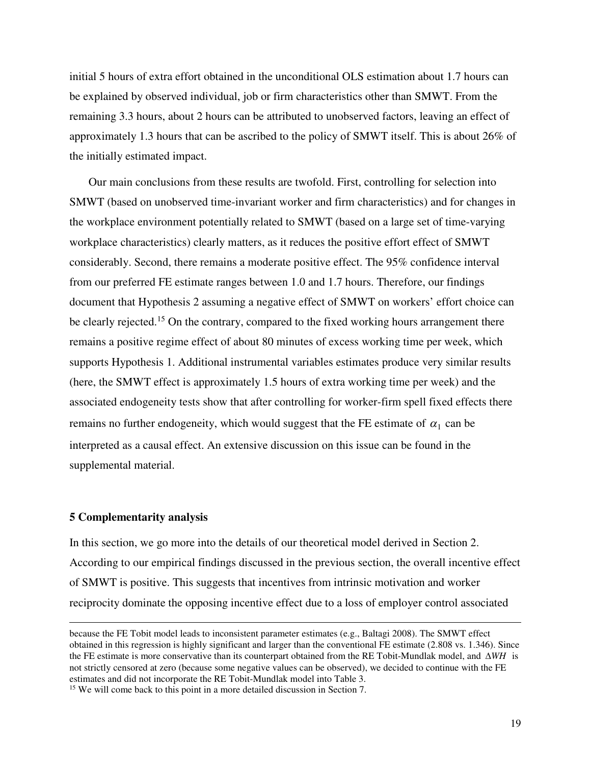initial 5 hours of extra effort obtained in the unconditional OLS estimation about 1.7 hours can be explained by observed individual, job or firm characteristics other than SMWT. From the remaining 3.3 hours, about 2 hours can be attributed to unobserved factors, leaving an effect of approximately 1.3 hours that can be ascribed to the policy of SMWT itself. This is about 26% of the initially estimated impact.

Our main conclusions from these results are twofold. First, controlling for selection into SMWT (based on unobserved time-invariant worker and firm characteristics) and for changes in the workplace environment potentially related to SMWT (based on a large set of time-varying workplace characteristics) clearly matters, as it reduces the positive effort effect of SMWT considerably. Second, there remains a moderate positive effect. The 95% confidence interval from our preferred FE estimate ranges between 1.0 and 1.7 hours. Therefore, our findings document that Hypothesis 2 assuming a negative effect of SMWT on workers' effort choice can be clearly rejected.[15] On the contrary, compared to the fixed working hours arrangement there remains a positive regime effect of about 80 minutes of excess working time per week, which supports Hypothesis 1. Additional instrumental variables estimates produce very similar results (here, the SMWT effect is approximately 1.5 hours of extra working time per week) and the associated endogeneity tests show that after controlling for worker-firm spell fixed effects there remains no further endogeneity, which would suggest that the FE estimate of $\alpha_1$ can be interpreted as a causal effect. An extensive discussion on this issue can be found in the supplemental material.

## 5 Complementarity analysis

In this section, we go more into the details of our theoretical model derived in Section 2. According to our empirical findings discussed in the previous section, the overall incentive effect of SMWT is positive. This suggests that incentives from intrinsic motivation and worker reciprocity dominate the opposing incentive effect due to a loss of employer control associated

---

because the FE Tobit model leads to inconsistent parameter estimates (e.g., Baltagi 2008). The SMWT effect obtained in this regression is highly significant and larger than the conventional FE estimate (2.808 vs. 1.346). Since the FE estimate is more conservative than its counterpart obtained from the RE Tobit-Mundlak model, and $\Delta WH$ is not strictly censored at zero (because some negative values can be observed), we decided to continue with the FE estimates and did not incorporate the RE Tobit-Mundlak model into Table 3.

[15] We will come back to this point in a more detailed discussion in Section 7.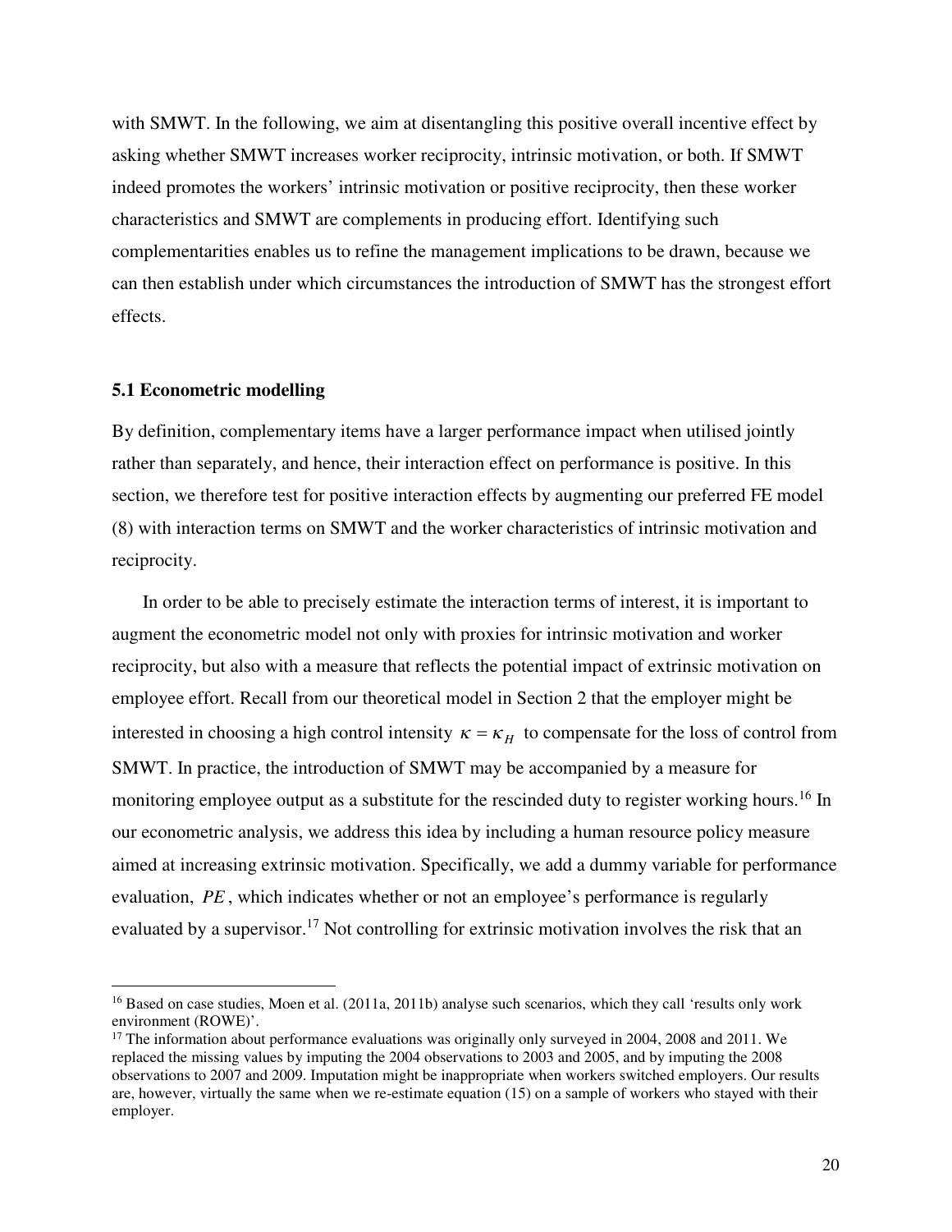with SMWT. In the following, we aim at disentangling this positive overall incentive effect by asking whether SMWT increases worker reciprocity, intrinsic motivation, or both. If SMWT indeed promotes the workers' intrinsic motivation or positive reciprocity, then these worker characteristics and SMWT are complements in producing effort. Identifying such complementarities enables us to refine the management implications to be drawn, because we can then establish under which circumstances the introduction of SMWT has the strongest effort effects.

### 5.1 Econometric modelling

By definition, complementary items have a larger performance impact when utilised jointly rather than separately, and hence, their interaction effect on performance is positive. In this section, we therefore test for positive interaction effects by augmenting our preferred FE model (8) with interaction terms on SMWT and the worker characteristics of intrinsic motivation and reciprocity.

In order to be able to precisely estimate the interaction terms of interest, it is important to augment the econometric model not only with proxies for intrinsic motivation and worker reciprocity, but also with a measure that reflects the potential impact of extrinsic motivation on employee effort. Recall from our theoretical model in Section 2 that the employer might be interested in choosing a high control intensity $\kappa = \kappa_H$ to compensate for the loss of control from SMWT. In practice, the introduction of SMWT may be accompanied by a measure for monitoring employee output as a substitute for the rescinded duty to register working hours.[16] In our econometric analysis, we address this idea by including a human resource policy measure aimed at increasing extrinsic motivation. Specifically, we add a dummy variable for performance evaluation, $PE$, which indicates whether or not an employee's performance is regularly evaluated by a supervisor.[17] Not controlling for extrinsic motivation involves the risk that an

[16] Based on case studies, Moen et al. (2011a, 2011b) analyse such scenarios, which they call 'results only work environment (ROWE)'.

[17] The information about performance evaluations was originally only surveyed in 2004, 2008 and 2011. We replaced the missing values by imputing the 2004 observations to 2003 and 2005, and by imputing the 2008 observations to 2007 and 2009. Imputation might be inappropriate when workers switched employers. Our results are, however, virtually the same when we re-estimate equation (15) on a sample of workers who stayed with their employer.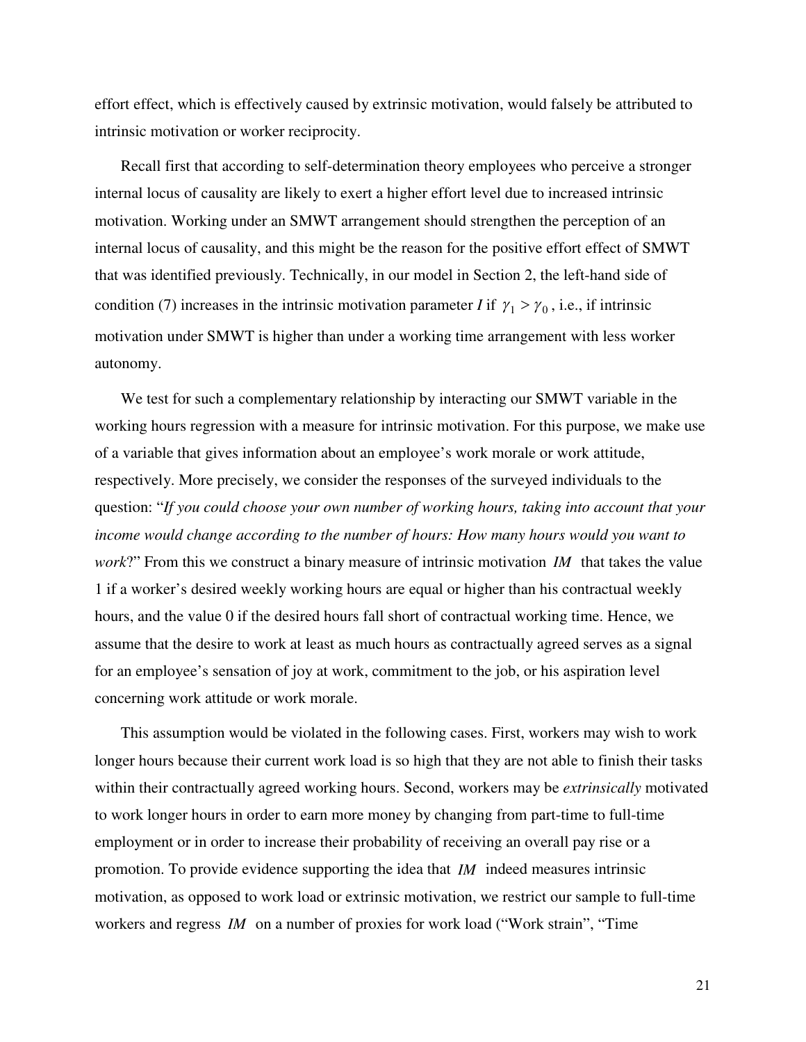effort effect, which is effectively caused by extrinsic motivation, would falsely be attributed to intrinsic motivation or worker reciprocity.

Recall first that according to self-determination theory employees who perceive a stronger internal locus of causality are likely to exert a higher effort level due to increased intrinsic motivation. Working under an SMWT arrangement should strengthen the perception of an internal locus of causality, and this might be the reason for the positive effort effect of SMWT that was identified previously. Technically, in our model in Section 2, the left-hand side of condition (7) increases in the intrinsic motivation parameter $I$ if $\gamma_1 > \gamma_0$, i.e., if intrinsic motivation under SMWT is higher than under a working time arrangement with less worker autonomy.

We test for such a complementary relationship by interacting our SMWT variable in the working hours regression with a measure for intrinsic motivation. For this purpose, we make use of a variable that gives information about an employee's work morale or work attitude, respectively. More precisely, we consider the responses of the surveyed individuals to the question: "*If you could choose your own number of working hours, taking into account that your income would change according to the number of hours: How many hours would you want to work*?" From this we construct a binary measure of intrinsic motivation $IM$ that takes the value 1 if a worker's desired weekly working hours are equal or higher than his contractual weekly hours, and the value 0 if the desired hours fall short of contractual working time. Hence, we assume that the desire to work at least as much hours as contractually agreed serves as a signal for an employee's sensation of joy at work, commitment to the job, or his aspiration level concerning work attitude or work morale.

This assumption would be violated in the following cases. First, workers may wish to work longer hours because their current work load is so high that they are not able to finish their tasks within their contractually agreed working hours. Second, workers may be *extrinsically* motivated to work longer hours in order to earn more money by changing from part-time to full-time employment or in order to increase their probability of receiving an overall pay rise or a promotion. To provide evidence supporting the idea that $IM$ indeed measures intrinsic motivation, as opposed to work load or extrinsic motivation, we restrict our sample to full-time workers and regress $IM$ on a number of proxies for work load ("Work strain", "Time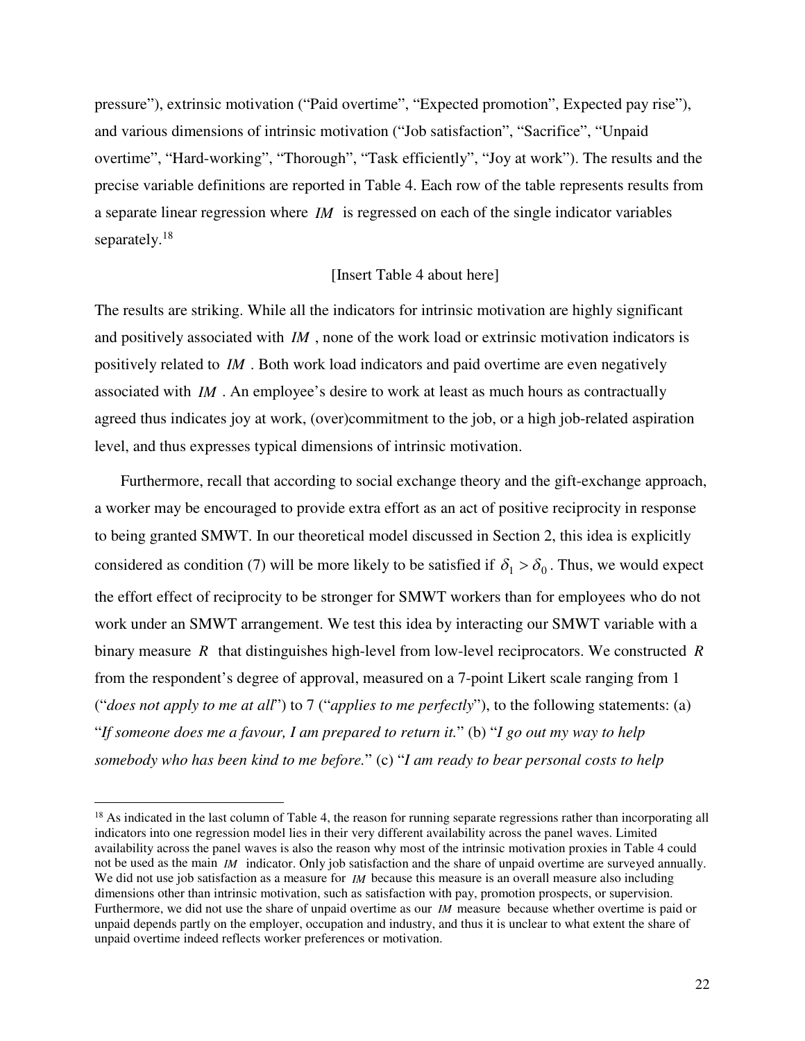pressure"), extrinsic motivation ("Paid overtime", "Expected promotion", Expected pay rise"), and various dimensions of intrinsic motivation ("Job satisfaction", "Sacrifice", "Unpaid overtime", "Hard-working", "Thorough", "Task efficiently", "Joy at work"). The results and the precise variable definitions are reported in Table 4. Each row of the table represents results from a separate linear regression where $IM$ is regressed on each of the single indicator variables separately.[18]

[Insert Table 4 about here]

The results are striking. While all the indicators for intrinsic motivation are highly significant and positively associated with $IM$, none of the work load or extrinsic motivation indicators is positively related to $IM$. Both work load indicators and paid overtime are even negatively associated with $IM$. An employee's desire to work at least as much hours as contractually agreed thus indicates joy at work, (over)commitment to the job, or a high job-related aspiration level, and thus expresses typical dimensions of intrinsic motivation.

Furthermore, recall that according to social exchange theory and the gift-exchange approach, a worker may be encouraged to provide extra effort as an act of positive reciprocity in response to being granted SMWT. In our theoretical model discussed in Section 2, this idea is explicitly considered as condition (7) will be more likely to be satisfied if $\delta_1 > \delta_0$. Thus, we would expect the effort effect of reciprocity to be stronger for SMWT workers than for employees who do not work under an SMWT arrangement. We test this idea by interacting our SMWT variable with a binary measure $R$ that distinguishes high-level from low-level reciprocators. We constructed $R$ from the respondent's degree of approval, measured on a 7-point Likert scale ranging from 1 ("*does not apply to me at all*") to 7 ("*applies to me perfectly*"), to the following statements: (a) "*If someone does me a favour, I am prepared to return it.*" (b) "*I go out my way to help somebody who has been kind to me before.*" (c) "*I am ready to bear personal costs to help*

[18] As indicated in the last column of Table 4, the reason for running separate regressions rather than incorporating all indicators into one regression model lies in their very different availability across the panel waves. Limited availability across the panel waves is also the reason why most of the intrinsic motivation proxies in Table 4 could not be used as the main $IM$ indicator. Only job satisfaction and the share of unpaid overtime are surveyed annually. We did not use job satisfaction as a measure for $IM$ because this measure is an overall measure also including dimensions other than intrinsic motivation, such as satisfaction with pay, promotion prospects, or supervision. Furthermore, we did not use the share of unpaid overtime as our $IM$ measure because whether overtime is paid or unpaid depends partly on the employer, occupation and industry, and thus it is unclear to what extent the share of unpaid overtime indeed reflects worker preferences or motivation.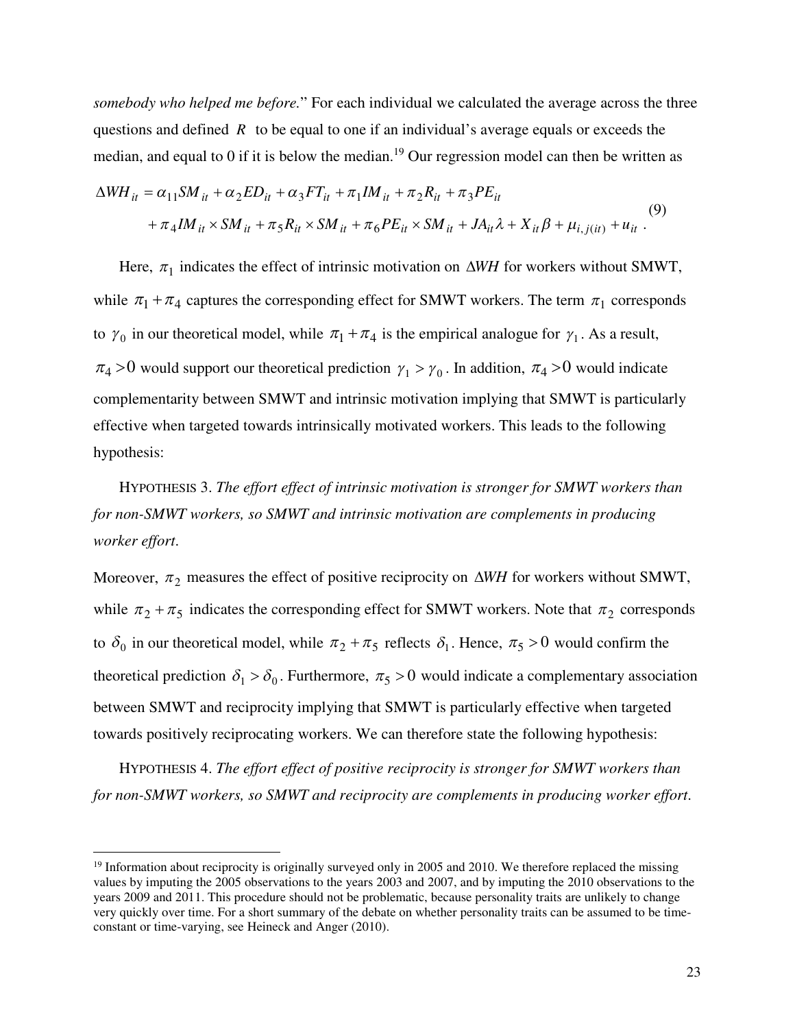*somebody who helped me before.*" For each individual we calculated the average across the three questions and defined $R$ to be equal to one if an individual's average equals or exceeds the median, and equal to 0 if it is below the median.[19] Our regression model can then be written as

$$\Delta WH_{it} = \alpha_{11} SM_{it} + \alpha_2 ED_{it} + \alpha_3 FT_{it} + \pi_1 IM_{it} + \pi_2 R_{it} + \pi_3 PE_{it} + \pi_4 IM_{it} \times SM_{it} + \pi_5 R_{it} \times SM_{it} + \pi_6 PE_{it} \times SM_{it} + JA_{it}\lambda + X_{it}\beta + \mu_{i,j(it)} + u_{it} \,. \tag{9}$$

Here, $\pi_1$ indicates the effect of intrinsic motivation on $\Delta WH$ for workers without SMWT, while $\pi_1 + \pi_4$ captures the corresponding effect for SMWT workers. The term $\pi_1$ corresponds to $\gamma_0$ in our theoretical model, while $\pi_1 + \pi_4$ is the empirical analogue for $\gamma_1$. As a result, $\pi_4 > 0$ would support our theoretical prediction $\gamma_1 > \gamma_0$. In addition, $\pi_4 > 0$ would indicate complementarity between SMWT and intrinsic motivation implying that SMWT is particularly effective when targeted towards intrinsically motivated workers. This leads to the following hypothesis:

HYPOTHESIS 3. *The effort effect of intrinsic motivation is stronger for SMWT workers than for non-SMWT workers, so SMWT and intrinsic motivation are complements in producing worker effort.*

Moreover, $\pi_2$ measures the effect of positive reciprocity on $\Delta WH$ for workers without SMWT, while $\pi_2 + \pi_5$ indicates the corresponding effect for SMWT workers. Note that $\pi_2$ corresponds to $\delta_0$ in our theoretical model, while $\pi_2 + \pi_5$ reflects $\delta_1$. Hence, $\pi_5 > 0$ would confirm the theoretical prediction $\delta_1 > \delta_0$. Furthermore, $\pi_5 > 0$ would indicate a complementary association between SMWT and reciprocity implying that SMWT is particularly effective when targeted towards positively reciprocating workers. We can therefore state the following hypothesis:

HYPOTHESIS 4. *The effort effect of positive reciprocity is stronger for SMWT workers than for non-SMWT workers, so SMWT and reciprocity are complements in producing worker effort.*

[19] Information about reciprocity is originally surveyed only in 2005 and 2010. We therefore replaced the missing values by imputing the 2005 observations to the years 2003 and 2007, and by imputing the 2010 observations to the years 2009 and 2011. This procedure should not be problematic, because personality traits are unlikely to change very quickly over time. For a short summary of the debate on whether personality traits can be assumed to be time-constant or time-varying, see Heineck and Anger (2010).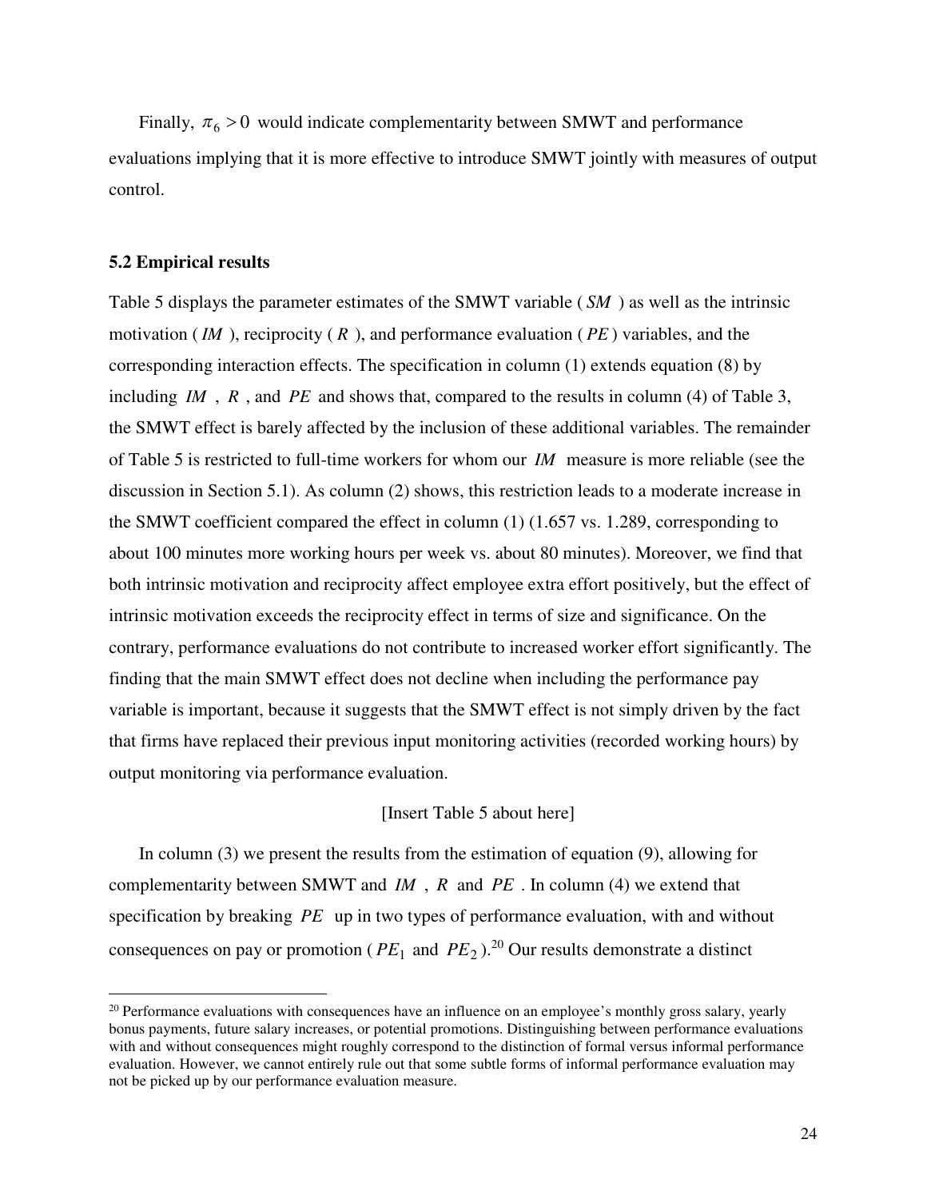Finally, $\pi_6 > 0$ would indicate complementarity between SMWT and performance evaluations implying that it is more effective to introduce SMWT jointly with measures of output control.

### 5.2 Empirical results

Table 5 displays the parameter estimates of the SMWT variable ( $SM$ ) as well as the intrinsic motivation ( $IM$ ), reciprocity ( $R$ ), and performance evaluation ( $PE$ ) variables, and the corresponding interaction effects. The specification in column (1) extends equation (8) by including $IM$ , $R$ , and $PE$ and shows that, compared to the results in column (4) of Table 3, the SMWT effect is barely affected by the inclusion of these additional variables. The remainder of Table 5 is restricted to full-time workers for whom our $IM$ measure is more reliable (see the discussion in Section 5.1). As column (2) shows, this restriction leads to a moderate increase in the SMWT coefficient compared the effect in column (1) (1.657 vs. 1.289, corresponding to about 100 minutes more working hours per week vs. about 80 minutes). Moreover, we find that both intrinsic motivation and reciprocity affect employee extra effort positively, but the effect of intrinsic motivation exceeds the reciprocity effect in terms of size and significance. On the contrary, performance evaluations do not contribute to increased worker effort significantly. The finding that the main SMWT effect does not decline when including the performance pay variable is important, because it suggests that the SMWT effect is not simply driven by the fact that firms have replaced their previous input monitoring activities (recorded working hours) by output monitoring via performance evaluation.

[Insert Table 5 about here]

In column (3) we present the results from the estimation of equation (9), allowing for complementarity between SMWT and $IM$ , $R$ and $PE$ . In column (4) we extend that specification by breaking $PE$ up in two types of performance evaluation, with and without consequences on pay or promotion ( $PE_1$ and $PE_2$ ).[20] Our results demonstrate a distinct

[20] Performance evaluations with consequences have an influence on an employee's monthly gross salary, yearly bonus payments, future salary increases, or potential promotions. Distinguishing between performance evaluations with and without consequences might roughly correspond to the distinction of formal versus informal performance evaluation. However, we cannot entirely rule out that some subtle forms of informal performance evaluation may not be picked up by our performance evaluation measure.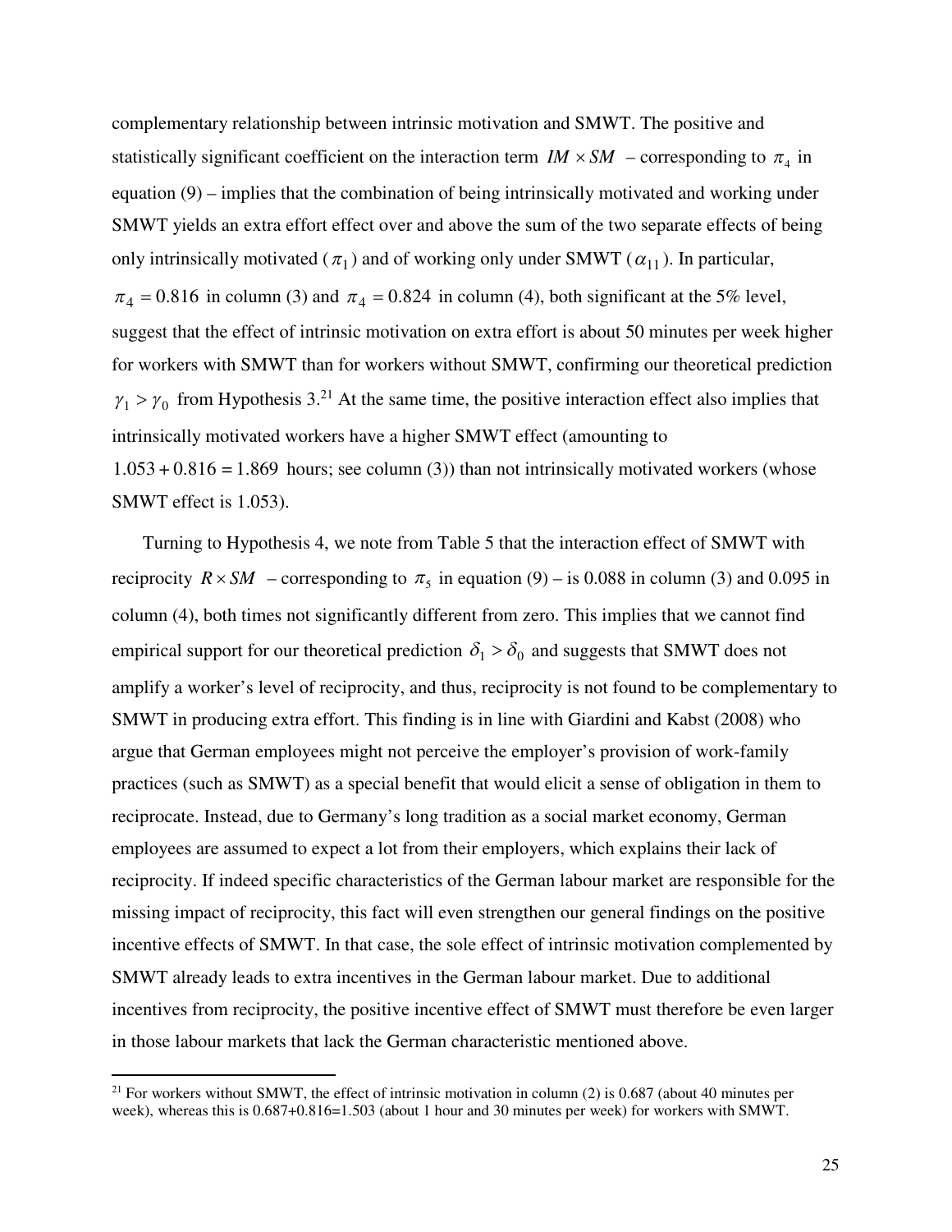complementary relationship between intrinsic motivation and SMWT. The positive and statistically significant coefficient on the interaction term $IM \times SM$ – corresponding to $\pi_4$ in equation (9) – implies that the combination of being intrinsically motivated and working under SMWT yields an extra effort effect over and above the sum of the two separate effects of being only intrinsically motivated ($\pi_1$) and of working only under SMWT ($\alpha_{11}$). In particular, $\pi_4 = 0.816$ in column (3) and $\pi_4 = 0.824$ in column (4), both significant at the 5% level, suggest that the effect of intrinsic motivation on extra effort is about 50 minutes per week higher for workers with SMWT than for workers without SMWT, confirming our theoretical prediction $\gamma_1 > \gamma_0$ from Hypothesis 3.[21] At the same time, the positive interaction effect also implies that intrinsically motivated workers have a higher SMWT effect (amounting to $1.053 + 0.816 = 1.869$ hours; see column (3)) than not intrinsically motivated workers (whose SMWT effect is 1.053).

Turning to Hypothesis 4, we note from Table 5 that the interaction effect of SMWT with reciprocity $R \times SM$ – corresponding to $\pi_5$ in equation (9) – is 0.088 in column (3) and 0.095 in column (4), both times not significantly different from zero. This implies that we cannot find empirical support for our theoretical prediction $\delta_1 > \delta_0$ and suggests that SMWT does not amplify a worker's level of reciprocity, and thus, reciprocity is not found to be complementary to SMWT in producing extra effort. This finding is in line with Giardini and Kabst (2008) who argue that German employees might not perceive the employer's provision of work-family practices (such as SMWT) as a special benefit that would elicit a sense of obligation in them to reciprocate. Instead, due to Germany's long tradition as a social market economy, German employees are assumed to expect a lot from their employers, which explains their lack of reciprocity. If indeed specific characteristics of the German labour market are responsible for the missing impact of reciprocity, this fact will even strengthen our general findings on the positive incentive effects of SMWT. In that case, the sole effect of intrinsic motivation complemented by SMWT already leads to extra incentives in the German labour market. Due to additional incentives from reciprocity, the positive incentive effect of SMWT must therefore be even larger in those labour markets that lack the German characteristic mentioned above.

---

[21] For workers without SMWT, the effect of intrinsic motivation in column (2) is 0.687 (about 40 minutes per week), whereas this is 0.687+0.816=1.503 (about 1 hour and 30 minutes per week) for workers with SMWT.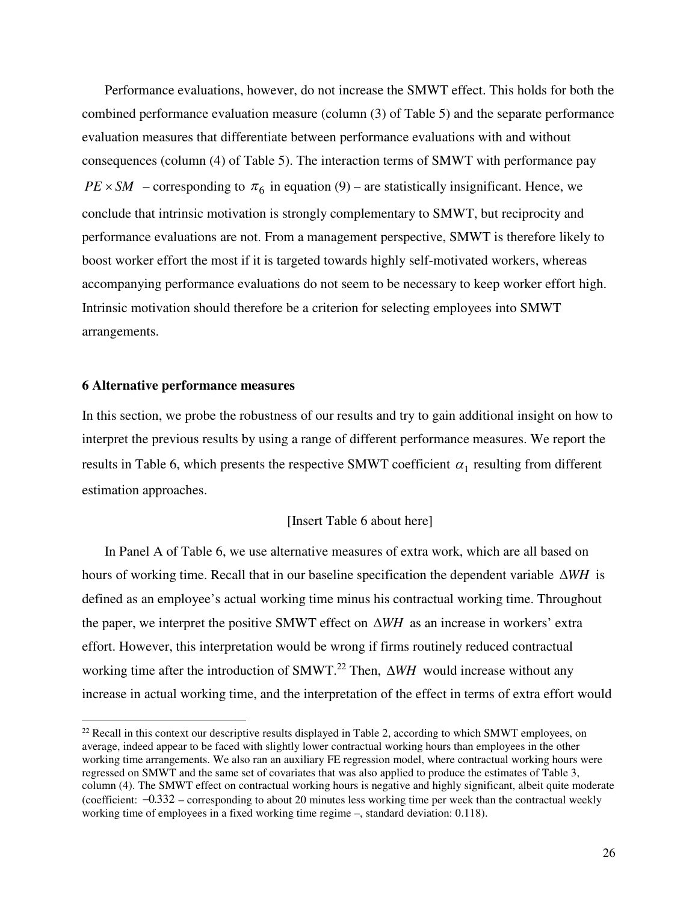Performance evaluations, however, do not increase the SMWT effect. This holds for both the combined performance evaluation measure (column (3) of Table 5) and the separate performance evaluation measures that differentiate between performance evaluations with and without consequences (column (4) of Table 5). The interaction terms of SMWT with performance pay $PE \times SM$ – corresponding to $\pi_6$ in equation (9) – are statistically insignificant. Hence, we conclude that intrinsic motivation is strongly complementary to SMWT, but reciprocity and performance evaluations are not. From a management perspective, SMWT is therefore likely to boost worker effort the most if it is targeted towards highly self-motivated workers, whereas accompanying performance evaluations do not seem to be necessary to keep worker effort high. Intrinsic motivation should therefore be a criterion for selecting employees into SMWT arrangements.

## 6 Alternative performance measures

In this section, we probe the robustness of our results and try to gain additional insight on how to interpret the previous results by using a range of different performance measures. We report the results in Table 6, which presents the respective SMWT coefficient $\alpha_1$ resulting from different estimation approaches.

[Insert Table 6 about here]

In Panel A of Table 6, we use alternative measures of extra work, which are all based on hours of working time. Recall that in our baseline specification the dependent variable $\Delta WH$ is defined as an employee's actual working time minus his contractual working time. Throughout the paper, we interpret the positive SMWT effect on $\Delta WH$ as an increase in workers' extra effort. However, this interpretation would be wrong if firms routinely reduced contractual working time after the introduction of SMWT.[22] Then, $\Delta WH$ would increase without any increase in actual working time, and the interpretation of the effect in terms of extra effort would

[22] Recall in this context our descriptive results displayed in Table 2, according to which SMWT employees, on average, indeed appear to be faced with slightly lower contractual working hours than employees in the other working time arrangements. We also ran an auxiliary FE regression model, where contractual working hours were regressed on SMWT and the same set of covariates that was also applied to produce the estimates of Table 3, column (4). The SMWT effect on contractual working hours is negative and highly significant, albeit quite moderate (coefficient: $-0.332$ – corresponding to about 20 minutes less working time per week than the contractual weekly working time of employees in a fixed working time regime –, standard deviation: 0.118).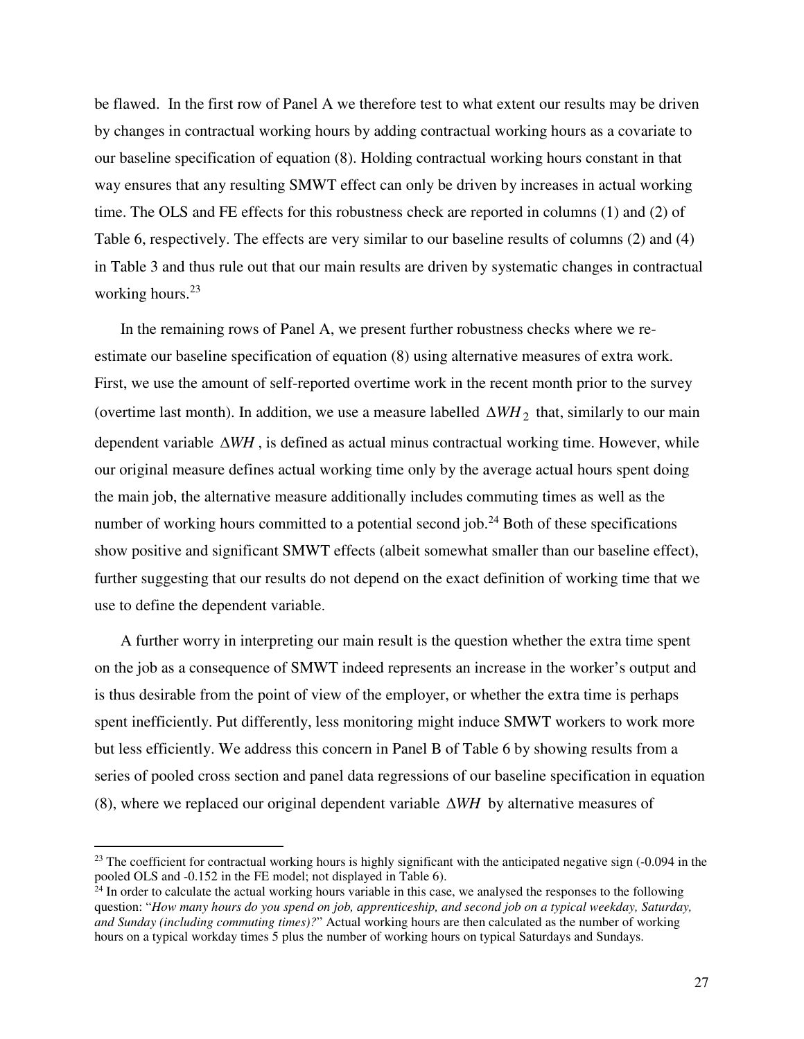be flawed. In the first row of Panel A we therefore test to what extent our results may be driven by changes in contractual working hours by adding contractual working hours as a covariate to our baseline specification of equation (8). Holding contractual working hours constant in that way ensures that any resulting SMWT effect can only be driven by increases in actual working time. The OLS and FE effects for this robustness check are reported in columns (1) and (2) of Table 6, respectively. The effects are very similar to our baseline results of columns (2) and (4) in Table 3 and thus rule out that our main results are driven by systematic changes in contractual working hours.[23]

In the remaining rows of Panel A, we present further robustness checks where we re-estimate our baseline specification of equation (8) using alternative measures of extra work. First, we use the amount of self-reported overtime work in the recent month prior to the survey (overtime last month). In addition, we use a measure labelled $\Delta WH_2$ that, similarly to our main dependent variable $\Delta WH$, is defined as actual minus contractual working time. However, while our original measure defines actual working time only by the average actual hours spent doing the main job, the alternative measure additionally includes commuting times as well as the number of working hours committed to a potential second job.[24] Both of these specifications show positive and significant SMWT effects (albeit somewhat smaller than our baseline effect), further suggesting that our results do not depend on the exact definition of working time that we use to define the dependent variable.

A further worry in interpreting our main result is the question whether the extra time spent on the job as a consequence of SMWT indeed represents an increase in the worker's output and is thus desirable from the point of view of the employer, or whether the extra time is perhaps spent inefficiently. Put differently, less monitoring might induce SMWT workers to work more but less efficiently. We address this concern in Panel B of Table 6 by showing results from a series of pooled cross section and panel data regressions of our baseline specification in equation (8), where we replaced our original dependent variable $\Delta WH$ by alternative measures of

[23] The coefficient for contractual working hours is highly significant with the anticipated negative sign (-0.094 in the pooled OLS and -0.152 in the FE model; not displayed in Table 6).

[24] In order to calculate the actual working hours variable in this case, we analysed the responses to the following question: "*How many hours do you spend on job, apprenticeship, and second job on a typical weekday, Saturday, and Sunday (including commuting times)?*" Actual working hours are then calculated as the number of working hours on a typical workday times 5 plus the number of working hours on typical Saturdays and Sundays.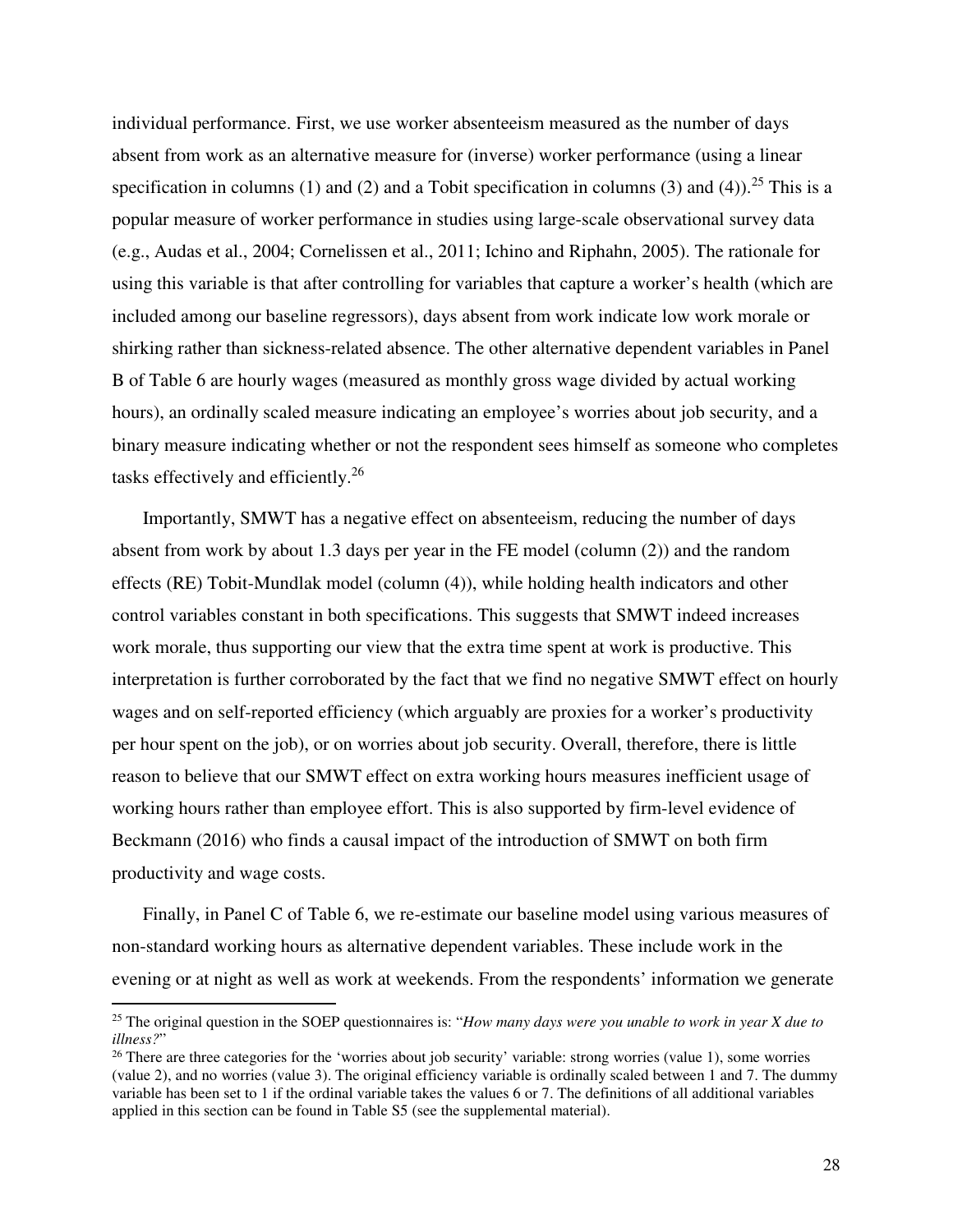individual performance. First, we use worker absenteeism measured as the number of days absent from work as an alternative measure for (inverse) worker performance (using a linear specification in columns (1) and (2) and a Tobit specification in columns (3) and (4)).[25] This is a popular measure of worker performance in studies using large-scale observational survey data (e.g., Audas et al., 2004; Cornelissen et al., 2011; Ichino and Riphahn, 2005). The rationale for using this variable is that after controlling for variables that capture a worker's health (which are included among our baseline regressors), days absent from work indicate low work morale or shirking rather than sickness-related absence. The other alternative dependent variables in Panel B of Table 6 are hourly wages (measured as monthly gross wage divided by actual working hours), an ordinally scaled measure indicating an employee's worries about job security, and a binary measure indicating whether or not the respondent sees himself as someone who completes tasks effectively and efficiently.[26]

Importantly, SMWT has a negative effect on absenteeism, reducing the number of days absent from work by about 1.3 days per year in the FE model (column (2)) and the random effects (RE) Tobit-Mundlak model (column (4)), while holding health indicators and other control variables constant in both specifications. This suggests that SMWT indeed increases work morale, thus supporting our view that the extra time spent at work is productive. This interpretation is further corroborated by the fact that we find no negative SMWT effect on hourly wages and on self-reported efficiency (which arguably are proxies for a worker's productivity per hour spent on the job), or on worries about job security. Overall, therefore, there is little reason to believe that our SMWT effect on extra working hours measures inefficient usage of working hours rather than employee effort. This is also supported by firm-level evidence of Beckmann (2016) who finds a causal impact of the introduction of SMWT on both firm productivity and wage costs.

Finally, in Panel C of Table 6, we re-estimate our baseline model using various measures of non-standard working hours as alternative dependent variables. These include work in the evening or at night as well as work at weekends. From the respondents' information we generate

[25] The original question in the SOEP questionnaires is: "*How many days were you unable to work in year X due to illness?*"

[26] There are three categories for the 'worries about job security' variable: strong worries (value 1), some worries (value 2), and no worries (value 3). The original efficiency variable is ordinally scaled between 1 and 7. The dummy variable has been set to 1 if the ordinal variable takes the values 6 or 7. The definitions of all additional variables applied in this section can be found in Table S5 (see the supplemental material).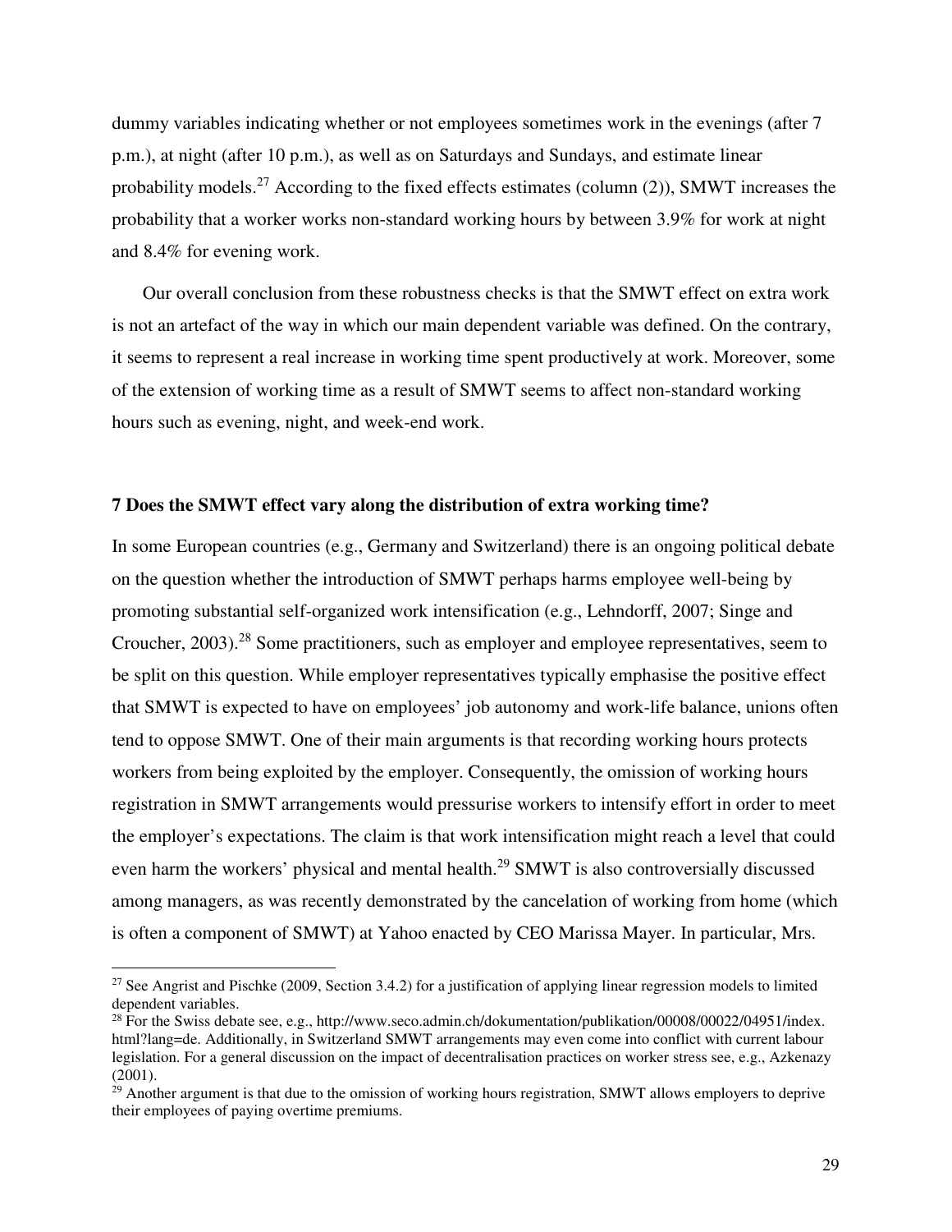dummy variables indicating whether or not employees sometimes work in the evenings (after 7 p.m.), at night (after 10 p.m.), as well as on Saturdays and Sundays, and estimate linear probability models.[27] According to the fixed effects estimates (column (2)), SMWT increases the probability that a worker works non-standard working hours by between 3.9% for work at night and 8.4% for evening work.

Our overall conclusion from these robustness checks is that the SMWT effect on extra work is not an artefact of the way in which our main dependent variable was defined. On the contrary, it seems to represent a real increase in working time spent productively at work. Moreover, some of the extension of working time as a result of SMWT seems to affect non-standard working hours such as evening, night, and week-end work.

## 7 Does the SMWT effect vary along the distribution of extra working time?

In some European countries (e.g., Germany and Switzerland) there is an ongoing political debate on the question whether the introduction of SMWT perhaps harms employee well-being by promoting substantial self-organized work intensification (e.g., Lehndorff, 2007; Singe and Croucher, 2003).[28] Some practitioners, such as employer and employee representatives, seem to be split on this question. While employer representatives typically emphasise the positive effect that SMWT is expected to have on employees' job autonomy and work-life balance, unions often tend to oppose SMWT. One of their main arguments is that recording working hours protects workers from being exploited by the employer. Consequently, the omission of working hours registration in SMWT arrangements would pressurise workers to intensify effort in order to meet the employer's expectations. The claim is that work intensification might reach a level that could even harm the workers' physical and mental health.[29] SMWT is also controversially discussed among managers, as was recently demonstrated by the cancelation of working from home (which is often a component of SMWT) at Yahoo enacted by CEO Marissa Mayer. In particular, Mrs.

---

[27] See Angrist and Pischke (2009, Section 3.4.2) for a justification of applying linear regression models to limited dependent variables.

[28] For the Swiss debate see, e.g., http://www.seco.admin.ch/dokumentation/publikation/00008/00022/04951/index.html?lang=de. Additionally, in Switzerland SMWT arrangements may even come into conflict with current labour legislation. For a general discussion on the impact of decentralisation practices on worker stress see, e.g., Azkenazy (2001).

[29] Another argument is that due to the omission of working hours registration, SMWT allows employers to deprive their employees of paying overtime premiums.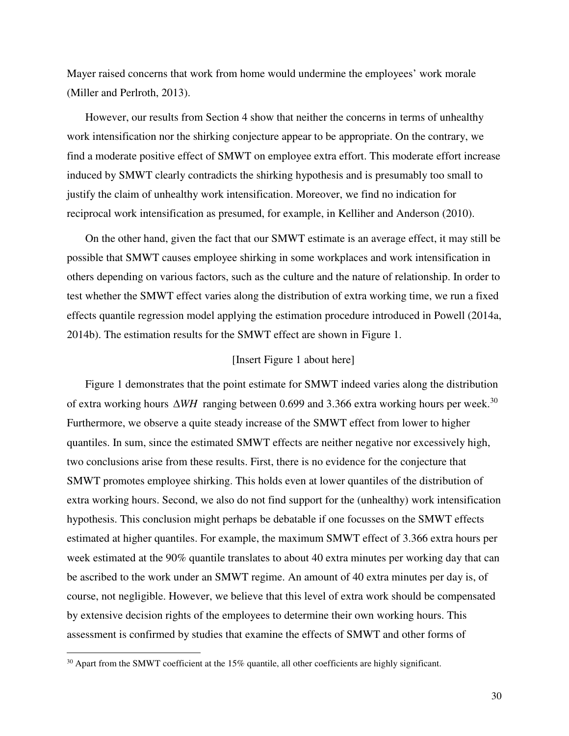Mayer raised concerns that work from home would undermine the employees' work morale (Miller and Perlroth, 2013).

However, our results from Section 4 show that neither the concerns in terms of unhealthy work intensification nor the shirking conjecture appear to be appropriate. On the contrary, we find a moderate positive effect of SMWT on employee extra effort. This moderate effort increase induced by SMWT clearly contradicts the shirking hypothesis and is presumably too small to justify the claim of unhealthy work intensification. Moreover, we find no indication for reciprocal work intensification as presumed, for example, in Kelliher and Anderson (2010).

On the other hand, given the fact that our SMWT estimate is an average effect, it may still be possible that SMWT causes employee shirking in some workplaces and work intensification in others depending on various factors, such as the culture and the nature of relationship. In order to test whether the SMWT effect varies along the distribution of extra working time, we run a fixed effects quantile regression model applying the estimation procedure introduced in Powell (2014a, 2014b). The estimation results for the SMWT effect are shown in Figure 1.

[Insert Figure 1 about here]

Figure 1 demonstrates that the point estimate for SMWT indeed varies along the distribution of extra working hours $\Delta WH$ ranging between 0.699 and 3.366 extra working hours per week.[30] Furthermore, we observe a quite steady increase of the SMWT effect from lower to higher quantiles. In sum, since the estimated SMWT effects are neither negative nor excessively high, two conclusions arise from these results. First, there is no evidence for the conjecture that SMWT promotes employee shirking. This holds even at lower quantiles of the distribution of extra working hours. Second, we also do not find support for the (unhealthy) work intensification hypothesis. This conclusion might perhaps be debatable if one focusses on the SMWT effects estimated at higher quantiles. For example, the maximum SMWT effect of 3.366 extra hours per week estimated at the 90% quantile translates to about 40 extra minutes per working day that can be ascribed to the work under an SMWT regime. An amount of 40 extra minutes per day is, of course, not negligible. However, we believe that this level of extra work should be compensated by extensive decision rights of the employees to determine their own working hours. This assessment is confirmed by studies that examine the effects of SMWT and other forms of

[30] Apart from the SMWT coefficient at the 15% quantile, all other coefficients are highly significant.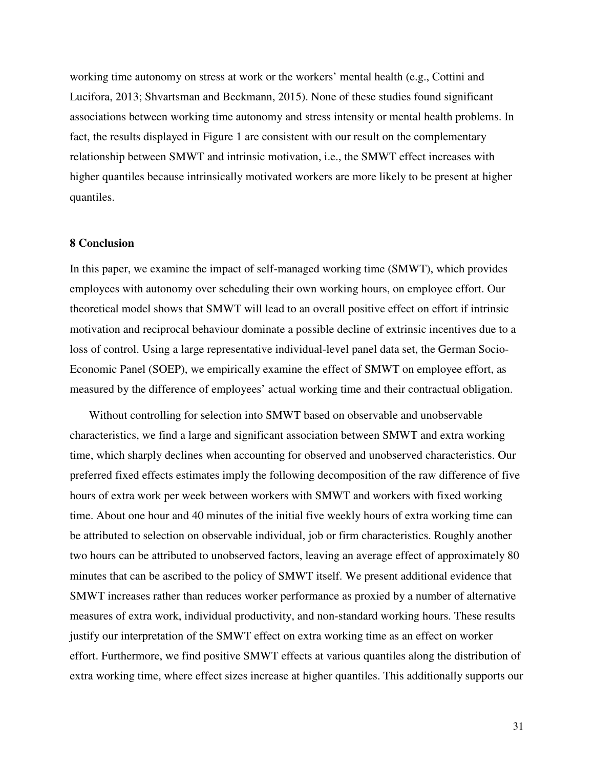working time autonomy on stress at work or the workers' mental health (e.g., Cottini and Lucifora, 2013; Shvartsman and Beckmann, 2015). None of these studies found significant associations between working time autonomy and stress intensity or mental health problems. In fact, the results displayed in Figure 1 are consistent with our result on the complementary relationship between SMWT and intrinsic motivation, i.e., the SMWT effect increases with higher quantiles because intrinsically motivated workers are more likely to be present at higher quantiles.

## 8 Conclusion

In this paper, we examine the impact of self-managed working time (SMWT), which provides employees with autonomy over scheduling their own working hours, on employee effort. Our theoretical model shows that SMWT will lead to an overall positive effect on effort if intrinsic motivation and reciprocal behaviour dominate a possible decline of extrinsic incentives due to a loss of control. Using a large representative individual-level panel data set, the German Socio-Economic Panel (SOEP), we empirically examine the effect of SMWT on employee effort, as measured by the difference of employees' actual working time and their contractual obligation.

Without controlling for selection into SMWT based on observable and unobservable characteristics, we find a large and significant association between SMWT and extra working time, which sharply declines when accounting for observed and unobserved characteristics. Our preferred fixed effects estimates imply the following decomposition of the raw difference of five hours of extra work per week between workers with SMWT and workers with fixed working time. About one hour and 40 minutes of the initial five weekly hours of extra working time can be attributed to selection on observable individual, job or firm characteristics. Roughly another two hours can be attributed to unobserved factors, leaving an average effect of approximately 80 minutes that can be ascribed to the policy of SMWT itself. We present additional evidence that SMWT increases rather than reduces worker performance as proxied by a number of alternative measures of extra work, individual productivity, and non-standard working hours. These results justify our interpretation of the SMWT effect on extra working time as an effect on worker effort. Furthermore, we find positive SMWT effects at various quantiles along the distribution of extra working time, where effect sizes increase at higher quantiles. This additionally supports our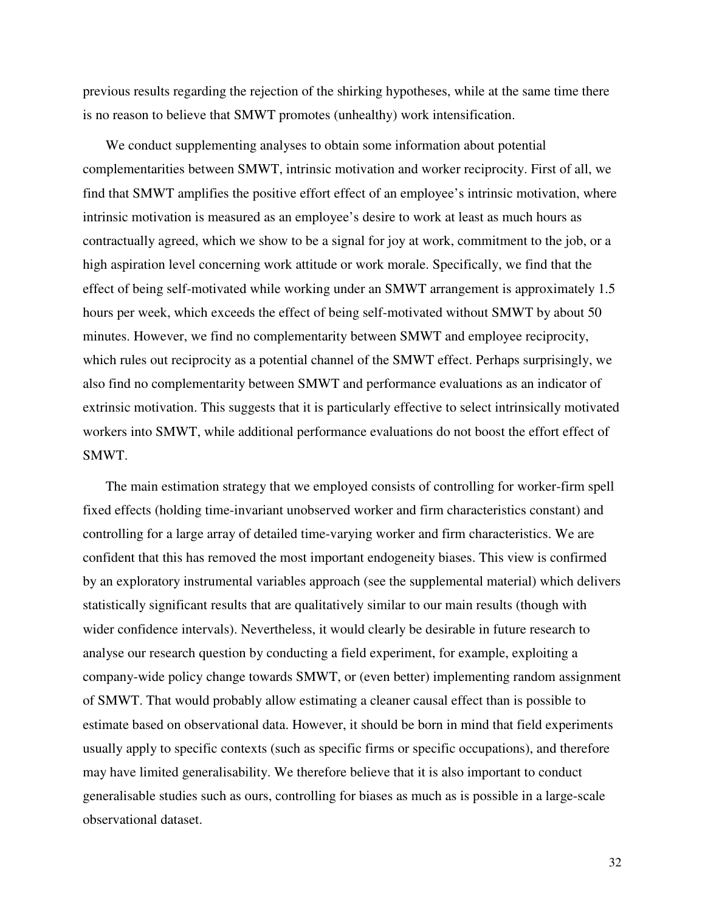previous results regarding the rejection of the shirking hypotheses, while at the same time there is no reason to believe that SMWT promotes (unhealthy) work intensification.

We conduct supplementing analyses to obtain some information about potential complementarities between SMWT, intrinsic motivation and worker reciprocity. First of all, we find that SMWT amplifies the positive effort effect of an employee's intrinsic motivation, where intrinsic motivation is measured as an employee's desire to work at least as much hours as contractually agreed, which we show to be a signal for joy at work, commitment to the job, or a high aspiration level concerning work attitude or work morale. Specifically, we find that the effect of being self-motivated while working under an SMWT arrangement is approximately 1.5 hours per week, which exceeds the effect of being self-motivated without SMWT by about 50 minutes. However, we find no complementarity between SMWT and employee reciprocity, which rules out reciprocity as a potential channel of the SMWT effect. Perhaps surprisingly, we also find no complementarity between SMWT and performance evaluations as an indicator of extrinsic motivation. This suggests that it is particularly effective to select intrinsically motivated workers into SMWT, while additional performance evaluations do not boost the effort effect of SMWT.

The main estimation strategy that we employed consists of controlling for worker-firm spell fixed effects (holding time-invariant unobserved worker and firm characteristics constant) and controlling for a large array of detailed time-varying worker and firm characteristics. We are confident that this has removed the most important endogeneity biases. This view is confirmed by an exploratory instrumental variables approach (see the supplemental material) which delivers statistically significant results that are qualitatively similar to our main results (though with wider confidence intervals). Nevertheless, it would clearly be desirable in future research to analyse our research question by conducting a field experiment, for example, exploiting a company-wide policy change towards SMWT, or (even better) implementing random assignment of SMWT. That would probably allow estimating a cleaner causal effect than is possible to estimate based on observational data. However, it should be born in mind that field experiments usually apply to specific contexts (such as specific firms or specific occupations), and therefore may have limited generalisability. We therefore believe that it is also important to conduct generalisable studies such as ours, controlling for biases as much as is possible in a large-scale observational dataset.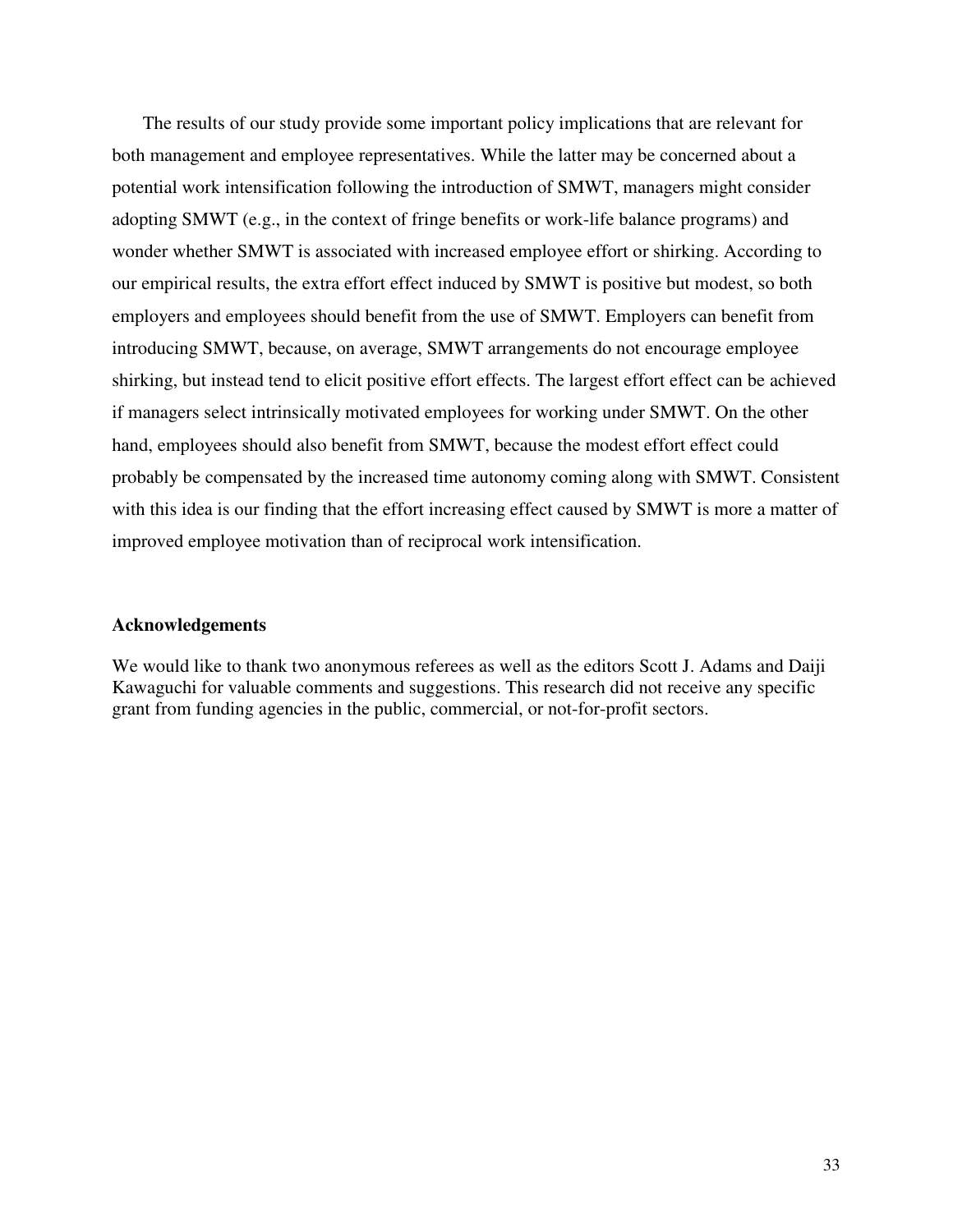The results of our study provide some important policy implications that are relevant for both management and employee representatives. While the latter may be concerned about a potential work intensification following the introduction of SMWT, managers might consider adopting SMWT (e.g., in the context of fringe benefits or work-life balance programs) and wonder whether SMWT is associated with increased employee effort or shirking. According to our empirical results, the extra effort effect induced by SMWT is positive but modest, so both employers and employees should benefit from the use of SMWT. Employers can benefit from introducing SMWT, because, on average, SMWT arrangements do not encourage employee shirking, but instead tend to elicit positive effort effects. The largest effort effect can be achieved if managers select intrinsically motivated employees for working under SMWT. On the other hand, employees should also benefit from SMWT, because the modest effort effect could probably be compensated by the increased time autonomy coming along with SMWT. Consistent with this idea is our finding that the effort increasing effect caused by SMWT is more a matter of improved employee motivation than of reciprocal work intensification.

## Acknowledgements

We would like to thank two anonymous referees as well as the editors Scott J. Adams and Daiji Kawaguchi for valuable comments and suggestions. This research did not receive any specific grant from funding agencies in the public, commercial, or not-for-profit sectors.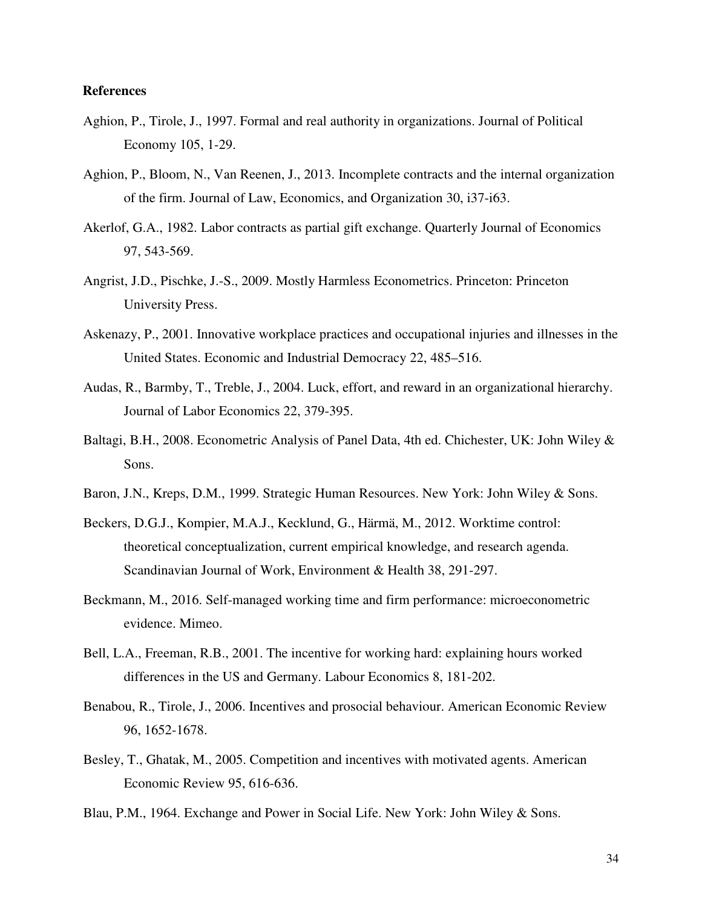## References

Aghion, P., Tirole, J., 1997. Formal and real authority in organizations. Journal of Political Economy 105, 1-29.

Aghion, P., Bloom, N., Van Reenen, J., 2013. Incomplete contracts and the internal organization of the firm. Journal of Law, Economics, and Organization 30, i37-i63.

Akerlof, G.A., 1982. Labor contracts as partial gift exchange. Quarterly Journal of Economics 97, 543-569.

Angrist, J.D., Pischke, J.-S., 2009. Mostly Harmless Econometrics. Princeton: Princeton University Press.

Askenazy, P., 2001. Innovative workplace practices and occupational injuries and illnesses in the United States. Economic and Industrial Democracy 22, 485–516.

Audas, R., Barmby, T., Treble, J., 2004. Luck, effort, and reward in an organizational hierarchy. Journal of Labor Economics 22, 379-395.

Baltagi, B.H., 2008. Econometric Analysis of Panel Data, 4th ed. Chichester, UK: John Wiley & Sons.

Baron, J.N., Kreps, D.M., 1999. Strategic Human Resources. New York: John Wiley & Sons.

Beckers, D.G.J., Kompier, M.A.J., Kecklund, G., Härmä, M., 2012. Worktime control: theoretical conceptualization, current empirical knowledge, and research agenda. Scandinavian Journal of Work, Environment & Health 38, 291-297.

Beckmann, M., 2016. Self-managed working time and firm performance: microeconometric evidence. Mimeo.

Bell, L.A., Freeman, R.B., 2001. The incentive for working hard: explaining hours worked differences in the US and Germany. Labour Economics 8, 181-202.

Benabou, R., Tirole, J., 2006. Incentives and prosocial behaviour. American Economic Review 96, 1652-1678.

Besley, T., Ghatak, M., 2005. Competition and incentives with motivated agents. American Economic Review 95, 616-636.

Blau, P.M., 1964. Exchange and Power in Social Life. New York: John Wiley & Sons.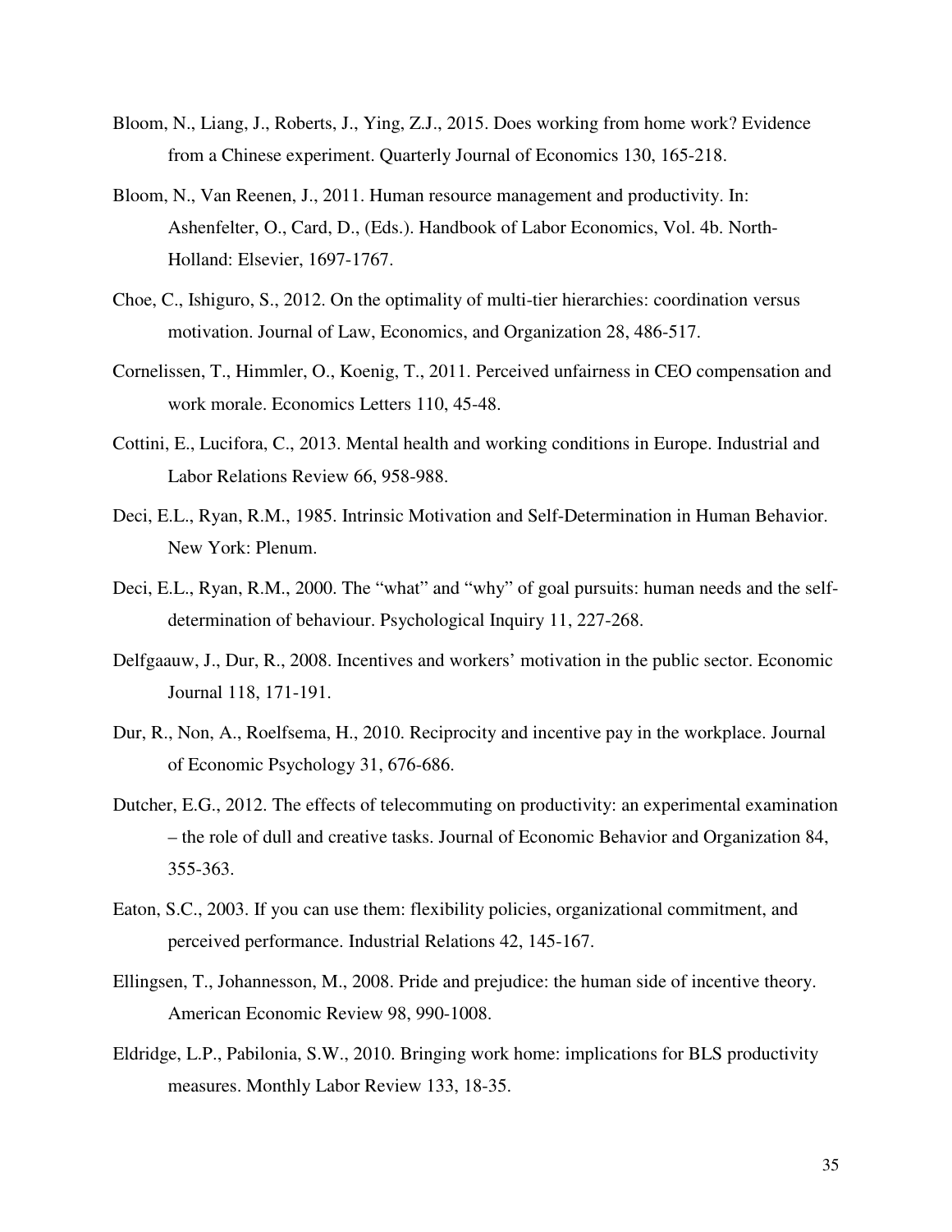Bloom, N., Liang, J., Roberts, J., Ying, Z.J., 2015. Does working from home work? Evidence from a Chinese experiment. Quarterly Journal of Economics 130, 165-218.

Bloom, N., Van Reenen, J., 2011. Human resource management and productivity. In: Ashenfelter, O., Card, D., (Eds.). Handbook of Labor Economics, Vol. 4b. North-Holland: Elsevier, 1697-1767.

Choe, C., Ishiguro, S., 2012. On the optimality of multi-tier hierarchies: coordination versus motivation. Journal of Law, Economics, and Organization 28, 486-517.

Cornelissen, T., Himmler, O., Koenig, T., 2011. Perceived unfairness in CEO compensation and work morale. Economics Letters 110, 45-48.

Cottini, E., Lucifora, C., 2013. Mental health and working conditions in Europe. Industrial and Labor Relations Review 66, 958-988.

Deci, E.L., Ryan, R.M., 1985. Intrinsic Motivation and Self-Determination in Human Behavior. New York: Plenum.

Deci, E.L., Ryan, R.M., 2000. The "what" and "why" of goal pursuits: human needs and the self-determination of behaviour. Psychological Inquiry 11, 227-268.

Delfgaauw, J., Dur, R., 2008. Incentives and workers' motivation in the public sector. Economic Journal 118, 171-191.

Dur, R., Non, A., Roelfsema, H., 2010. Reciprocity and incentive pay in the workplace. Journal of Economic Psychology 31, 676-686.

Dutcher, E.G., 2012. The effects of telecommuting on productivity: an experimental examination – the role of dull and creative tasks. Journal of Economic Behavior and Organization 84, 355-363.

Eaton, S.C., 2003. If you can use them: flexibility policies, organizational commitment, and perceived performance. Industrial Relations 42, 145-167.

Ellingsen, T., Johannesson, M., 2008. Pride and prejudice: the human side of incentive theory. American Economic Review 98, 990-1008.

Eldridge, L.P., Pabilonia, S.W., 2010. Bringing work home: implications for BLS productivity measures. Monthly Labor Review 133, 18-35.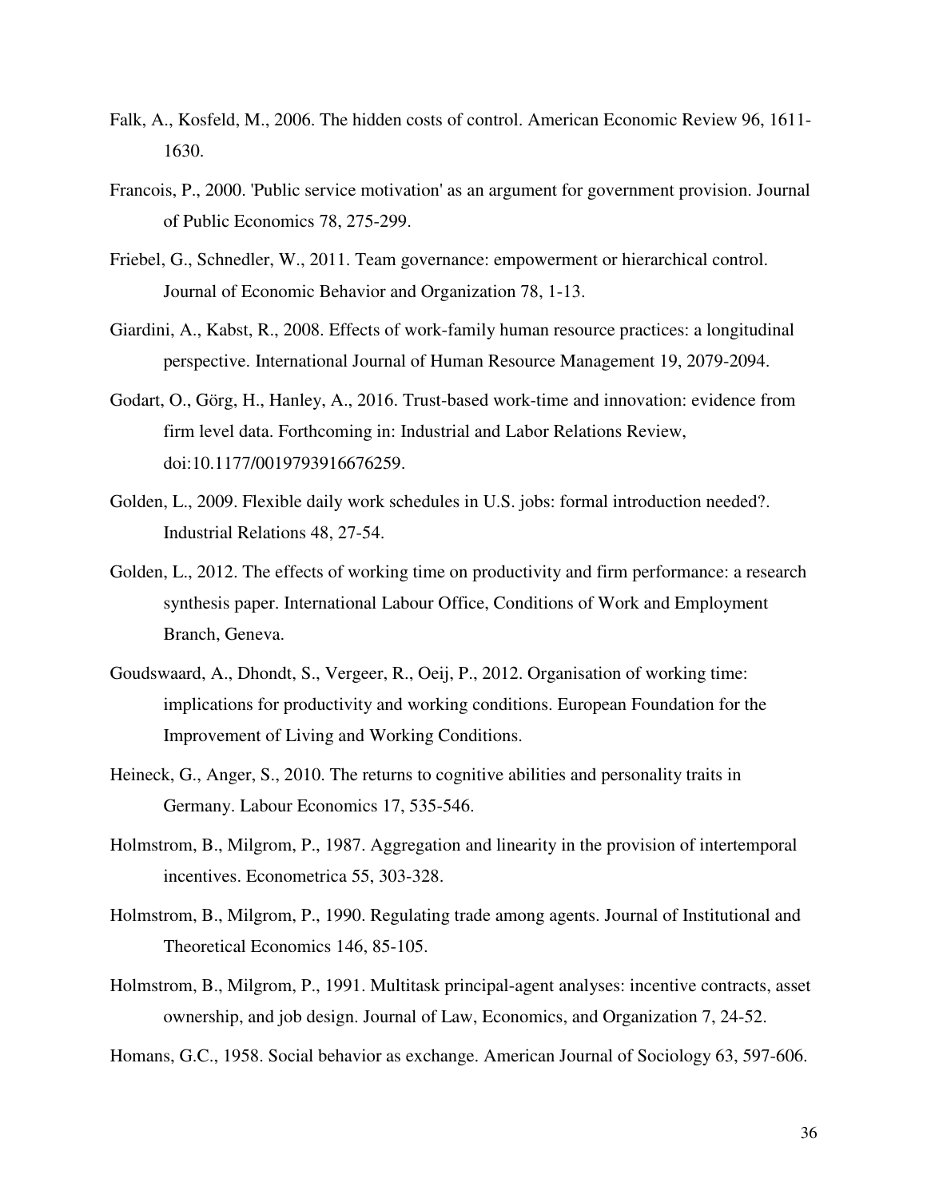Falk, A., Kosfeld, M., 2006. The hidden costs of control. American Economic Review 96, 1611-1630.

Francois, P., 2000. 'Public service motivation' as an argument for government provision. Journal of Public Economics 78, 275-299.

Friebel, G., Schnedler, W., 2011. Team governance: empowerment or hierarchical control. Journal of Economic Behavior and Organization 78, 1-13.

Giardini, A., Kabst, R., 2008. Effects of work-family human resource practices: a longitudinal perspective. International Journal of Human Resource Management 19, 2079-2094.

Godart, O., Görg, H., Hanley, A., 2016. Trust-based work-time and innovation: evidence from firm level data. Forthcoming in: Industrial and Labor Relations Review, doi:10.1177/0019793916676259.

Golden, L., 2009. Flexible daily work schedules in U.S. jobs: formal introduction needed?. Industrial Relations 48, 27-54.

Golden, L., 2012. The effects of working time on productivity and firm performance: a research synthesis paper. International Labour Office, Conditions of Work and Employment Branch, Geneva.

Goudswaard, A., Dhondt, S., Vergeer, R., Oeij, P., 2012. Organisation of working time: implications for productivity and working conditions. European Foundation for the Improvement of Living and Working Conditions.

Heineck, G., Anger, S., 2010. The returns to cognitive abilities and personality traits in Germany. Labour Economics 17, 535-546.

Holmstrom, B., Milgrom, P., 1987. Aggregation and linearity in the provision of intertemporal incentives. Econometrica 55, 303-328.

Holmstrom, B., Milgrom, P., 1990. Regulating trade among agents. Journal of Institutional and Theoretical Economics 146, 85-105.

Holmstrom, B., Milgrom, P., 1991. Multitask principal-agent analyses: incentive contracts, asset ownership, and job design. Journal of Law, Economics, and Organization 7, 24-52.

Homans, G.C., 1958. Social behavior as exchange. American Journal of Sociology 63, 597-606.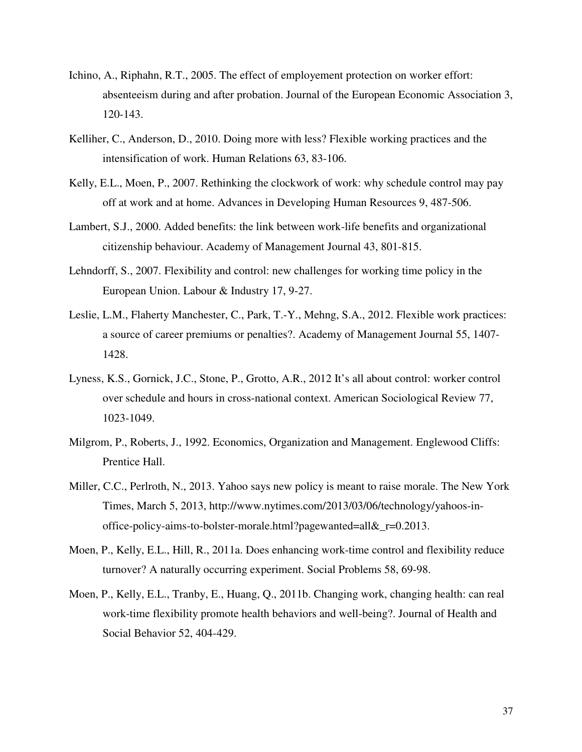Ichino, A., Riphahn, R.T., 2005. The effect of employement protection on worker effort: absenteeism during and after probation. Journal of the European Economic Association 3, 120-143.

Kelliher, C., Anderson, D., 2010. Doing more with less? Flexible working practices and the intensification of work. Human Relations 63, 83-106.

Kelly, E.L., Moen, P., 2007. Rethinking the clockwork of work: why schedule control may pay off at work and at home. Advances in Developing Human Resources 9, 487-506.

Lambert, S.J., 2000. Added benefits: the link between work-life benefits and organizational citizenship behaviour. Academy of Management Journal 43, 801-815.

Lehndorff, S., 2007. Flexibility and control: new challenges for working time policy in the European Union. Labour & Industry 17, 9-27.

Leslie, L.M., Flaherty Manchester, C., Park, T.-Y., Mehng, S.A., 2012. Flexible work practices: a source of career premiums or penalties?. Academy of Management Journal 55, 1407-1428.

Lyness, K.S., Gornick, J.C., Stone, P., Grotto, A.R., 2012 It's all about control: worker control over schedule and hours in cross-national context. American Sociological Review 77, 1023-1049.

Milgrom, P., Roberts, J., 1992. Economics, Organization and Management. Englewood Cliffs: Prentice Hall.

Miller, C.C., Perlroth, N., 2013. Yahoo says new policy is meant to raise morale. The New York Times, March 5, 2013, http://www.nytimes.com/2013/03/06/technology/yahoos-in-office-policy-aims-to-bolster-morale.html?pagewanted=all&_r=0.2013.

Moen, P., Kelly, E.L., Hill, R., 2011a. Does enhancing work-time control and flexibility reduce turnover? A naturally occurring experiment. Social Problems 58, 69-98.

Moen, P., Kelly, E.L., Tranby, E., Huang, Q., 2011b. Changing work, changing health: can real work-time flexibility promote health behaviors and well-being?. Journal of Health and Social Behavior 52, 404-429.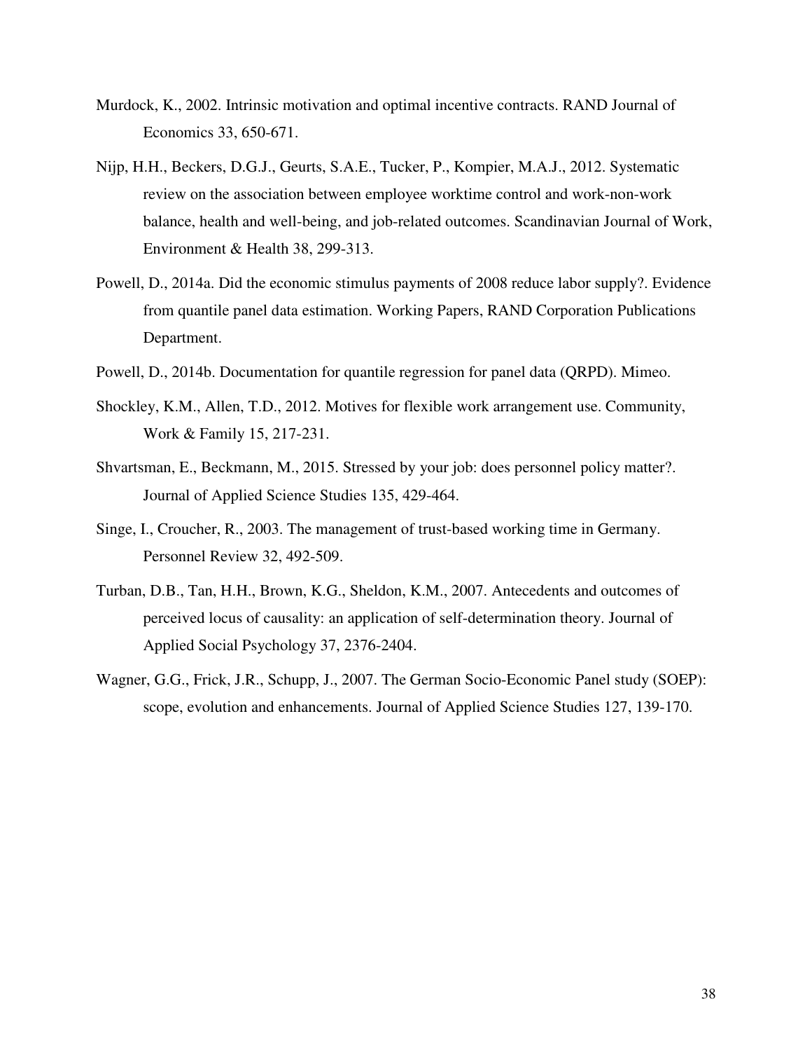Murdock, K., 2002. Intrinsic motivation and optimal incentive contracts. RAND Journal of Economics 33, 650-671.

Nijp, H.H., Beckers, D.G.J., Geurts, S.A.E., Tucker, P., Kompier, M.A.J., 2012. Systematic review on the association between employee worktime control and work-non-work balance, health and well-being, and job-related outcomes. Scandinavian Journal of Work, Environment & Health 38, 299-313.

Powell, D., 2014a. Did the economic stimulus payments of 2008 reduce labor supply?. Evidence from quantile panel data estimation. Working Papers, RAND Corporation Publications Department.

Powell, D., 2014b. Documentation for quantile regression for panel data (QRPD). Mimeo.

Shockley, K.M., Allen, T.D., 2012. Motives for flexible work arrangement use. Community, Work & Family 15, 217-231.

Shvartsman, E., Beckmann, M., 2015. Stressed by your job: does personnel policy matter?. Journal of Applied Science Studies 135, 429-464.

Singe, I., Croucher, R., 2003. The management of trust-based working time in Germany. Personnel Review 32, 492-509.

Turban, D.B., Tan, H.H., Brown, K.G., Sheldon, K.M., 2007. Antecedents and outcomes of perceived locus of causality: an application of self-determination theory. Journal of Applied Social Psychology 37, 2376-2404.

Wagner, G.G., Frick, J.R., Schupp, J., 2007. The German Socio-Economic Panel study (SOEP): scope, evolution and enhancements. Journal of Applied Science Studies 127, 139-170.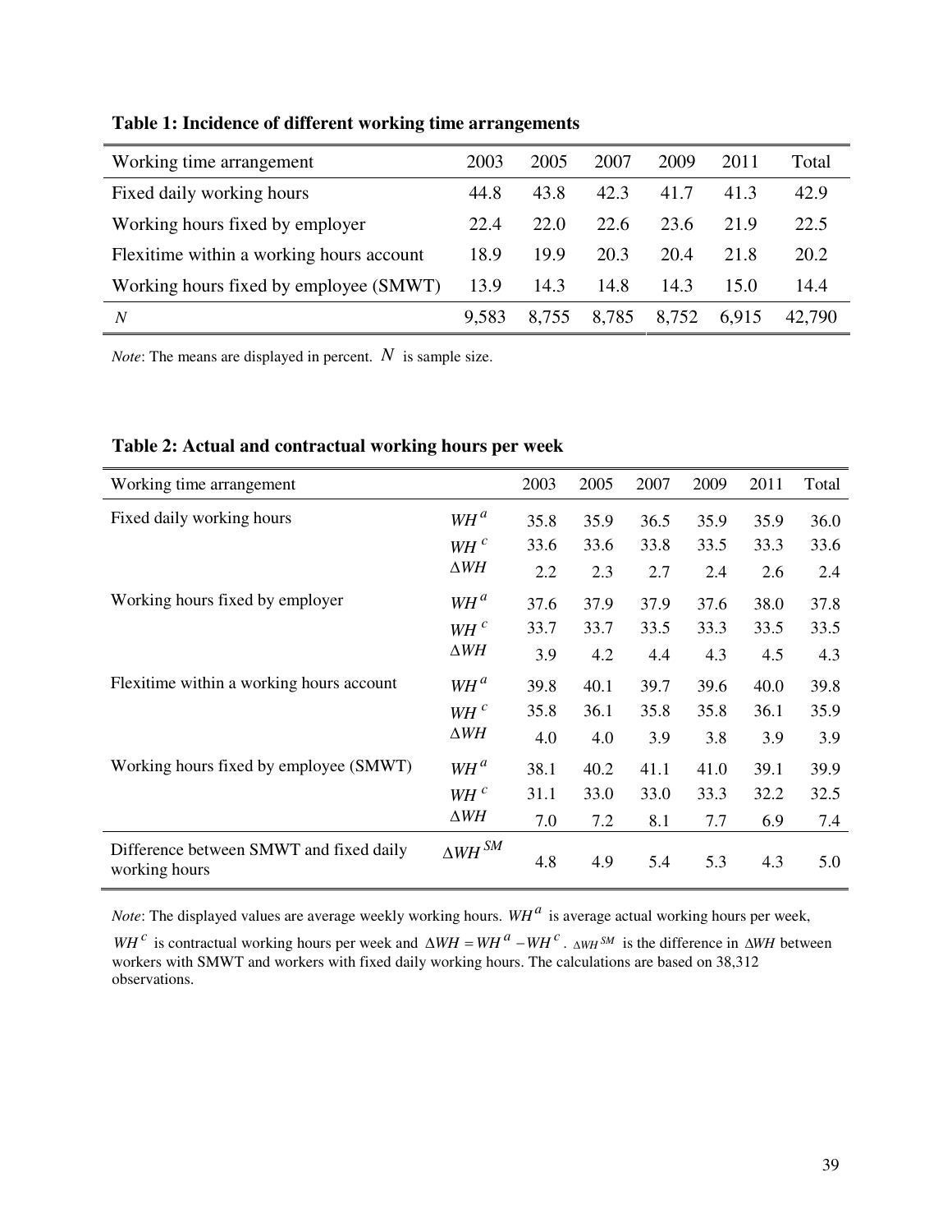**Table 1: Incidence of different working time arrangements**

| Working time arrangement | 2003 | 2005 | 2007 | 2009 | 2011 | Total |
|---|---|---|---|---|---|---|
| Fixed daily working hours | 44.8 | 43.8 | 42.3 | 41.7 | 41.3 | 42.9 |
| Working hours fixed by employer | 22.4 | 22.0 | 22.6 | 23.6 | 21.9 | 22.5 |
| Flexitime within a working hours account | 18.9 | 19.9 | 20.3 | 20.4 | 21.8 | 20.2 |
| Working hours fixed by employee (SMWT) | 13.9 | 14.3 | 14.8 | 14.3 | 15.0 | 14.4 |
| $N$ | 9,583 | 8,755 | 8,785 | 8,752 | 6,915 | 42,790 |

*Note*: The means are displayed in percent. $N$ is sample size.

**Table 2: Actual and contractual working hours per week**

| Working time arrangement | | 2003 | 2005 | 2007 | 2009 | 2011 | Total |
|---|---|---|---|---|---|---|---|
| Fixed daily working hours | $WH^a$ | 35.8 | 35.9 | 36.5 | 35.9 | 35.9 | 36.0 |
| | $WH^c$ | 33.6 | 33.6 | 33.8 | 33.5 | 33.3 | 33.6 |
| | $\Delta WH$ | 2.2 | 2.3 | 2.7 | 2.4 | 2.6 | 2.4 |
| Working hours fixed by employer | $WH^a$ | 37.6 | 37.9 | 37.9 | 37.6 | 38.0 | 37.8 |
| | $WH^c$ | 33.7 | 33.7 | 33.5 | 33.3 | 33.5 | 33.5 |
| | $\Delta WH$ | 3.9 | 4.2 | 4.4 | 4.3 | 4.5 | 4.3 |
| Flexitime within a working hours account | $WH^a$ | 39.8 | 40.1 | 39.7 | 39.6 | 40.0 | 39.8 |
| | $WH^c$ | 35.8 | 36.1 | 35.8 | 35.8 | 36.1 | 35.9 |
| | $\Delta WH$ | 4.0 | 4.0 | 3.9 | 3.8 | 3.9 | 3.9 |
| Working hours fixed by employee (SMWT) | $WH^a$ | 38.1 | 40.2 | 41.1 | 41.0 | 39.1 | 39.9 |
| | $WH^c$ | 31.1 | 33.0 | 33.0 | 33.3 | 32.2 | 32.5 |
| | $\Delta WH$ | 7.0 | 7.2 | 8.1 | 7.7 | 6.9 | 7.4 |
| Difference between SMWT and fixed daily working hours | $\Delta WH^{SM}$ | 4.8 | 4.9 | 5.4 | 5.3 | 4.3 | 5.0 |

*Note*: The displayed values are average weekly working hours. $WH^a$ is average actual working hours per week, $WH^c$ is contractual working hours per week and $\Delta WH = WH^a - WH^c$. $\Delta WH^{SM}$ is the difference in $\Delta WH$ between workers with SMWT and workers with fixed daily working hours. The calculations are based on 38,312 observations.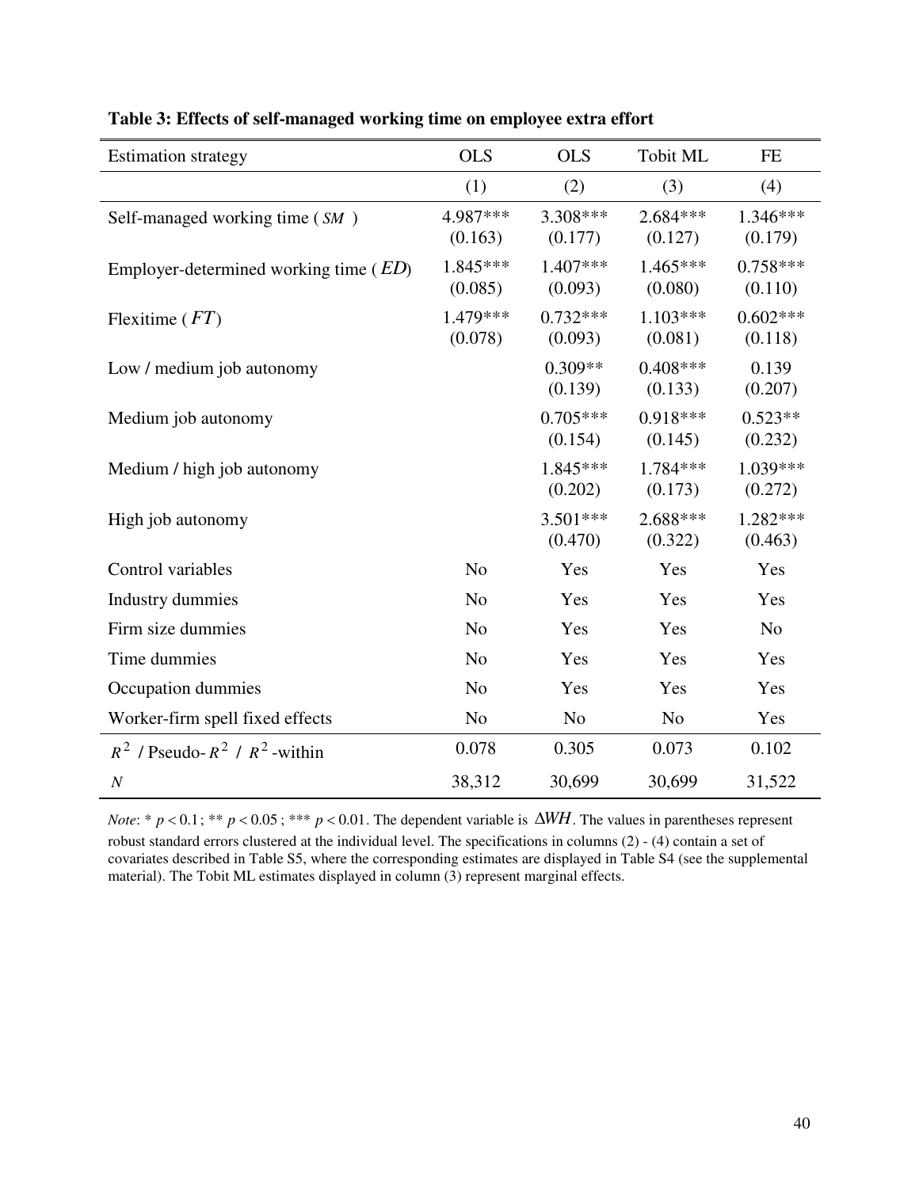**Table 3: Effects of self-managed working time on employee extra effort**

| Estimation strategy | OLS | OLS | Tobit ML | FE |
|---|---|---|---|---|
| | (1) | (2) | (3) | (4) |
| Self-managed working time ( $SM$ ) | 4.987*** (0.163) | 3.308*** (0.177) | 2.684*** (0.127) | 1.346*** (0.179) |
| Employer-determined working time ( $ED$ ) | 1.845*** (0.085) | 1.407*** (0.093) | 1.465*** (0.080) | 0.758*** (0.110) |
| Flexitime ( $FT$ ) | 1.479*** (0.078) | 0.732*** (0.093) | 1.103*** (0.081) | 0.602*** (0.118) |
| Low / medium job autonomy | | 0.309** (0.139) | 0.408*** (0.133) | 0.139 (0.207) |
| Medium job autonomy | | 0.705*** (0.154) | 0.918*** (0.145) | 0.523** (0.232) |
| Medium / high job autonomy | | 1.845*** (0.202) | 1.784*** (0.173) | 1.039*** (0.272) |
| High job autonomy | | 3.501*** (0.470) | 2.688*** (0.322) | 1.282*** (0.463) |
| Control variables | No | Yes | Yes | Yes |
| Industry dummies | No | Yes | Yes | Yes |
| Firm size dummies | No | Yes | Yes | No |
| Time dummies | No | Yes | Yes | Yes |
| Occupation dummies | No | Yes | Yes | Yes |
| Worker-firm spell fixed effects | No | No | No | Yes |
| $R^2$ / Pseudo- $R^2$ / $R^2$ -within | 0.078 | 0.305 | 0.073 | 0.102 |
| $N$ | 38,312 | 30,699 | 30,699 | 31,522 |

*Note*: * $p < 0.1$; ** $p < 0.05$; *** $p < 0.01$. The dependent variable is $\Delta WH$. The values in parentheses represent robust standard errors clustered at the individual level. The specifications in columns (2) - (4) contain a set of covariates described in Table S5, where the corresponding estimates are displayed in Table S4 (see the supplemental material). The Tobit ML estimates displayed in column (3) represent marginal effects.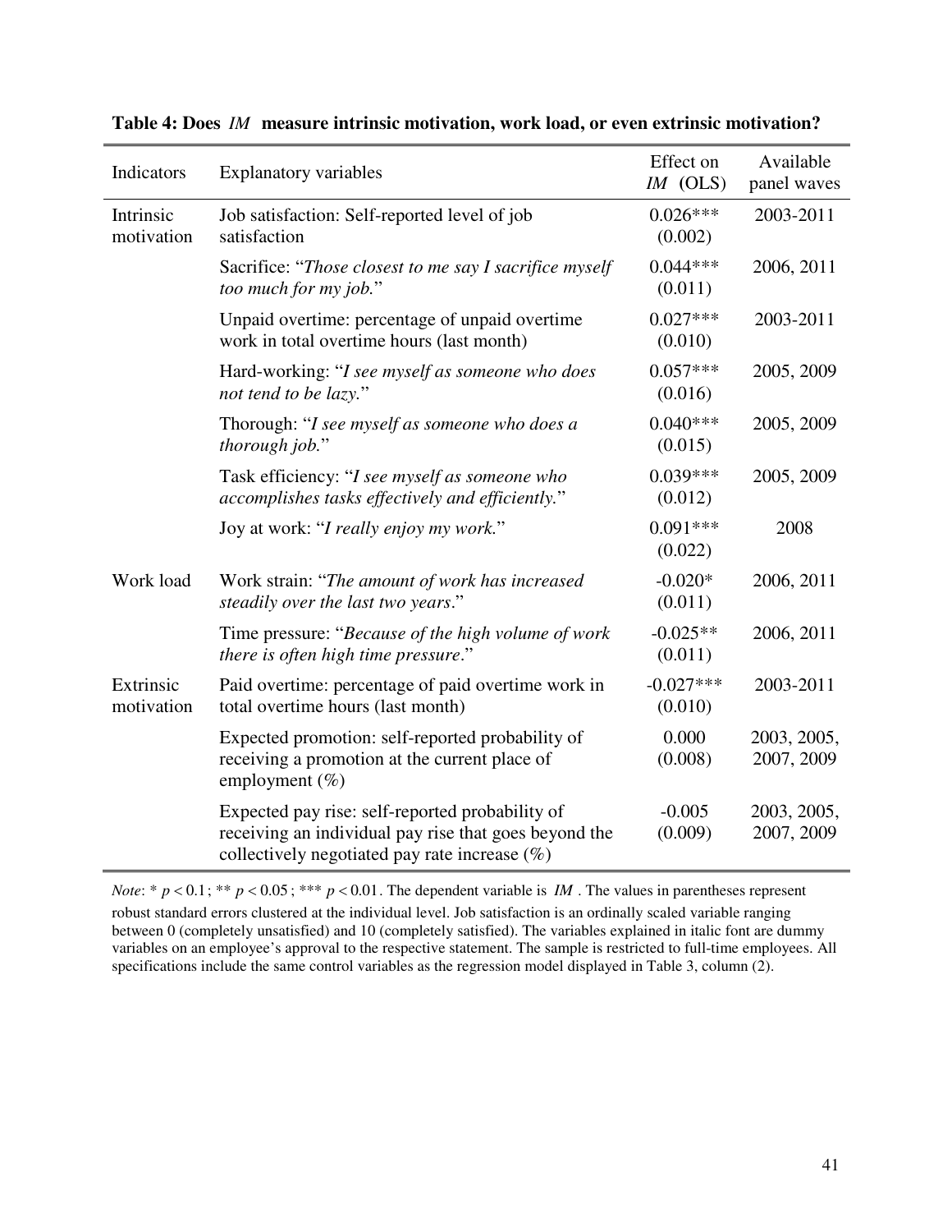**Table 4: Does $IM$ measure intrinsic motivation, work load, or even extrinsic motivation?**

| Indicators | Explanatory variables | Effect on $IM$ (OLS) | Available panel waves |
|---|---|---|---|
| Intrinsic motivation | Job satisfaction: Self-reported level of job satisfaction | 0.026*** (0.002) | 2003-2011 |
| | Sacrifice: "*Those closest to me say I sacrifice myself too much for my job.*" | 0.044*** (0.011) | 2006, 2011 |
| | Unpaid overtime: percentage of unpaid overtime work in total overtime hours (last month) | 0.027*** (0.010) | 2003-2011 |
| | Hard-working: "*I see myself as someone who does not tend to be lazy.*" | 0.057*** (0.016) | 2005, 2009 |
| | Thorough: "*I see myself as someone who does a thorough job.*" | 0.040*** (0.015) | 2005, 2009 |
| | Task efficiency: "*I see myself as someone who accomplishes tasks effectively and efficiently.*" | 0.039*** (0.012) | 2005, 2009 |
| | Joy at work: "*I really enjoy my work.*" | 0.091*** (0.022) | 2008 |
| Work load | Work strain: "*The amount of work has increased steadily over the last two years*." | -0.020* (0.011) | 2006, 2011 |
| | Time pressure: "*Because of the high volume of work there is often high time pressure*." | -0.025** (0.011) | 2006, 2011 |
| Extrinsic motivation | Paid overtime: percentage of paid overtime work in total overtime hours (last month) | -0.027*** (0.010) | 2003-2011 |
| | Expected promotion: self-reported probability of receiving a promotion at the current place of employment (%) | 0.000 (0.008) | 2003, 2005, 2007, 2009 |
| | Expected pay rise: self-reported probability of receiving an individual pay rise that goes beyond the collectively negotiated pay rate increase (%) | -0.005 (0.009) | 2003, 2005, 2007, 2009 |

*Note*: * $p < 0.1$; ** $p < 0.05$; *** $p < 0.01$. The dependent variable is $IM$. The values in parentheses represent robust standard errors clustered at the individual level. Job satisfaction is an ordinally scaled variable ranging between 0 (completely unsatisfied) and 10 (completely satisfied). The variables explained in italic font are dummy variables on an employee's approval to the respective statement. The sample is restricted to full-time employees. All specifications include the same control variables as the regression model displayed in Table 3, column (2).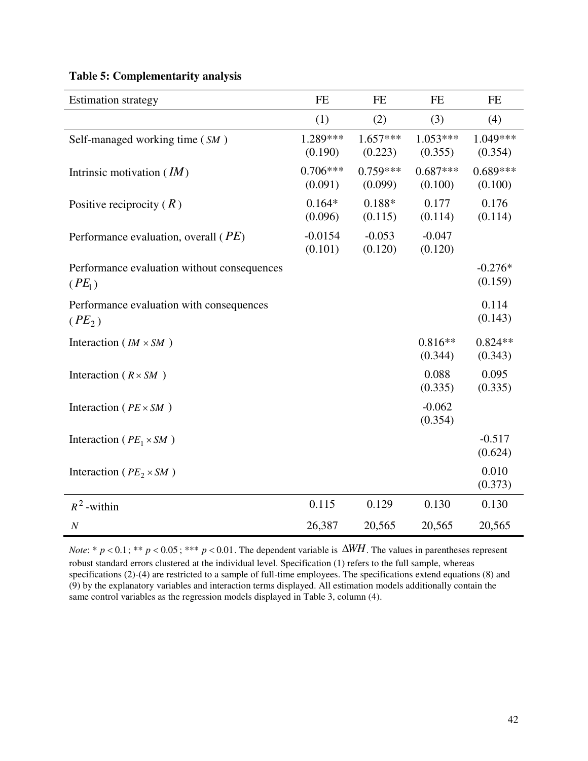**Table 5: Complementarity analysis**

| Estimation strategy | FE | FE | FE | FE |
|---|---|---|---|---|
| | (1) | (2) | (3) | (4) |
| Self-managed working time ($SM$) | 1.289*** | 1.657*** | 1.053*** | 1.049*** |
| | (0.190) | (0.223) | (0.355) | (0.354) |
| Intrinsic motivation ($IM$) | 0.706*** | 0.759*** | 0.687*** | 0.689*** |
| | (0.091) | (0.099) | (0.100) | (0.100) |
| Positive reciprocity ($R$) | 0.164* | 0.188* | 0.177 | 0.176 |
| | (0.096) | (0.115) | (0.114) | (0.114) |
| Performance evaluation, overall ($PE$) | -0.0154 | -0.053 | -0.047 | |
| | (0.101) | (0.120) | (0.120) | |
| Performance evaluation without consequences ($PE_1$) | | | | -0.276* |
| | | | | (0.159) |
| Performance evaluation with consequences ($PE_2$) | | | | 0.114 |
| | | | | (0.143) |
| Interaction ($IM \times SM$) | | | 0.816** | 0.824** |
| | | | (0.344) | (0.343) |
| Interaction ($R \times SM$) | | | 0.088 | 0.095 |
| | | | (0.335) | (0.335) |
| Interaction ($PE \times SM$) | | | -0.062 | |
| | | | (0.354) | |
| Interaction ($PE_1 \times SM$) | | | | -0.517 |
| | | | | (0.624) |
| Interaction ($PE_2 \times SM$) | | | | 0.010 |
| | | | | (0.373) |
| $R^2$-within | 0.115 | 0.129 | 0.130 | 0.130 |
| $N$ | 26,387 | 20,565 | 20,565 | 20,565 |

*Note*: * $p < 0.1$; ** $p < 0.05$; *** $p < 0.01$. The dependent variable is $\Delta WH$. The values in parentheses represent robust standard errors clustered at the individual level. Specification (1) refers to the full sample, whereas specifications (2)-(4) are restricted to a sample of full-time employees. The specifications extend equations (8) and (9) by the explanatory variables and interaction terms displayed. All estimation models additionally contain the same control variables as the regression models displayed in Table 3, column (4).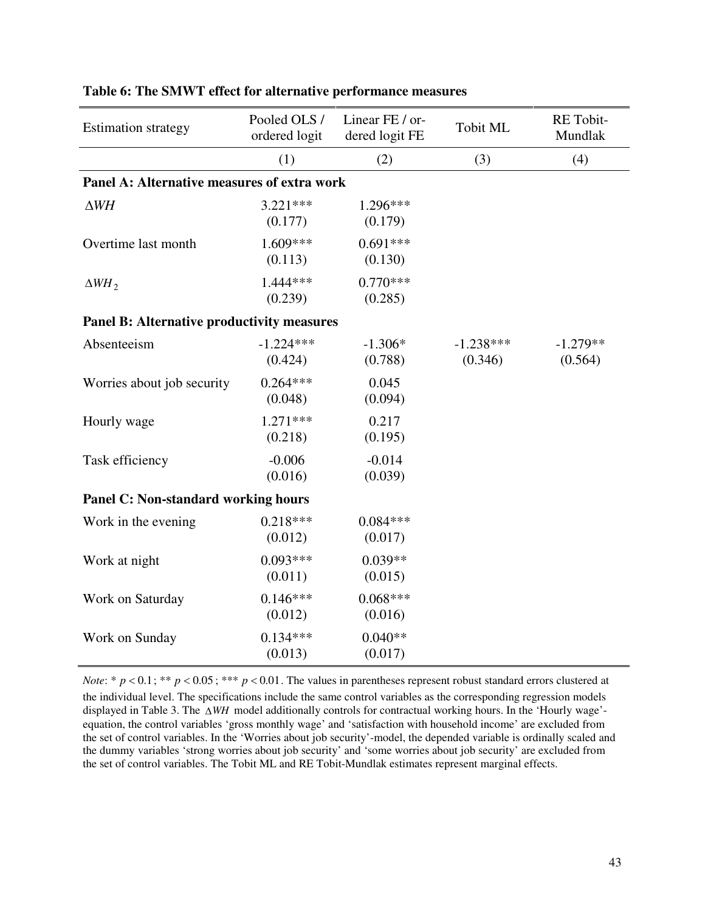**Table 6: The SMWT effect for alternative performance measures**

| Estimation strategy | Pooled OLS / ordered logit | Linear FE / ordered logit FE | Tobit ML | RE Tobit-Mundlak |
|---|---|---|---|---|
| | (1) | (2) | (3) | (4) |
| **Panel A: Alternative measures of extra work** | | | | |
| $\Delta WH$ | 3.221*** | 1.296*** | | |
| | (0.177) | (0.179) | | |
| Overtime last month | 1.609*** | 0.691*** | | |
| | (0.113) | (0.130) | | |
| $\Delta WH_2$ | 1.444*** | 0.770*** | | |
| | (0.239) | (0.285) | | |
| **Panel B: Alternative productivity measures** | | | | |
| Absenteeism | -1.224*** | -1.306* | -1.238*** | -1.279** |
| | (0.424) | (0.788) | (0.346) | (0.564) |
| Worries about job security | 0.264*** | 0.045 | | |
| | (0.048) | (0.094) | | |
| Hourly wage | 1.271*** | 0.217 | | |
| | (0.218) | (0.195) | | |
| Task efficiency | -0.006 | -0.014 | | |
| | (0.016) | (0.039) | | |
| **Panel C: Non-standard working hours** | | | | |
| Work in the evening | 0.218*** | 0.084*** | | |
| | (0.012) | (0.017) | | |
| Work at night | 0.093*** | 0.039** | | |
| | (0.011) | (0.015) | | |
| Work on Saturday | 0.146*** | 0.068*** | | |
| | (0.012) | (0.016) | | |
| Work on Sunday | 0.134*** | 0.040** | | |
| | (0.013) | (0.017) | | |

*Note*: * $p < 0.1$; ** $p < 0.05$; *** $p < 0.01$. The values in parentheses represent robust standard errors clustered at the individual level. The specifications include the same control variables as the corresponding regression models displayed in Table 3. The $\Delta WH$ model additionally controls for contractual working hours. In the 'Hourly wage'-equation, the control variables 'gross monthly wage' and 'satisfaction with household income' are excluded from the set of control variables. In the 'Worries about job security'-model, the depended variable is ordinally scaled and the dummy variables 'strong worries about job security' and 'some worries about job security' are excluded from the set of control variables. The Tobit ML and RE Tobit-Mundlak estimates represent marginal effects.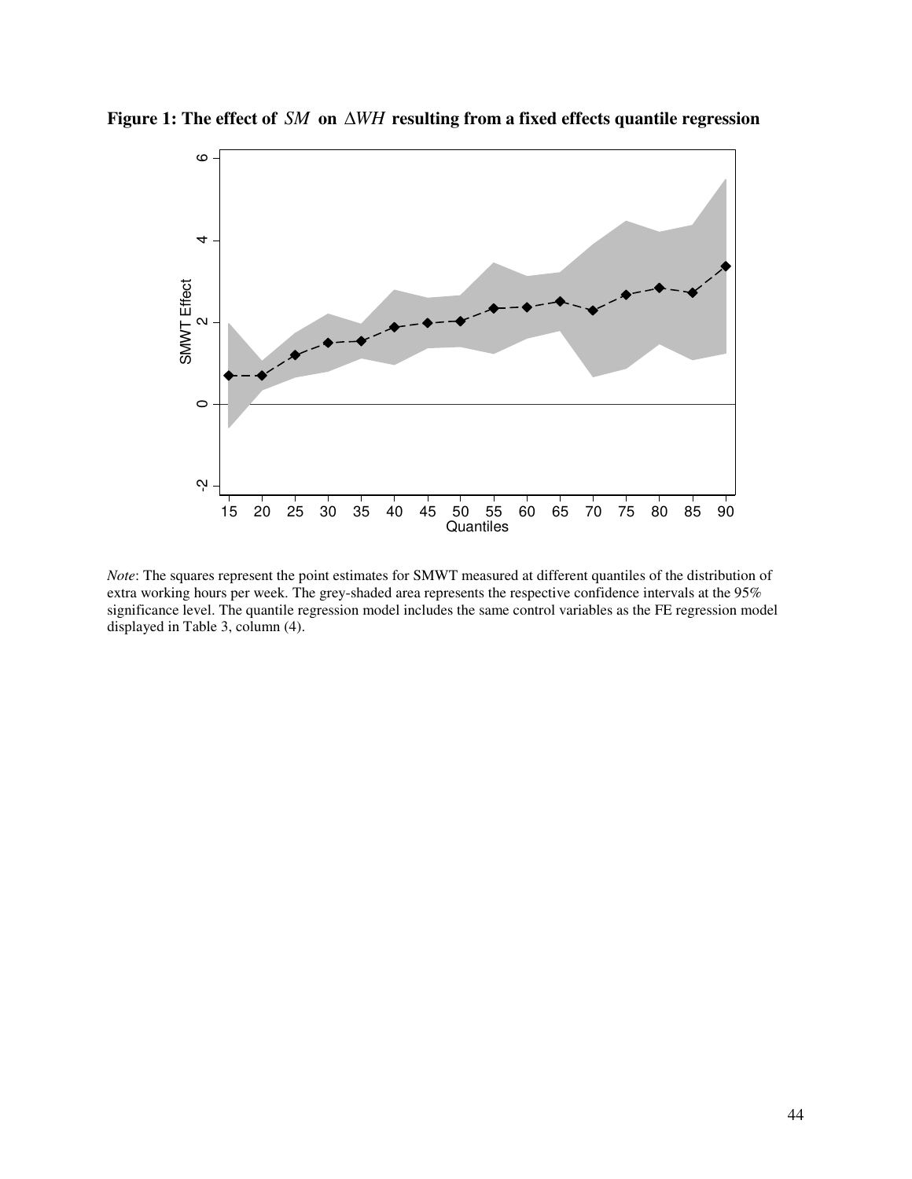**Figure 1: The effect of $SM$ on $\Delta WH$ resulting from a fixed effects quantile regression**

*Note*: The squares represent the point estimates for SMWT measured at different quantiles of the distribution of extra working hours per week. The grey-shaded area represents the respective confidence intervals at the 95% significance level. The quantile regression model includes the same control variables as the FE regression model displayed in Table 3, column (4).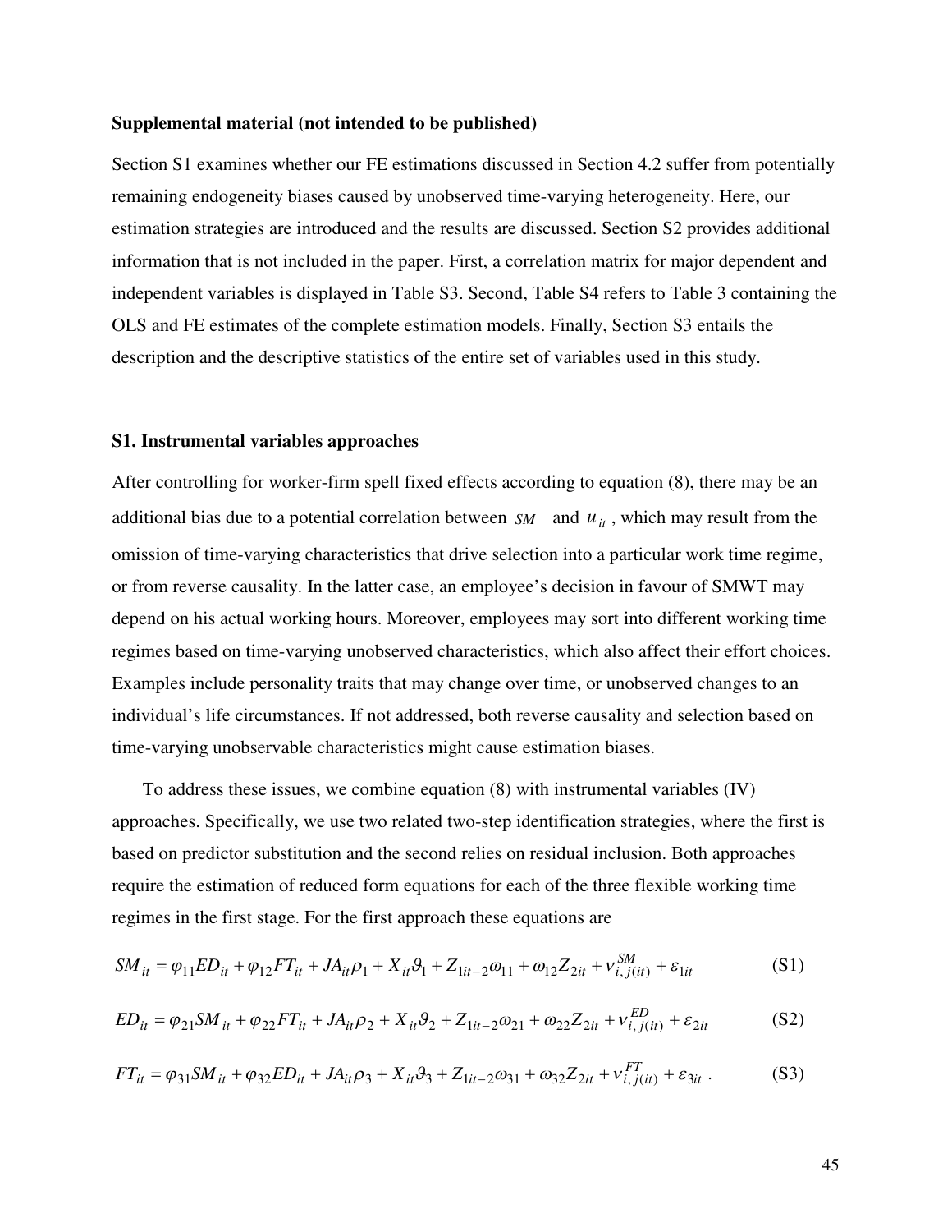**Supplemental material (not intended to be published)**

Section S1 examines whether our FE estimations discussed in Section 4.2 suffer from potentially remaining endogeneity biases caused by unobserved time-varying heterogeneity. Here, our estimation strategies are introduced and the results are discussed. Section S2 provides additional information that is not included in the paper. First, a correlation matrix for major dependent and independent variables is displayed in Table S3. Second, Table S4 refers to Table 3 containing the OLS and FE estimates of the complete estimation models. Finally, Section S3 entails the description and the descriptive statistics of the entire set of variables used in this study.

## S1. Instrumental variables approaches

After controlling for worker-firm spell fixed effects according to equation (8), there may be an additional bias due to a potential correlation between $SM$ and $u_{it}$, which may result from the omission of time-varying characteristics that drive selection into a particular work time regime, or from reverse causality. In the latter case, an employee's decision in favour of SMWT may depend on his actual working hours. Moreover, employees may sort into different working time regimes based on time-varying unobserved characteristics, which also affect their effort choices. Examples include personality traits that may change over time, or unobserved changes to an individual's life circumstances. If not addressed, both reverse causality and selection based on time-varying unobservable characteristics might cause estimation biases.

To address these issues, we combine equation (8) with instrumental variables (IV) approaches. Specifically, we use two related two-step identification strategies, where the first is based on predictor substitution and the second relies on residual inclusion. Both approaches require the estimation of reduced form equations for each of the three flexible working time regimes in the first stage. For the first approach these equations are

$$SM_{it} = \varphi_{11} ED_{it} + \varphi_{12} FT_{it} + JA_{it} \rho_1 + X_{it} \vartheta_1 + Z_{1it-2} \omega_{11} + \omega_{12} Z_{2it} + \nu_{i,j(it)}^{SM} + \varepsilon_{1it} \tag{S1}$$

$$ED_{it} = \varphi_{21} SM_{it} + \varphi_{22} FT_{it} + JA_{it} \rho_2 + X_{it} \vartheta_2 + Z_{1it-2} \omega_{21} + \omega_{22} Z_{2it} + \nu_{i,j(it)}^{ED} + \varepsilon_{2it} \tag{S2}$$

$$FT_{it} = \varphi_{31} SM_{it} + \varphi_{32} ED_{it} + JA_{it} \rho_3 + X_{it} \vartheta_3 + Z_{1it-2} \omega_{31} + \omega_{32} Z_{2it} + \nu_{i,j(it)}^{FT} + \varepsilon_{3it} \,. \tag{S3}$$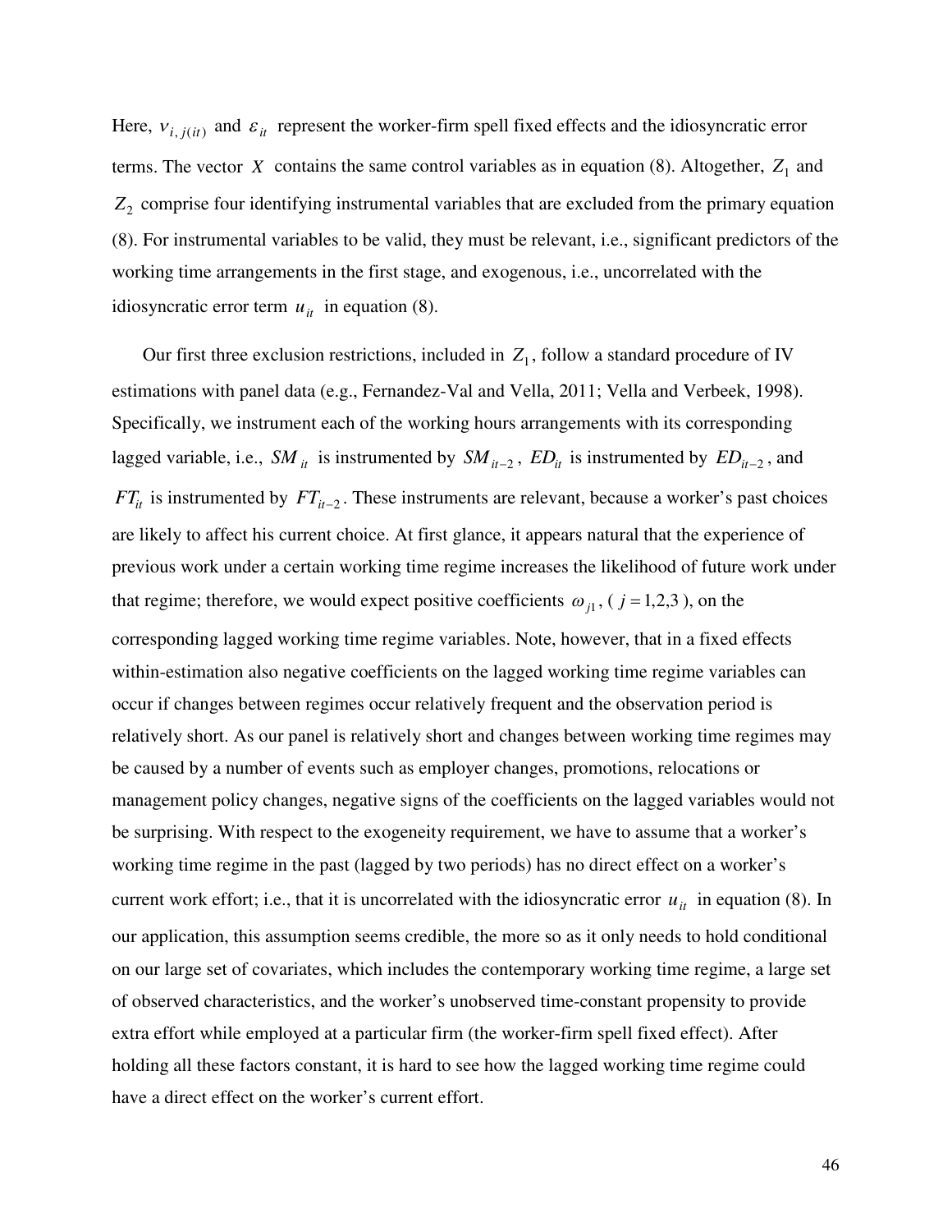Here, $v_{i,j(it)}$ and $\varepsilon_{it}$ represent the worker-firm spell fixed effects and the idiosyncratic error terms. The vector $X$ contains the same control variables as in equation (8). Altogether, $Z_1$ and $Z_2$ comprise four identifying instrumental variables that are excluded from the primary equation (8). For instrumental variables to be valid, they must be relevant, i.e., significant predictors of the working time arrangements in the first stage, and exogenous, i.e., uncorrelated with the idiosyncratic error term $u_{it}$ in equation (8).

Our first three exclusion restrictions, included in $Z_1$, follow a standard procedure of IV estimations with panel data (e.g., Fernandez-Val and Vella, 2011; Vella and Verbeek, 1998). Specifically, we instrument each of the working hours arrangements with its corresponding lagged variable, i.e., $SM_{it}$ is instrumented by $SM_{it-2}$, $ED_{it}$ is instrumented by $ED_{it-2}$, and $FT_{it}$ is instrumented by $FT_{it-2}$. These instruments are relevant, because a worker's past choices are likely to affect his current choice. At first glance, it appears natural that the experience of previous work under a certain working time regime increases the likelihood of future work under that regime; therefore, we would expect positive coefficients $\omega_{j1}$, ($j = 1,2,3$), on the corresponding lagged working time regime variables. Note, however, that in a fixed effects within-estimation also negative coefficients on the lagged working time regime variables can occur if changes between regimes occur relatively frequent and the observation period is relatively short. As our panel is relatively short and changes between working time regimes may be caused by a number of events such as employer changes, promotions, relocations or management policy changes, negative signs of the coefficients on the lagged variables would not be surprising. With respect to the exogeneity requirement, we have to assume that a worker's working time regime in the past (lagged by two periods) has no direct effect on a worker's current work effort; i.e., that it is uncorrelated with the idiosyncratic error $u_{it}$ in equation (8). In our application, this assumption seems credible, the more so as it only needs to hold conditional on our large set of covariates, which includes the contemporary working time regime, a large set of observed characteristics, and the worker's unobserved time-constant propensity to provide extra effort while employed at a particular firm (the worker-firm spell fixed effect). After holding all these factors constant, it is hard to see how the lagged working time regime could have a direct effect on the worker's current effort.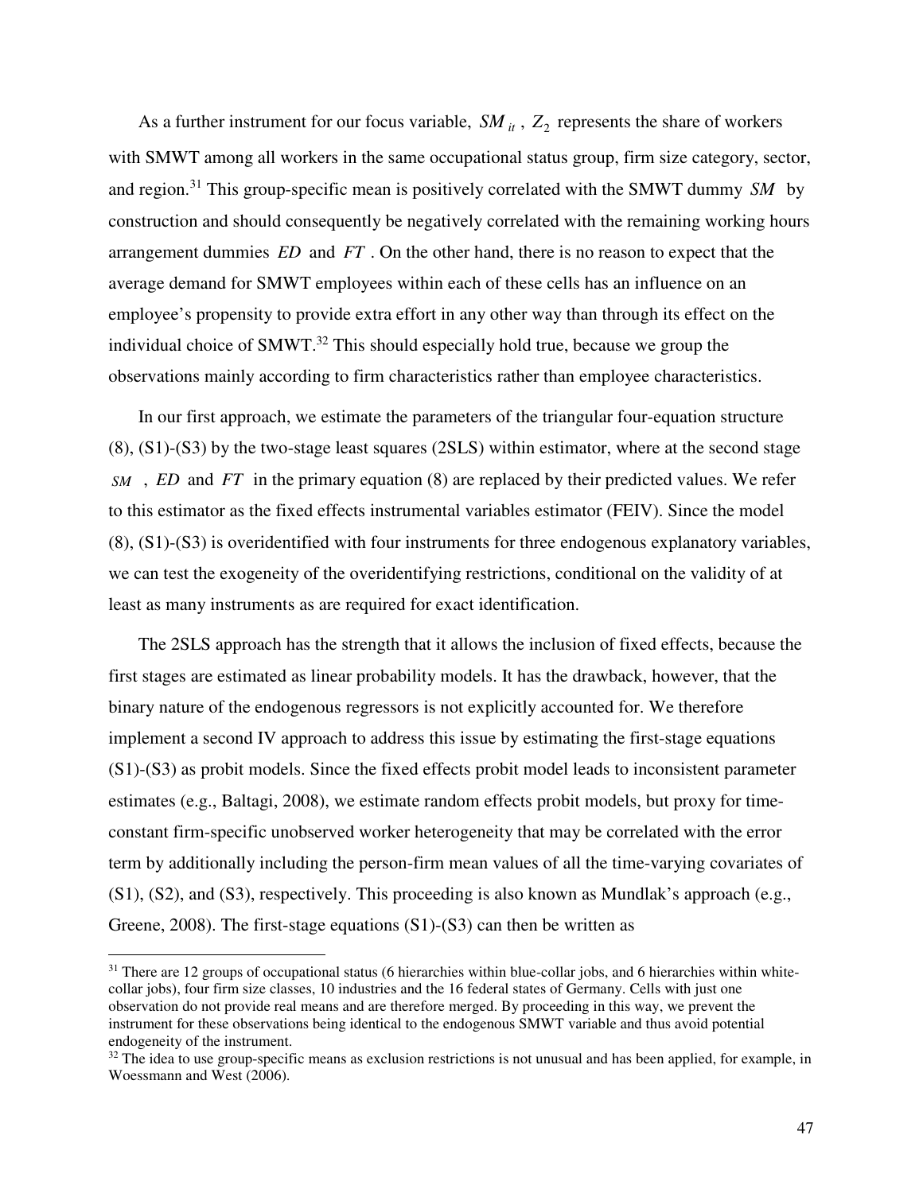As a further instrument for our focus variable, $SM_{it}$, $Z_2$ represents the share of workers with SMWT among all workers in the same occupational status group, firm size category, sector, and region.[31] This group-specific mean is positively correlated with the SMWT dummy $SM$ by construction and should consequently be negatively correlated with the remaining working hours arrangement dummies $ED$ and $FT$. On the other hand, there is no reason to expect that the average demand for SMWT employees within each of these cells has an influence on an employee's propensity to provide extra effort in any other way than through its effect on the individual choice of SMWT.[32] This should especially hold true, because we group the observations mainly according to firm characteristics rather than employee characteristics.

In our first approach, we estimate the parameters of the triangular four-equation structure (8), (S1)-(S3) by the two-stage least squares (2SLS) within estimator, where at the second stage $SM$, $ED$ and $FT$ in the primary equation (8) are replaced by their predicted values. We refer to this estimator as the fixed effects instrumental variables estimator (FEIV). Since the model (8), (S1)-(S3) is overidentified with four instruments for three endogenous explanatory variables, we can test the exogeneity of the overidentifying restrictions, conditional on the validity of at least as many instruments as are required for exact identification.

The 2SLS approach has the strength that it allows the inclusion of fixed effects, because the first stages are estimated as linear probability models. It has the drawback, however, that the binary nature of the endogenous regressors is not explicitly accounted for. We therefore implement a second IV approach to address this issue by estimating the first-stage equations (S1)-(S3) as probit models. Since the fixed effects probit model leads to inconsistent parameter estimates (e.g., Baltagi, 2008), we estimate random effects probit models, but proxy for time-constant firm-specific unobserved worker heterogeneity that may be correlated with the error term by additionally including the person-firm mean values of all the time-varying covariates of (S1), (S2), and (S3), respectively. This proceeding is also known as Mundlak's approach (e.g., Greene, 2008). The first-stage equations (S1)-(S3) can then be written as

[31] There are 12 groups of occupational status (6 hierarchies within blue-collar jobs, and 6 hierarchies within white-collar jobs), four firm size classes, 10 industries and the 16 federal states of Germany. Cells with just one observation do not provide real means and are therefore merged. By proceeding in this way, we prevent the instrument for these observations being identical to the endogenous SMWT variable and thus avoid potential endogeneity of the instrument.

[32] The idea to use group-specific means as exclusion restrictions is not unusual and has been applied, for example, in Woessmann and West (2006).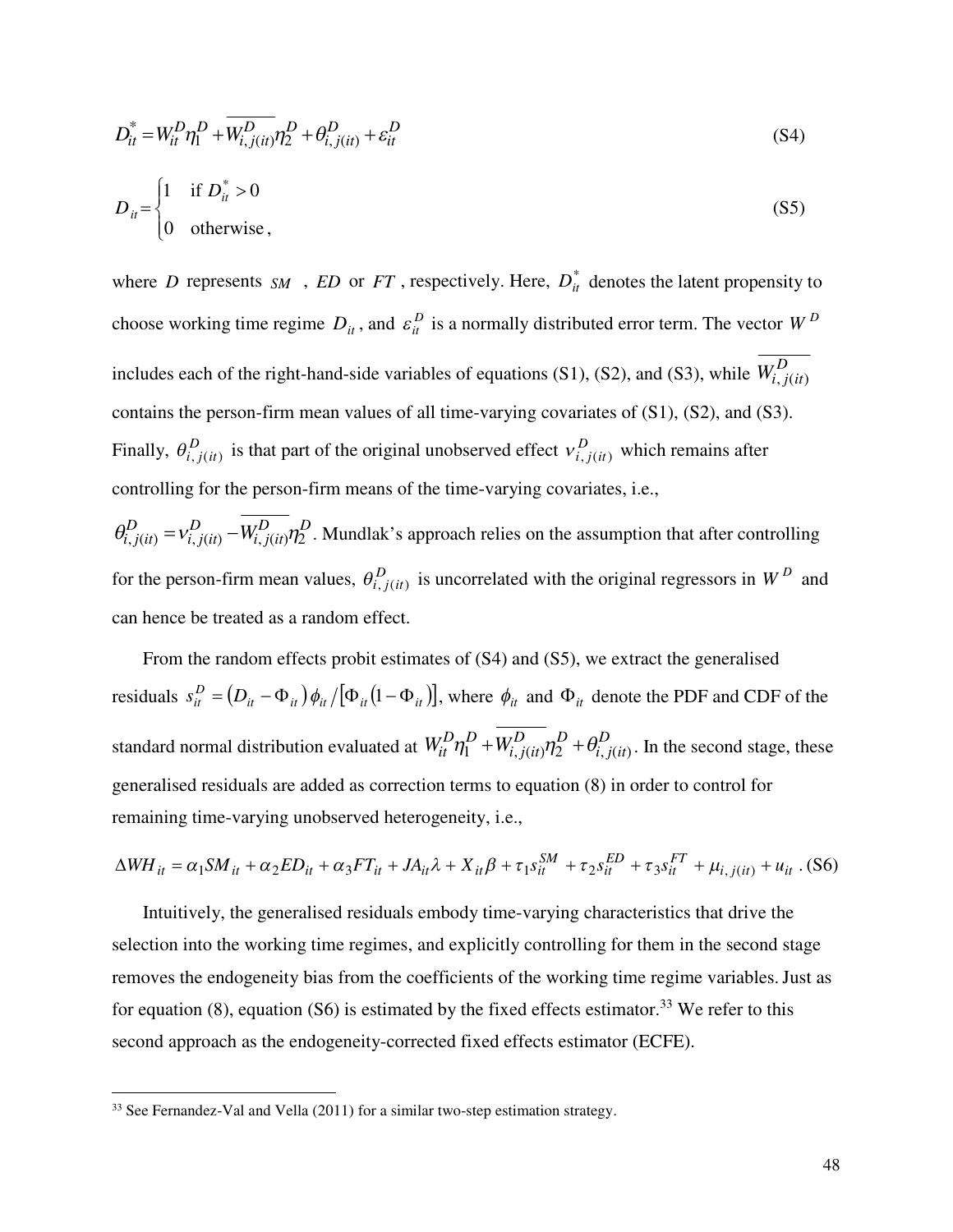$$D_{it}^{*} = W_{it}^{D}\eta_1^D + \overline{W_{i,j(it)}^{D}}\eta_2^D + \theta_{i,j(it)}^{D} + \varepsilon_{it}^{D} \tag{S4}$$

$$D_{it} = \begin{cases} 1 & \text{if } D_{it}^{*} > 0 \\ 0 & \text{otherwise}, \end{cases} \tag{S5}$$

where $D$ represents $SM$ , $ED$ or $FT$ , respectively. Here, $D_{it}^{*}$ denotes the latent propensity to choose working time regime $D_{it}$ , and $\varepsilon_{it}^{D}$ is a normally distributed error term. The vector $W^{D}$ includes each of the right-hand-side variables of equations (S1), (S2), and (S3), while $\overline{W_{i,j(it)}^{D}}$ contains the person-firm mean values of all time-varying covariates of (S1), (S2), and (S3). Finally, $\theta_{i,j(it)}^{D}$ is that part of the original unobserved effect $v_{i,j(it)}^{D}$ which remains after controlling for the person-firm means of the time-varying covariates, i.e., $\theta_{i,j(it)}^{D} = v_{i,j(it)}^{D} - \overline{W_{i,j(it)}^{D}}\eta_2^D$. Mundlak's approach relies on the assumption that after controlling for the person-firm mean values, $\theta_{i,j(it)}^{D}$ is uncorrelated with the original regressors in $W^{D}$ and can hence be treated as a random effect.

From the random effects probit estimates of (S4) and (S5), we extract the generalised residuals $s_{it}^{D} = (D_{it} - \Phi_{it})\phi_{it} / [\Phi_{it}(1 - \Phi_{it})]$, where $\phi_{it}$ and $\Phi_{it}$ denote the PDF and CDF of the standard normal distribution evaluated at $W_{it}^{D}\eta_1^D + \overline{W_{i,j(it)}^{D}}\eta_2^D + \theta_{i,j(it)}^{D}$. In the second stage, these generalised residuals are added as correction terms to equation (8) in order to control for remaining time-varying unobserved heterogeneity, i.e.,

$$\Delta WH_{it} = \alpha_1 SM_{it} + \alpha_2 ED_{it} + \alpha_3 FT_{it} + JA_{it}\lambda + X_{it}\beta + \tau_1 s_{it}^{SM} + \tau_2 s_{it}^{ED} + \tau_3 s_{it}^{FT} + \mu_{i,j(it)} + u_{it} \,. \tag{S6}$$

Intuitively, the generalised residuals embody time-varying characteristics that drive the selection into the working time regimes, and explicitly controlling for them in the second stage removes the endogeneity bias from the coefficients of the working time regime variables. Just as for equation (8), equation (S6) is estimated by the fixed effects estimator.[33] We refer to this second approach as the endogeneity-corrected fixed effects estimator (ECFE).

[33] See Fernandez-Val and Vella (2011) for a similar two-step estimation strategy.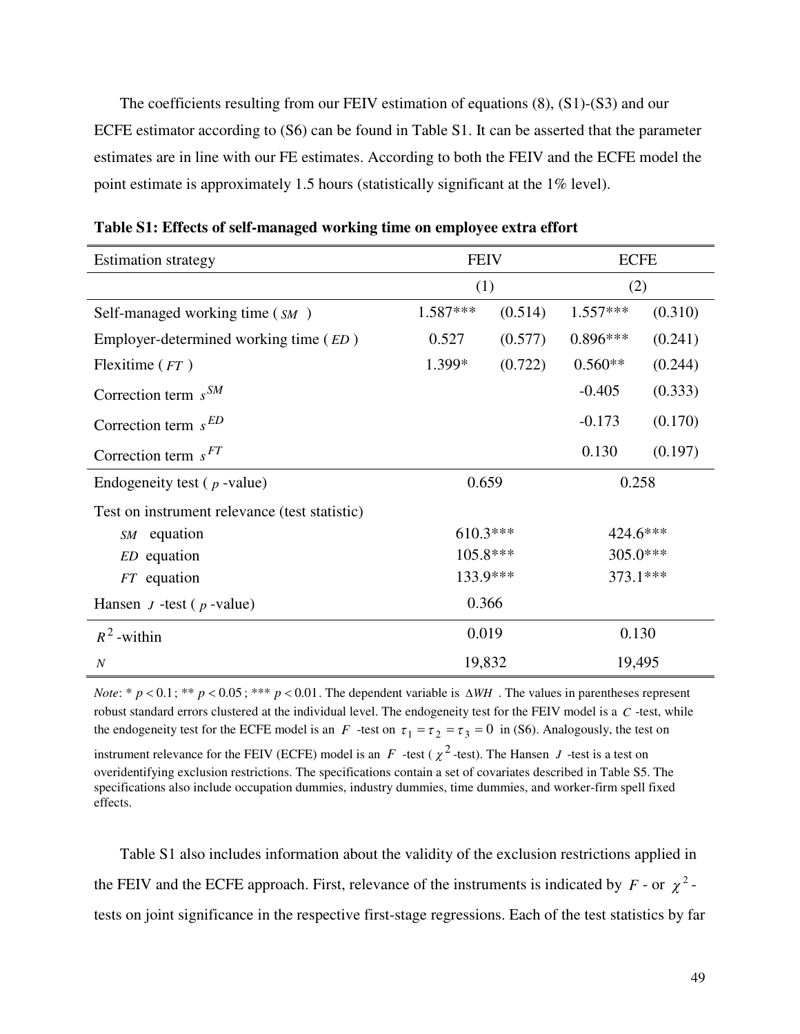The coefficients resulting from our FEIV estimation of equations (8), (S1)-(S3) and our ECFE estimator according to (S6) can be found in Table S1. It can be asserted that the parameter estimates are in line with our FE estimates. According to both the FEIV and the ECFE model the point estimate is approximately 1.5 hours (statistically significant at the 1% level).

**Table S1: Effects of self-managed working time on employee extra effort**

| Estimation strategy | FEIV | | ECFE | |
|---|---|---|---|---|
| | (1) | | (2) | |
| Self-managed working time ( $SM$ ) | 1.587*** | (0.514) | 1.557*** | (0.310) |
| Employer-determined working time ( $ED$ ) | 0.527 | (0.577) | 0.896*** | (0.241) |
| Flexitime ( $FT$ ) | 1.399* | (0.722) | 0.560** | (0.244) |
| Correction term $s^{SM}$ | | | -0.405 | (0.333) |
| Correction term $s^{ED}$ | | | -0.173 | (0.170) |
| Correction term $s^{FT}$ | | | 0.130 | (0.197) |
| Endogeneity test ( $p$ -value) | 0.659 | | 0.258 | |
| Test on instrument relevance (test statistic) | | | | |
| $SM$ equation | 610.3*** | | 424.6*** | |
| $ED$ equation | 105.8*** | | 305.0*** | |
| $FT$ equation | 133.9*** | | 373.1*** | |
| Hansen $J$ -test ( $p$ -value) | 0.366 | | | |
| $R^2$ -within | 0.019 | | 0.130 | |
| $N$ | 19,832 | | 19,495 | |

*Note*: * $p < 0.1$; ** $p < 0.05$; *** $p < 0.01$. The dependent variable is $\Delta WH$. The values in parentheses represent robust standard errors clustered at the individual level. The endogeneity test for the FEIV model is a $C$ -test, while the endogeneity test for the ECFE model is an $F$ -test on $\tau_1 = \tau_2 = \tau_3 = 0$ in (S6). Analogously, the test on instrument relevance for the FEIV (ECFE) model is an $F$ -test ( $\chi^2$ -test). The Hansen $J$ -test is a test on overidentifying exclusion restrictions. The specifications contain a set of covariates described in Table S5. The specifications also include occupation dummies, industry dummies, time dummies, and worker-firm spell fixed effects.

Table S1 also includes information about the validity of the exclusion restrictions applied in the FEIV and the ECFE approach. First, relevance of the instruments is indicated by $F$ - or $\chi^2$ -tests on joint significance in the respective first-stage regressions. Each of the test statistics by far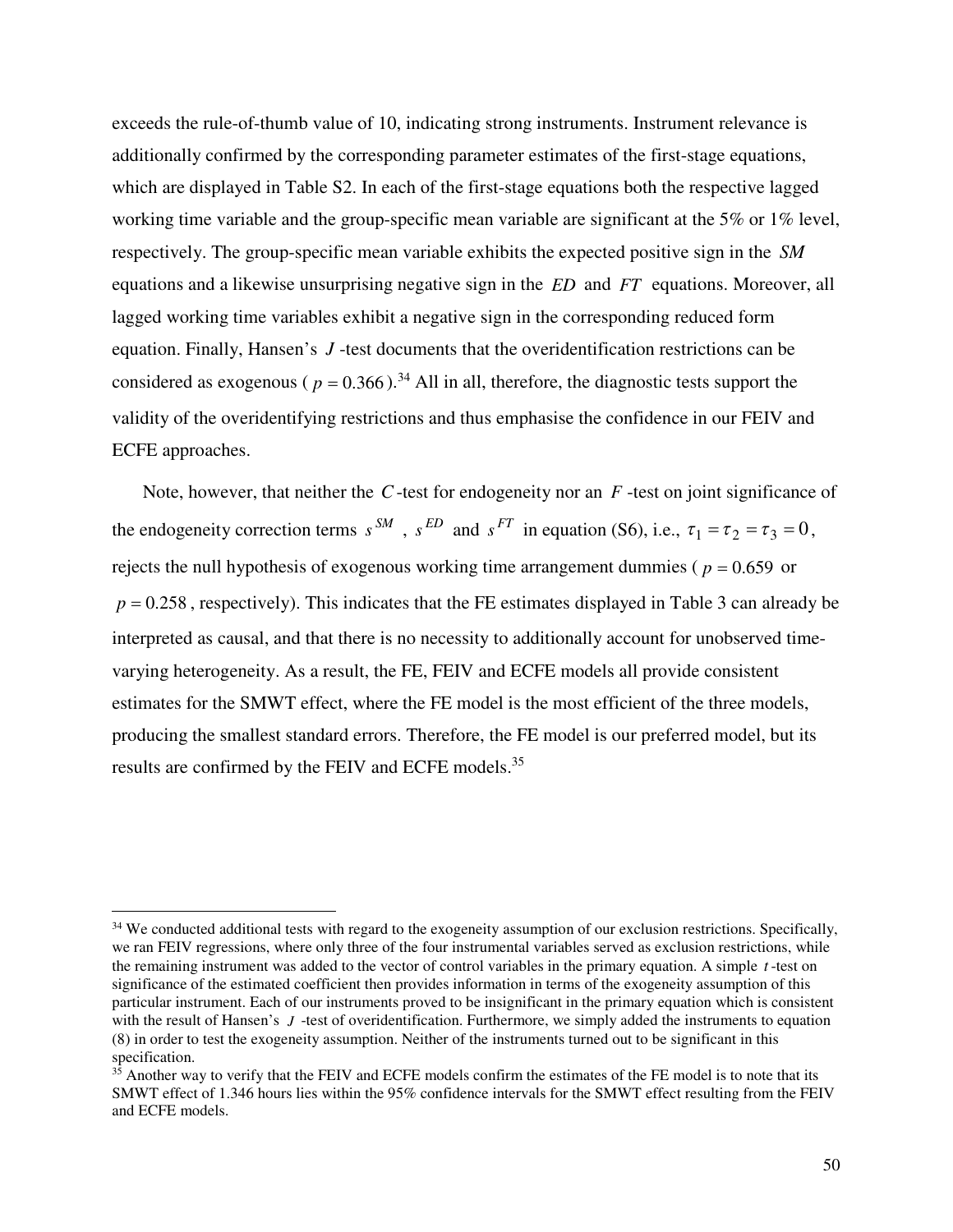exceeds the rule-of-thumb value of 10, indicating strong instruments. Instrument relevance is additionally confirmed by the corresponding parameter estimates of the first-stage equations, which are displayed in Table S2. In each of the first-stage equations both the respective lagged working time variable and the group-specific mean variable are significant at the 5% or 1% level, respectively. The group-specific mean variable exhibits the expected positive sign in the $SM$ equations and a likewise unsurprising negative sign in the $ED$ and $FT$ equations. Moreover, all lagged working time variables exhibit a negative sign in the corresponding reduced form equation. Finally, Hansen's $J$-test documents that the overidentification restrictions can be considered as exogenous ($p = 0.366$).[34] All in all, therefore, the diagnostic tests support the validity of the overidentifying restrictions and thus emphasise the confidence in our FEIV and ECFE approaches.

Note, however, that neither the $C$-test for endogeneity nor an $F$-test on joint significance of the endogeneity correction terms $s^{SM}$, $s^{ED}$ and $s^{FT}$ in equation (S6), i.e., $\tau_1 = \tau_2 = \tau_3 = 0$, rejects the null hypothesis of exogenous working time arrangement dummies ($p = 0.659$ or $p = 0.258$, respectively). This indicates that the FE estimates displayed in Table 3 can already be interpreted as causal, and that there is no necessity to additionally account for unobserved time-varying heterogeneity. As a result, the FE, FEIV and ECFE models all provide consistent estimates for the SMWT effect, where the FE model is the most efficient of the three models, producing the smallest standard errors. Therefore, the FE model is our preferred model, but its results are confirmed by the FEIV and ECFE models.[35]

---

[34] We conducted additional tests with regard to the exogeneity assumption of our exclusion restrictions. Specifically, we ran FEIV regressions, where only three of the four instrumental variables served as exclusion restrictions, while the remaining instrument was added to the vector of control variables in the primary equation. A simple $t$-test on significance of the estimated coefficient then provides information in terms of the exogeneity assumption of this particular instrument. Each of our instruments proved to be insignificant in the primary equation which is consistent with the result of Hansen's $J$-test of overidentification. Furthermore, we simply added the instruments to equation (8) in order to test the exogeneity assumption. Neither of the instruments turned out to be significant in this specification.

[35] Another way to verify that the FEIV and ECFE models confirm the estimates of the FE model is to note that its SMWT effect of 1.346 hours lies within the 95% confidence intervals for the SMWT effect resulting from the FEIV and ECFE models.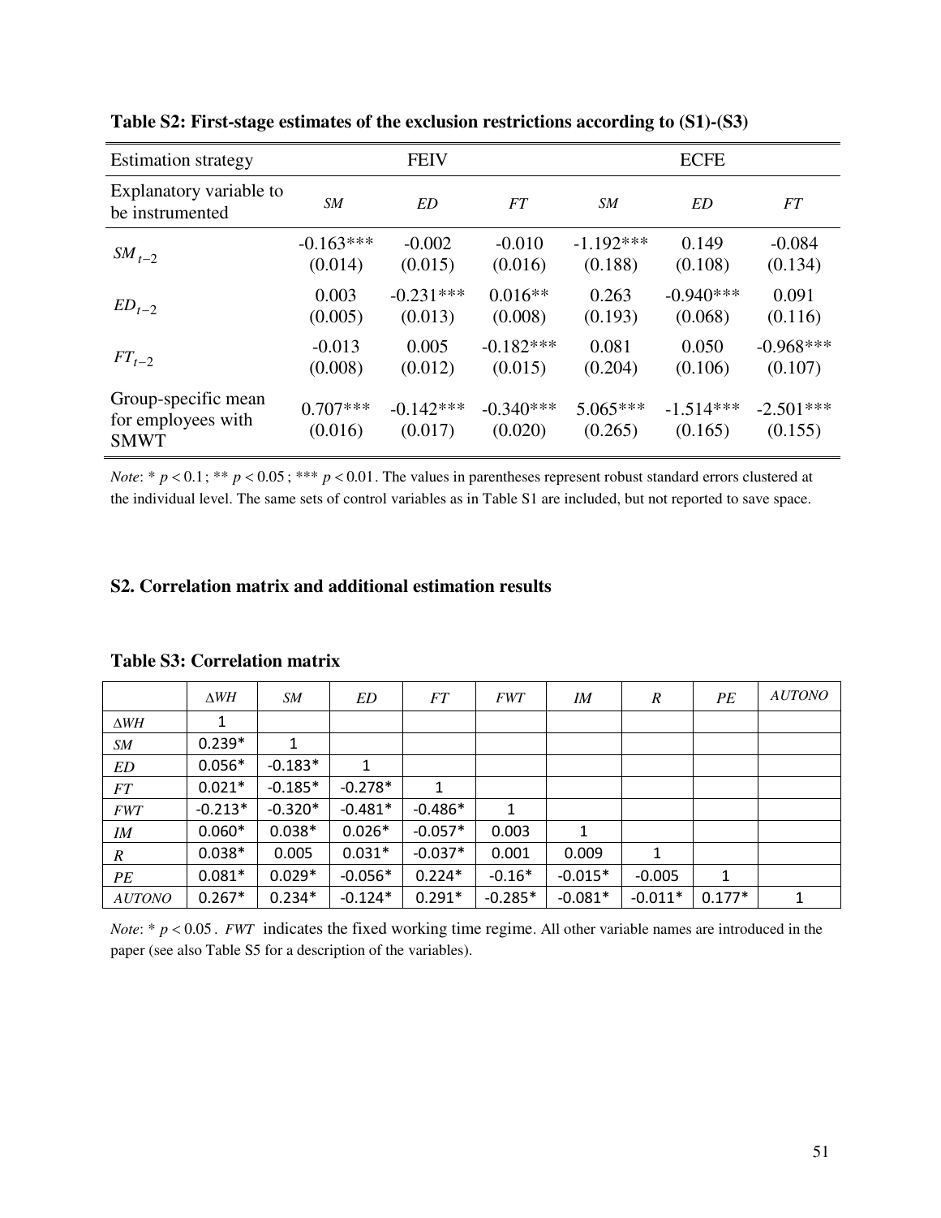**Table S2: First-stage estimates of the exclusion restrictions according to (S1)-(S3)**

| Estimation strategy | FEIV | | | ECFE | | |
|---|---|---|---|---|---|---|
| Explanatory variable to be instrumented | $SM$ | $ED$ | $FT$ | $SM$ | $ED$ | $FT$ |
| $SM_{t-2}$ | -0.163*** (0.014) | -0.002 (0.015) | -0.010 (0.016) | -1.192*** (0.188) | 0.149 (0.108) | -0.084 (0.134) |
| $ED_{t-2}$ | 0.003 (0.005) | -0.231*** (0.013) | 0.016** (0.008) | 0.263 (0.193) | -0.940*** (0.068) | 0.091 (0.116) |
| $FT_{t-2}$ | -0.013 (0.008) | 0.005 (0.012) | -0.182*** (0.015) | 0.081 (0.204) | 0.050 (0.106) | -0.968*** (0.107) |
| Group-specific mean for employees with SMWT | 0.707*** (0.016) | -0.142*** (0.017) | -0.340*** (0.020) | 5.065*** (0.265) | -1.514*** (0.165) | -2.501*** (0.155) |

*Note*: * $p < 0.1$; ** $p < 0.05$; *** $p < 0.01$. The values in parentheses represent robust standard errors clustered at the individual level. The same sets of control variables as in Table S1 are included, but not reported to save space.

## S2. Correlation matrix and additional estimation results

**Table S3: Correlation matrix**

| | $\Delta WH$ | $SM$ | $ED$ | $FT$ | $FWT$ | $IM$ | $R$ | $PE$ | $AUTONO$ |
|---|---|---|---|---|---|---|---|---|---|
| $\Delta WH$ | 1 | | | | | | | | |
| $SM$ | 0.239* | 1 | | | | | | | |
| $ED$ | 0.056* | -0.183* | 1 | | | | | | |
| $FT$ | 0.021* | -0.185* | -0.278* | 1 | | | | | |
| $FWT$ | -0.213* | -0.320* | -0.481* | -0.486* | 1 | | | | |
| $IM$ | 0.060* | 0.038* | 0.026* | -0.057* | 0.003 | 1 | | | |
| $R$ | 0.038* | 0.005 | 0.031* | -0.037* | 0.001 | 0.009 | 1 | | |
| $PE$ | 0.081* | 0.029* | -0.056* | 0.224* | -0.16* | -0.015* | -0.005 | 1 | |
| $AUTONO$ | 0.267* | 0.234* | -0.124* | 0.291* | -0.285* | -0.081* | -0.011* | 0.177* | 1 |

*Note*: * $p < 0.05$. $FWT$ indicates the fixed working time regime. All other variable names are introduced in the paper (see also Table S5 for a description of the variables).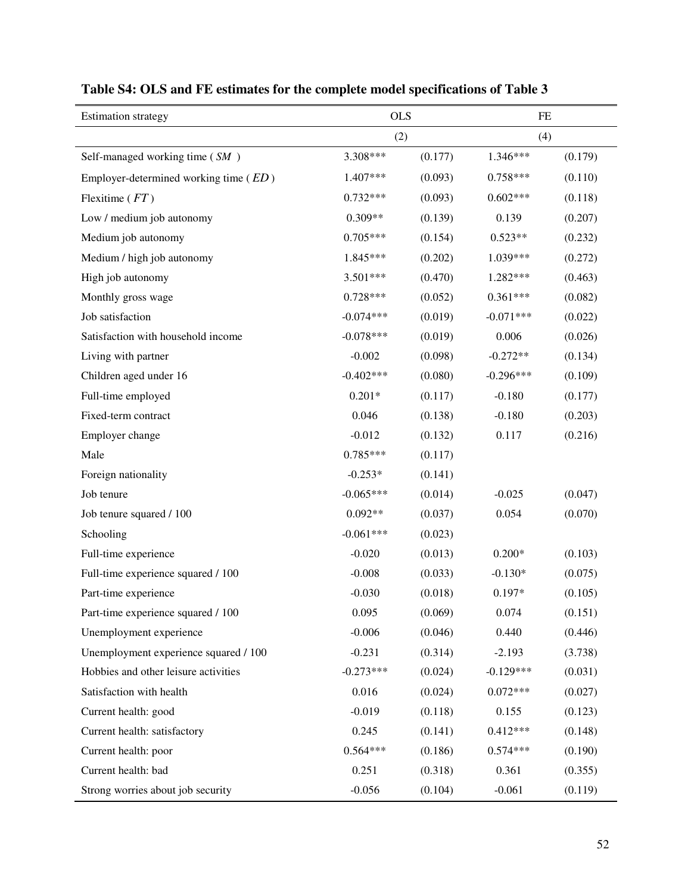**Table S4: OLS and FE estimates for the complete model specifications of Table 3**

| Estimation strategy | OLS | | FE | |
|---|---|---|---|---|
| | (2) | | (4) | |
| Self-managed working time ( $SM$ ) | 3.308*** | (0.177) | 1.346*** | (0.179) |
| Employer-determined working time ( $ED$ ) | 1.407*** | (0.093) | 0.758*** | (0.110) |
| Flexitime ( $FT$ ) | 0.732*** | (0.093) | 0.602*** | (0.118) |
| Low / medium job autonomy | 0.309** | (0.139) | 0.139 | (0.207) |
| Medium job autonomy | 0.705*** | (0.154) | 0.523** | (0.232) |
| Medium / high job autonomy | 1.845*** | (0.202) | 1.039*** | (0.272) |
| High job autonomy | 3.501*** | (0.470) | 1.282*** | (0.463) |
| Monthly gross wage | 0.728*** | (0.052) | 0.361*** | (0.082) |
| Job satisfaction | -0.074*** | (0.019) | -0.071*** | (0.022) |
| Satisfaction with household income | -0.078*** | (0.019) | 0.006 | (0.026) |
| Living with partner | -0.002 | (0.098) | -0.272** | (0.134) |
| Children aged under 16 | -0.402*** | (0.080) | -0.296*** | (0.109) |
| Full-time employed | 0.201* | (0.117) | -0.180 | (0.177) |
| Fixed-term contract | 0.046 | (0.138) | -0.180 | (0.203) |
| Employer change | -0.012 | (0.132) | 0.117 | (0.216) |
| Male | 0.785*** | (0.117) | | |
| Foreign nationality | -0.253* | (0.141) | | |
| Job tenure | -0.065*** | (0.014) | -0.025 | (0.047) |
| Job tenure squared / 100 | 0.092** | (0.037) | 0.054 | (0.070) |
| Schooling | -0.061*** | (0.023) | | |
| Full-time experience | -0.020 | (0.013) | 0.200* | (0.103) |
| Full-time experience squared / 100 | -0.008 | (0.033) | -0.130* | (0.075) |
| Part-time experience | -0.030 | (0.018) | 0.197* | (0.105) |
| Part-time experience squared / 100 | 0.095 | (0.069) | 0.074 | (0.151) |
| Unemployment experience | -0.006 | (0.046) | 0.440 | (0.446) |
| Unemployment experience squared / 100 | -0.231 | (0.314) | -2.193 | (3.738) |
| Hobbies and other leisure activities | -0.273*** | (0.024) | -0.129*** | (0.031) |
| Satisfaction with health | 0.016 | (0.024) | 0.072*** | (0.027) |
| Current health: good | -0.019 | (0.118) | 0.155 | (0.123) |
| Current health: satisfactory | 0.245 | (0.141) | 0.412*** | (0.148) |
| Current health: poor | 0.564*** | (0.186) | 0.574*** | (0.190) |
| Current health: bad | 0.251 | (0.318) | 0.361 | (0.355) |
| Strong worries about job security | -0.056 | (0.104) | -0.061 | (0.119) |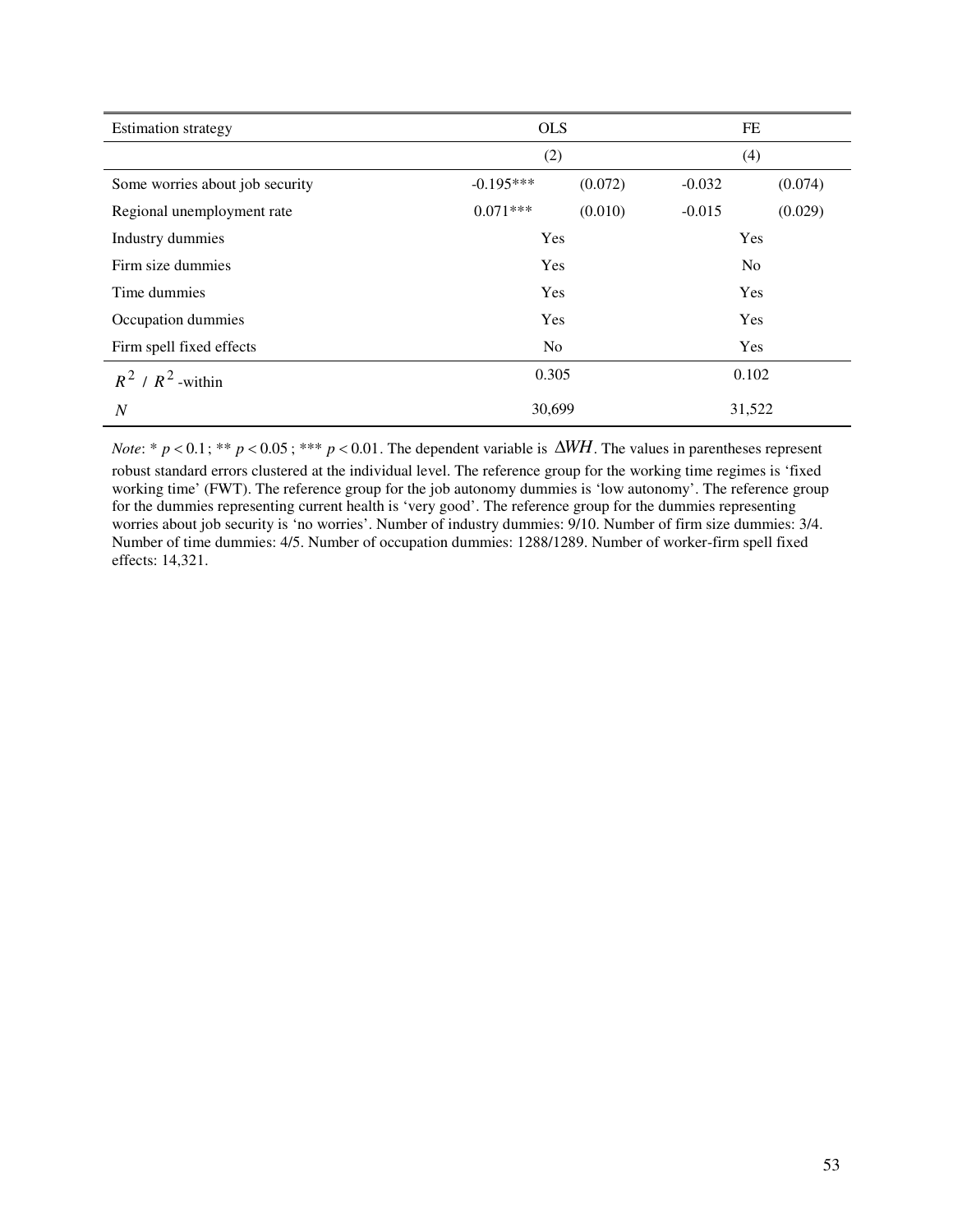| Estimation strategy | OLS | | FE | |
|---|---|---|---|---|
| | (2) | | (4) | |
| Some worries about job security | -0.195*** | (0.072) | -0.032 | (0.074) |
| Regional unemployment rate | 0.071*** | (0.010) | -0.015 | (0.029) |
| Industry dummies | Yes | | Yes | |
| Firm size dummies | Yes | | No | |
| Time dummies | Yes | | Yes | |
| Occupation dummies | Yes | | Yes | |
| Firm spell fixed effects | No | | Yes | |
| $R^2$ / $R^2$-within | 0.305 | | 0.102 | |
| $N$ | 30,699 | | 31,522 | |

*Note*: * $p < 0.1$; ** $p < 0.05$; *** $p < 0.01$. The dependent variable is $\Delta WH$. The values in parentheses represent robust standard errors clustered at the individual level. The reference group for the working time regimes is 'fixed working time' (FWT). The reference group for the job autonomy dummies is 'low autonomy'. The reference group for the dummies representing current health is 'very good'. The reference group for the dummies representing worries about job security is 'no worries'. Number of industry dummies: 9/10. Number of firm size dummies: 3/4. Number of time dummies: 4/5. Number of occupation dummies: 1288/1289. Number of worker-firm spell fixed effects: 14,321.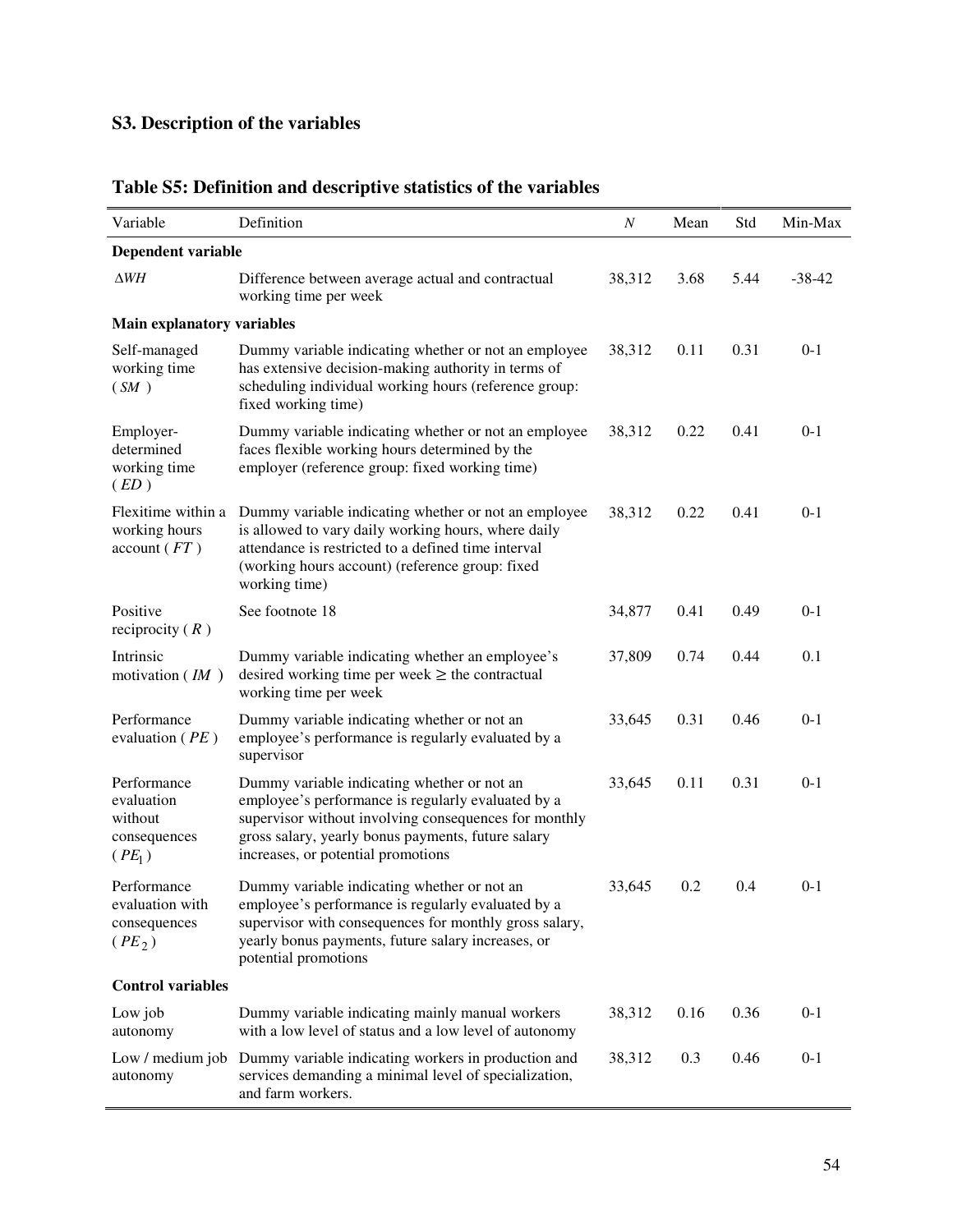## S3. Description of the variables

### Table S5: Definition and descriptive statistics of the variables

| Variable | Definition | $N$ | Mean | Std | Min-Max |
|---|---|---|---|---|---|
| **Dependent variable** | | | | | |
| $\Delta WH$ | Difference between average actual and contractual working time per week | 38,312 | 3.68 | 5.44 | -38-42 |
| **Main explanatory variables** | | | | | |
| Self-managed working time ($SM$) | Dummy variable indicating whether or not an employee has extensive decision-making authority in terms of scheduling individual working hours (reference group: fixed working time) | 38,312 | 0.11 | 0.31 | 0-1 |
| Employer-determined working time ($ED$) | Dummy variable indicating whether or not an employee faces flexible working hours determined by the employer (reference group: fixed working time) | 38,312 | 0.22 | 0.41 | 0-1 |
| Flexitime within a working hours account ($FT$) | Dummy variable indicating whether or not an employee is allowed to vary daily working hours, where daily attendance is restricted to a defined time interval (working hours account) (reference group: fixed working time) | 38,312 | 0.22 | 0.41 | 0-1 |
| Positive reciprocity ($R$) | See footnote 18 | 34,877 | 0.41 | 0.49 | 0-1 |
| Intrinsic motivation ($IM$) | Dummy variable indicating whether an employee's desired working time per week ≥ the contractual working time per week | 37,809 | 0.74 | 0.44 | 0.1 |
| Performance evaluation ($PE$) | Dummy variable indicating whether or not an employee's performance is regularly evaluated by a supervisor | 33,645 | 0.31 | 0.46 | 0-1 |
| Performance evaluation without consequences ($PE_1$) | Dummy variable indicating whether or not an employee's performance is regularly evaluated by a supervisor without involving consequences for monthly gross salary, yearly bonus payments, future salary increases, or potential promotions | 33,645 | 0.11 | 0.31 | 0-1 |
| Performance evaluation with consequences ($PE_2$) | Dummy variable indicating whether or not an employee's performance is regularly evaluated by a supervisor with consequences for monthly gross salary, yearly bonus payments, future salary increases, or potential promotions | 33,645 | 0.2 | 0.4 | 0-1 |
| **Control variables** | | | | | |
| Low job autonomy | Dummy variable indicating mainly manual workers with a low level of status and a low level of autonomy | 38,312 | 0.16 | 0.36 | 0-1 |
| Low / medium job autonomy | Dummy variable indicating workers in production and services demanding a minimal level of specialization, and farm workers. | 38,312 | 0.3 | 0.46 | 0-1 |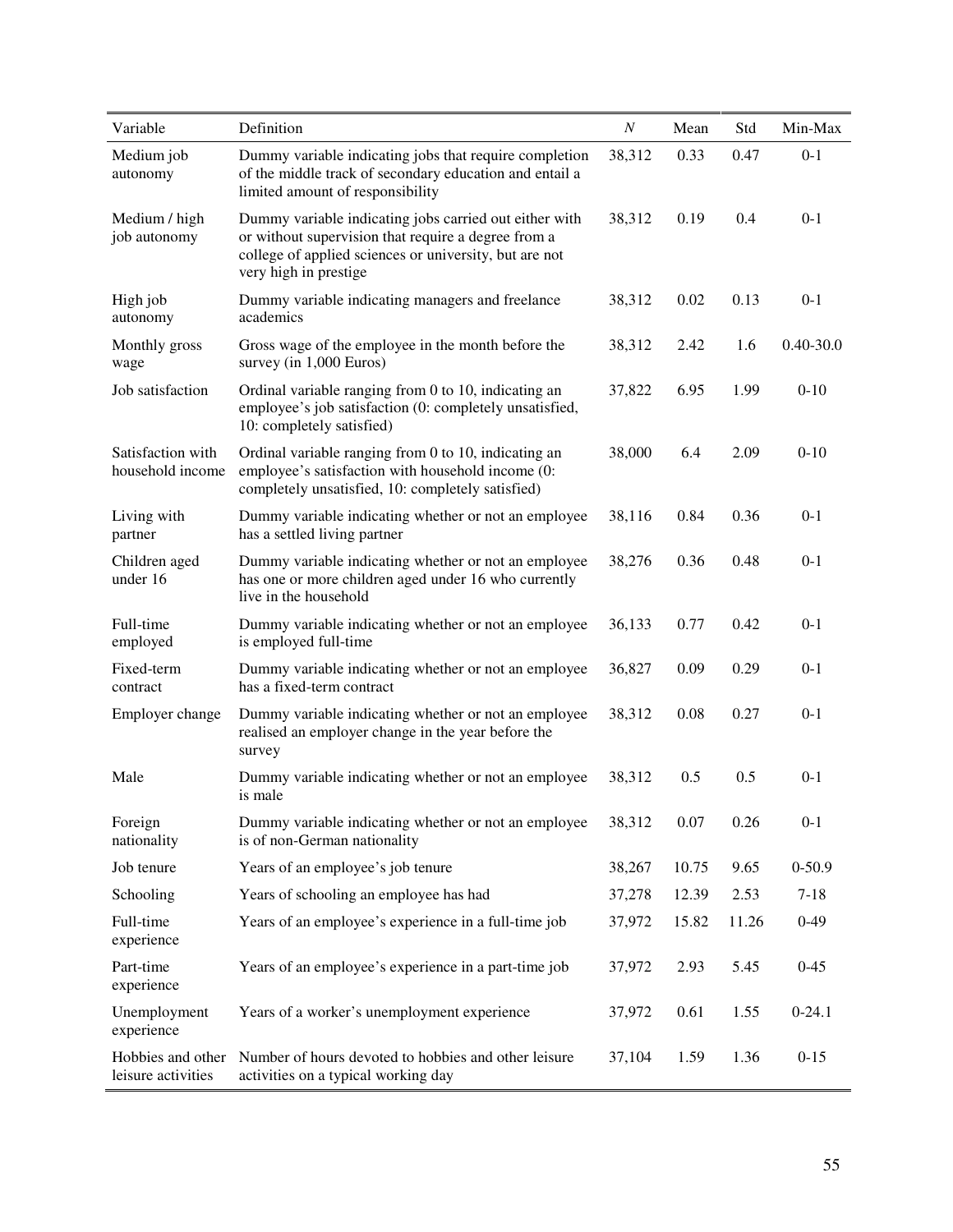| Variable | Definition | *N* | Mean | Std | Min-Max |
|---|---|---|---|---|---|
| Medium job autonomy | Dummy variable indicating jobs that require completion of the middle track of secondary education and entail a limited amount of responsibility | 38,312 | 0.33 | 0.47 | 0-1 |
| Medium / high job autonomy | Dummy variable indicating jobs carried out either with or without supervision that require a degree from a college of applied sciences or university, but are not very high in prestige | 38,312 | 0.19 | 0.4 | 0-1 |
| High job autonomy | Dummy variable indicating managers and freelance academics | 38,312 | 0.02 | 0.13 | 0-1 |
| Monthly gross wage | Gross wage of the employee in the month before the survey (in 1,000 Euros) | 38,312 | 2.42 | 1.6 | 0.40-30.0 |
| Job satisfaction | Ordinal variable ranging from 0 to 10, indicating an employee's job satisfaction (0: completely unsatisfied, 10: completely satisfied) | 37,822 | 6.95 | 1.99 | 0-10 |
| Satisfaction with household income | Ordinal variable ranging from 0 to 10, indicating an employee's satisfaction with household income (0: completely unsatisfied, 10: completely satisfied) | 38,000 | 6.4 | 2.09 | 0-10 |
| Living with partner | Dummy variable indicating whether or not an employee has a settled living partner | 38,116 | 0.84 | 0.36 | 0-1 |
| Children aged under 16 | Dummy variable indicating whether or not an employee has one or more children aged under 16 who currently live in the household | 38,276 | 0.36 | 0.48 | 0-1 |
| Full-time employed | Dummy variable indicating whether or not an employee is employed full-time | 36,133 | 0.77 | 0.42 | 0-1 |
| Fixed-term contract | Dummy variable indicating whether or not an employee has a fixed-term contract | 36,827 | 0.09 | 0.29 | 0-1 |
| Employer change | Dummy variable indicating whether or not an employee realised an employer change in the year before the survey | 38,312 | 0.08 | 0.27 | 0-1 |
| Male | Dummy variable indicating whether or not an employee is male | 38,312 | 0.5 | 0.5 | 0-1 |
| Foreign nationality | Dummy variable indicating whether or not an employee is of non-German nationality | 38,312 | 0.07 | 0.26 | 0-1 |
| Job tenure | Years of an employee's job tenure | 38,267 | 10.75 | 9.65 | 0-50.9 |
| Schooling | Years of schooling an employee has had | 37,278 | 12.39 | 2.53 | 7-18 |
| Full-time experience | Years of an employee's experience in a full-time job | 37,972 | 15.82 | 11.26 | 0-49 |
| Part-time experience | Years of an employee's experience in a part-time job | 37,972 | 2.93 | 5.45 | 0-45 |
| Unemployment experience | Years of a worker's unemployment experience | 37,972 | 0.61 | 1.55 | 0-24.1 |
| Hobbies and other leisure activities | Number of hours devoted to hobbies and other leisure activities on a typical working day | 37,104 | 1.59 | 1.36 | 0-15 |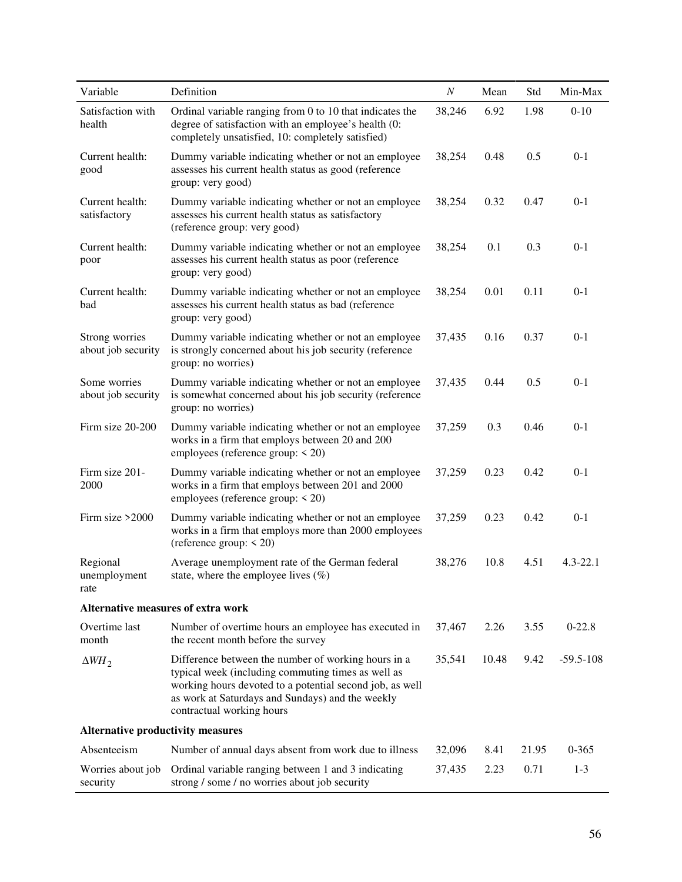| Variable | Definition | $N$ | Mean | Std | Min-Max |
|---|---|---|---|---|---|
| Satisfaction with health | Ordinal variable ranging from 0 to 10 that indicates the degree of satisfaction with an employee's health (0: completely unsatisfied, 10: completely satisfied) | 38,246 | 6.92 | 1.98 | 0-10 |
| Current health: good | Dummy variable indicating whether or not an employee assesses his current health status as good (reference group: very good) | 38,254 | 0.48 | 0.5 | 0-1 |
| Current health: satisfactory | Dummy variable indicating whether or not an employee assesses his current health status as satisfactory (reference group: very good) | 38,254 | 0.32 | 0.47 | 0-1 |
| Current health: poor | Dummy variable indicating whether or not an employee assesses his current health status as poor (reference group: very good) | 38,254 | 0.1 | 0.3 | 0-1 |
| Current health: bad | Dummy variable indicating whether or not an employee assesses his current health status as bad (reference group: very good) | 38,254 | 0.01 | 0.11 | 0-1 |
| Strong worries about job security | Dummy variable indicating whether or not an employee is strongly concerned about his job security (reference group: no worries) | 37,435 | 0.16 | 0.37 | 0-1 |
| Some worries about job security | Dummy variable indicating whether or not an employee is somewhat concerned about his job security (reference group: no worries) | 37,435 | 0.44 | 0.5 | 0-1 |
| Firm size 20-200 | Dummy variable indicating whether or not an employee works in a firm that employs between 20 and 200 employees (reference group: < 20) | 37,259 | 0.3 | 0.46 | 0-1 |
| Firm size 201-2000 | Dummy variable indicating whether or not an employee works in a firm that employs between 201 and 2000 employees (reference group: < 20) | 37,259 | 0.23 | 0.42 | 0-1 |
| Firm size >2000 | Dummy variable indicating whether or not an employee works in a firm that employs more than 2000 employees (reference group: < 20) | 37,259 | 0.23 | 0.42 | 0-1 |
| Regional unemployment rate | Average unemployment rate of the German federal state, where the employee lives (%) | 38,276 | 10.8 | 4.51 | 4.3-22.1 |
| **Alternative measures of extra work** | | | | | |
| Overtime last month | Number of overtime hours an employee has executed in the recent month before the survey | 37,467 | 2.26 | 3.55 | 0-22.8 |
| $\Delta WH_2$ | Difference between the number of working hours in a typical week (including commuting times as well as working hours devoted to a potential second job, as well as work at Saturdays and Sundays) and the weekly contractual working hours | 35,541 | 10.48 | 9.42 | -59.5-108 |
| **Alternative productivity measures** | | | | | |
| Absenteeism | Number of annual days absent from work due to illness | 32,096 | 8.41 | 21.95 | 0-365 |
| Worries about job security | Ordinal variable ranging between 1 and 3 indicating strong / some / no worries about job security | 37,435 | 2.23 | 0.71 | 1-3 |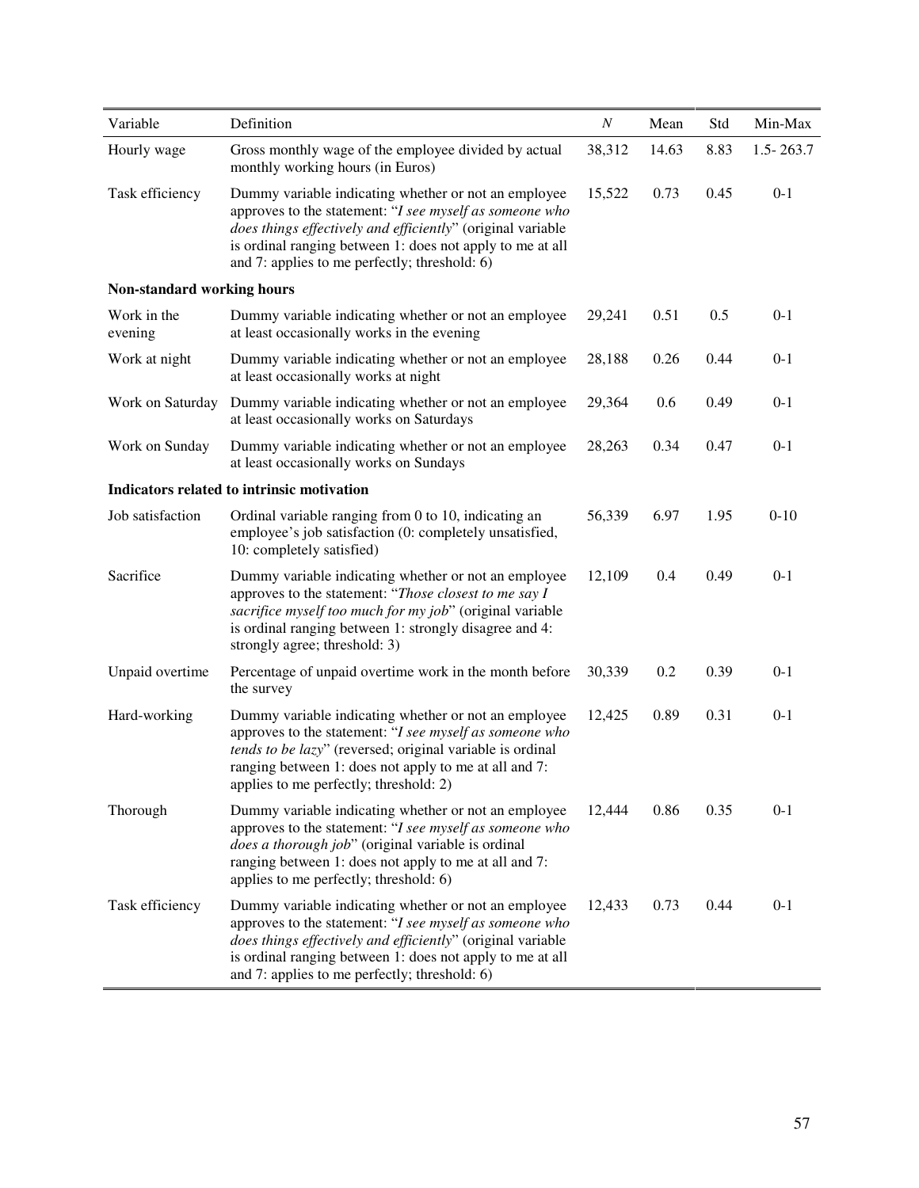| Variable | Definition | $N$ | Mean | Std | Min-Max |
|---|---|---|---|---|---|
| Hourly wage | Gross monthly wage of the employee divided by actual monthly working hours (in Euros) | 38,312 | 14.63 | 8.83 | 1.5- 263.7 |
| Task efficiency | Dummy variable indicating whether or not an employee approves to the statement: "*I see myself as someone who does things effectively and efficiently*" (original variable is ordinal ranging between 1: does not apply to me at all and 7: applies to me perfectly; threshold: 6) | 15,522 | 0.73 | 0.45 | 0-1 |
| **Non-standard working hours** | | | | | |
| Work in the evening | Dummy variable indicating whether or not an employee at least occasionally works in the evening | 29,241 | 0.51 | 0.5 | 0-1 |
| Work at night | Dummy variable indicating whether or not an employee at least occasionally works at night | 28,188 | 0.26 | 0.44 | 0-1 |
| Work on Saturday | Dummy variable indicating whether or not an employee at least occasionally works on Saturdays | 29,364 | 0.6 | 0.49 | 0-1 |
| Work on Sunday | Dummy variable indicating whether or not an employee at least occasionally works on Sundays | 28,263 | 0.34 | 0.47 | 0-1 |
| **Indicators related to intrinsic motivation** | | | | | |
| Job satisfaction | Ordinal variable ranging from 0 to 10, indicating an employee's job satisfaction (0: completely unsatisfied, 10: completely satisfied) | 56,339 | 6.97 | 1.95 | 0-10 |
| Sacrifice | Dummy variable indicating whether or not an employee approves to the statement: "*Those closest to me say I sacrifice myself too much for my job*" (original variable is ordinal ranging between 1: strongly disagree and 4: strongly agree; threshold: 3) | 12,109 | 0.4 | 0.49 | 0-1 |
| Unpaid overtime | Percentage of unpaid overtime work in the month before the survey | 30,339 | 0.2 | 0.39 | 0-1 |
| Hard-working | Dummy variable indicating whether or not an employee approves to the statement: "*I see myself as someone who tends to be lazy*" (reversed; original variable is ordinal ranging between 1: does not apply to me at all and 7: applies to me perfectly; threshold: 2) | 12,425 | 0.89 | 0.31 | 0-1 |
| Thorough | Dummy variable indicating whether or not an employee approves to the statement: "*I see myself as someone who does a thorough job*" (original variable is ordinal ranging between 1: does not apply to me at all and 7: applies to me perfectly; threshold: 6) | 12,444 | 0.86 | 0.35 | 0-1 |
| Task efficiency | Dummy variable indicating whether or not an employee approves to the statement: "*I see myself as someone who does things effectively and efficiently*" (original variable is ordinal ranging between 1: does not apply to me at all and 7: applies to me perfectly; threshold: 6) | 12,433 | 0.73 | 0.44 | 0-1 |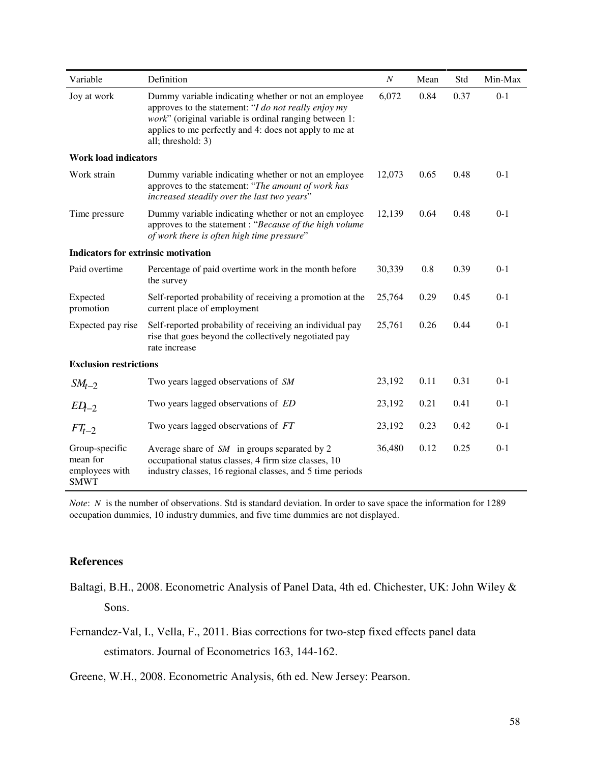| Variable | Definition | $N$ | Mean | Std | Min-Max |
|---|---|---|---|---|---|
| Joy at work | Dummy variable indicating whether or not an employee approves to the statement: "*I do not really enjoy my work*" (original variable is ordinal ranging between 1: applies to me perfectly and 4: does not apply to me at all; threshold: 3) | 6,072 | 0.84 | 0.37 | 0-1 |
| **Work load indicators** | | | | | |
| Work strain | Dummy variable indicating whether or not an employee approves to the statement: "*The amount of work has increased steadily over the last two years*" | 12,073 | 0.65 | 0.48 | 0-1 |
| Time pressure | Dummy variable indicating whether or not an employee approves to the statement : "*Because of the high volume of work there is often high time pressure*" | 12,139 | 0.64 | 0.48 | 0-1 |
| **Indicators for extrinsic motivation** | | | | | |
| Paid overtime | Percentage of paid overtime work in the month before the survey | 30,339 | 0.8 | 0.39 | 0-1 |
| Expected promotion | Self-reported probability of receiving a promotion at the current place of employment | 25,764 | 0.29 | 0.45 | 0-1 |
| Expected pay rise | Self-reported probability of receiving an individual pay rise that goes beyond the collectively negotiated pay rate increase | 25,761 | 0.26 | 0.44 | 0-1 |
| **Exclusion restrictions** | | | | | |
| $SM_{t-2}$ | Two years lagged observations of $SM$ | 23,192 | 0.11 | 0.31 | 0-1 |
| $ED_{t-2}$ | Two years lagged observations of $ED$ | 23,192 | 0.21 | 0.41 | 0-1 |
| $FT_{t-2}$ | Two years lagged observations of $FT$ | 23,192 | 0.23 | 0.42 | 0-1 |
| Group-specific mean for employees with SMWT | Average share of $SM$ in groups separated by 2 occupational status classes, 4 firm size classes, 10 industry classes, 16 regional classes, and 5 time periods | 36,480 | 0.12 | 0.25 | 0-1 |

*Note*: $N$ is the number of observations. Std is standard deviation. In order to save space the information for 1289 occupation dummies, 10 industry dummies, and five time dummies are not displayed.

## References

Baltagi, B.H., 2008. Econometric Analysis of Panel Data, 4th ed. Chichester, UK: John Wiley & Sons.

Fernandez-Val, I., Vella, F., 2011. Bias corrections for two-step fixed effects panel data estimators. Journal of Econometrics 163, 144-162.

Greene, W.H., 2008. Econometric Analysis, 6th ed. New Jersey: Pearson.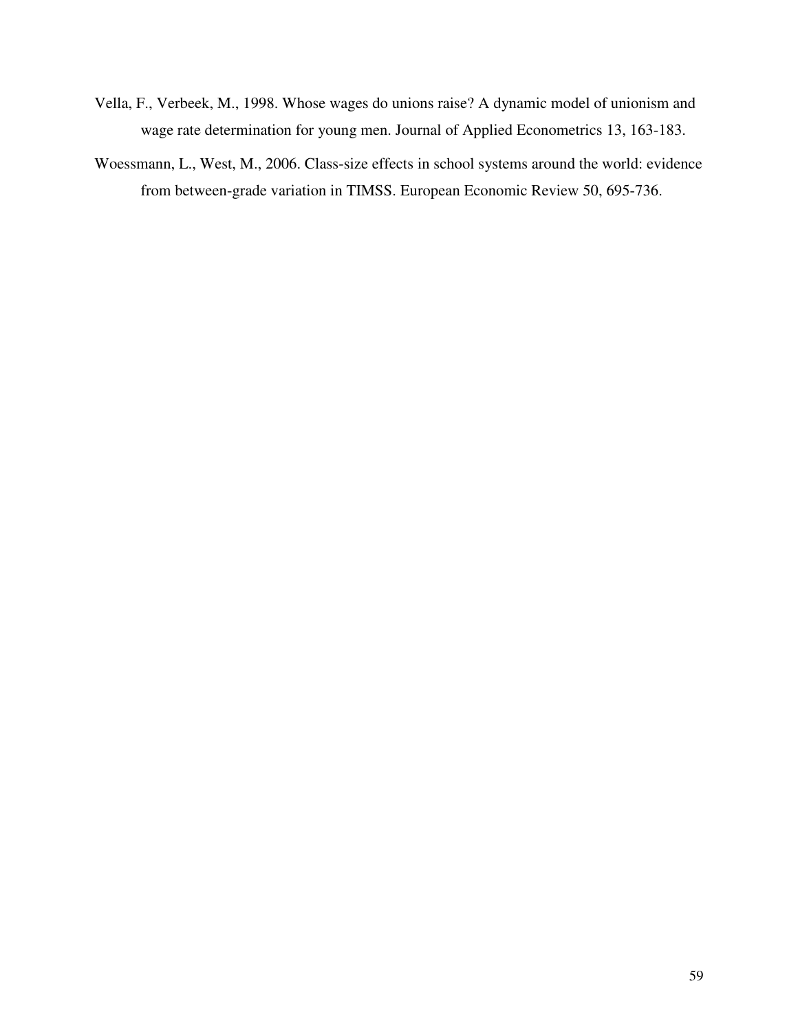Vella, F., Verbeek, M., 1998. Whose wages do unions raise? A dynamic model of unionism and wage rate determination for young men. Journal of Applied Econometrics 13, 163-183.

Woessmann, L., West, M., 2006. Class-size effects in school systems around the world: evidence from between-grade variation in TIMSS. European Economic Review 50, 695-736.